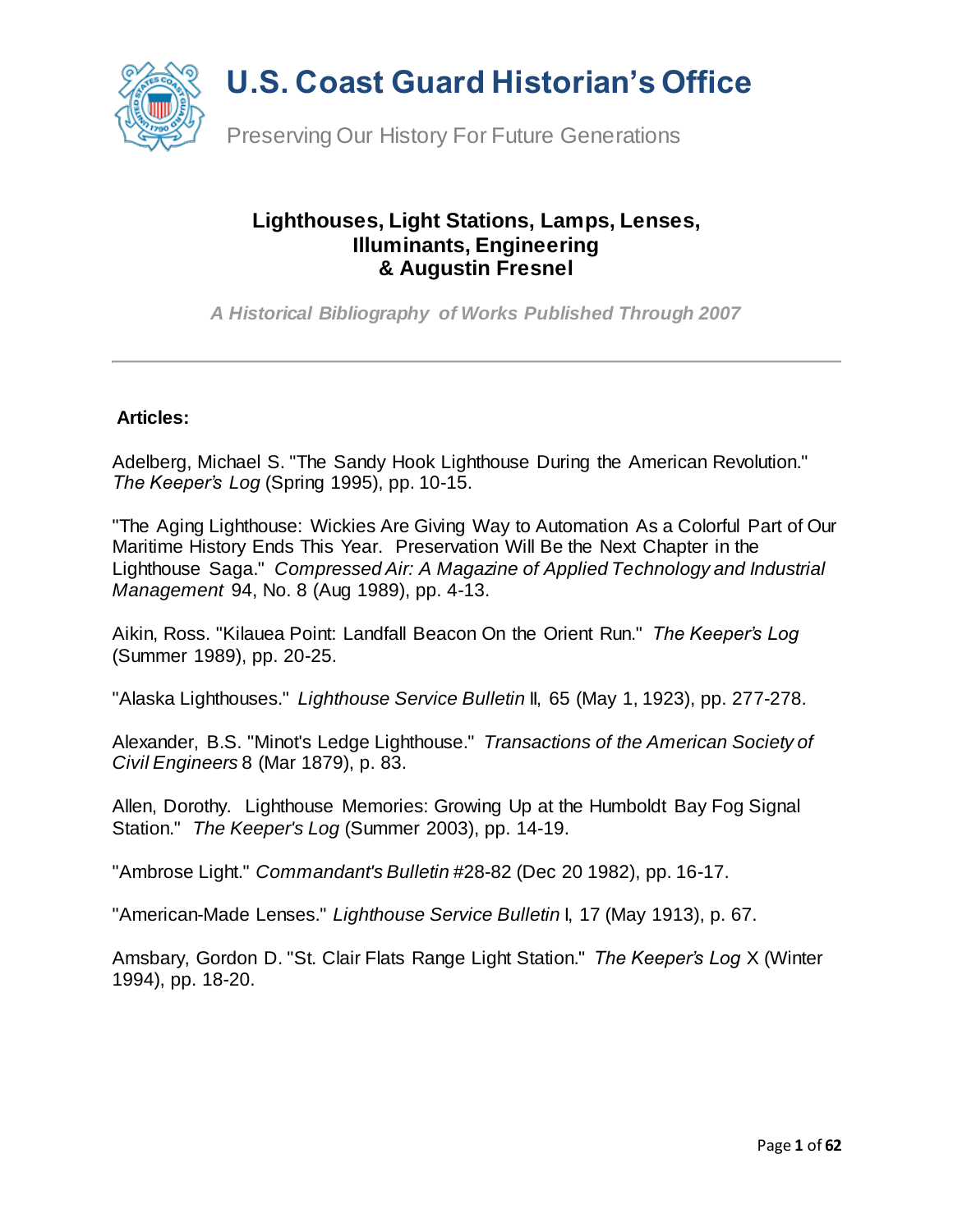# U.S. Coast Guard Historian's Office

Preserving Our History For Future Generations

## Lighthouses, Light Stations, Lamps, Lenses, Illuminants, Engineering & Augustin Fresnel

***A Historical Bibliography of Works Published Through 2007***

---

**Articles:**

Adelberg, Michael S. "The Sandy Hook Lighthouse During the American Revolution." *The Keeper's Log* (Spring 1995), pp. 10-15.

"The Aging Lighthouse: Wickies Are Giving Way to Automation As a Colorful Part of Our Maritime History Ends This Year. Preservation Will Be the Next Chapter in the Lighthouse Saga." *Compressed Air: A Magazine of Applied Technology and Industrial Management* 94, No. 8 (Aug 1989), pp. 4-13.

Aikin, Ross. "Kilauea Point: Landfall Beacon On the Orient Run." *The Keeper's Log* (Summer 1989), pp. 20-25.

"Alaska Lighthouses." *Lighthouse Service Bulletin* II, 65 (May 1, 1923), pp. 277-278.

Alexander, B.S. "Minot's Ledge Lighthouse." *Transactions of the American Society of Civil Engineers* 8 (Mar 1879), p. 83.

Allen, Dorothy. Lighthouse Memories: Growing Up at the Humboldt Bay Fog Signal Station." *The Keeper's Log* (Summer 2003), pp. 14-19.

"Ambrose Light." *Commandant's Bulletin* #28-82 (Dec 20 1982), pp. 16-17.

"American-Made Lenses." *Lighthouse Service Bulletin* I, 17 (May 1913), p. 67.

Amsbary, Gordon D. "St. Clair Flats Range Light Station." *The Keeper's Log* X (Winter 1994), pp. 18-20.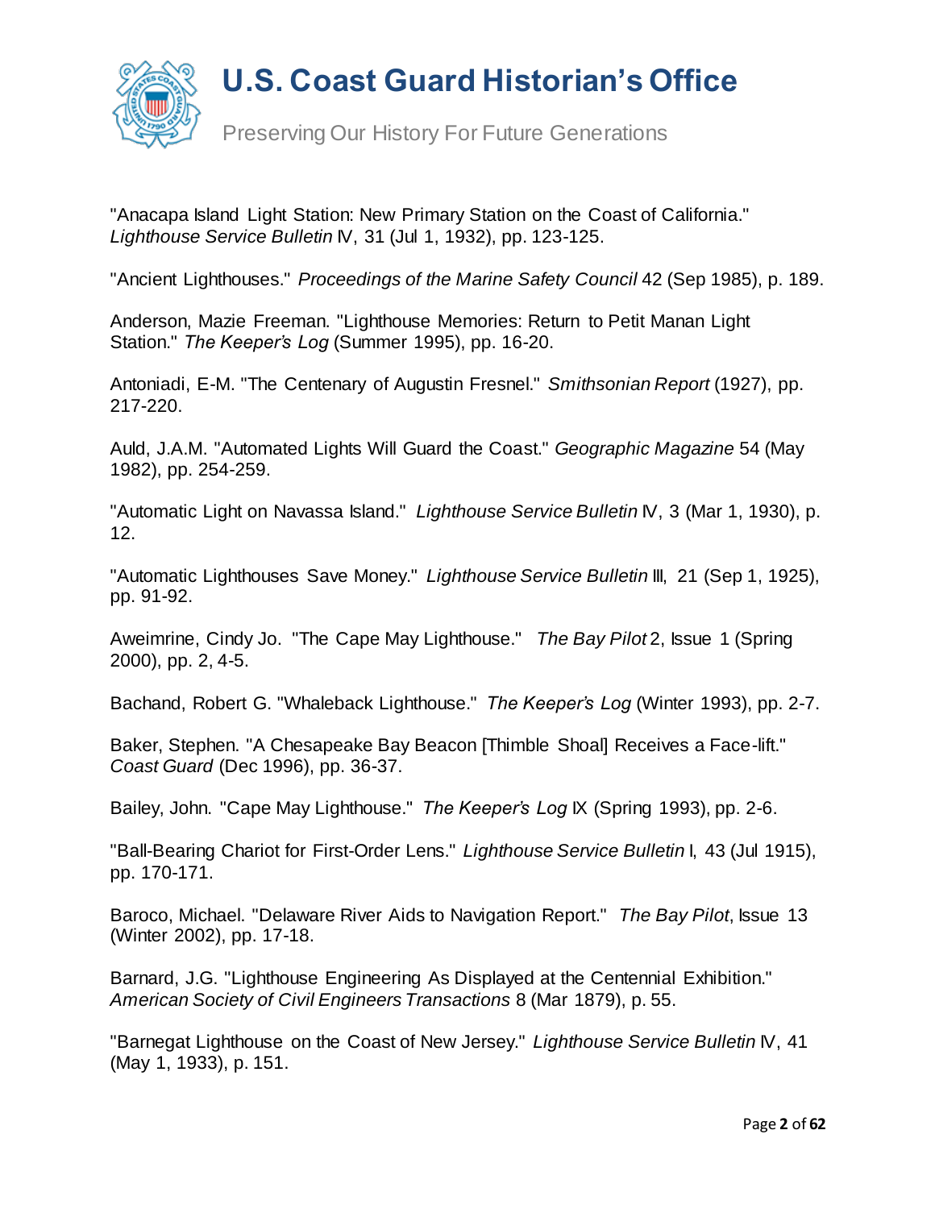"Anacapa Island Light Station: New Primary Station on the Coast of California." *Lighthouse Service Bulletin* IV, 31 (Jul 1, 1932), pp. 123-125.

"Ancient Lighthouses." *Proceedings of the Marine Safety Council* 42 (Sep 1985), p. 189.

Anderson, Mazie Freeman. "Lighthouse Memories: Return to Petit Manan Light Station." *The Keeper's Log* (Summer 1995), pp. 16-20.

Antoniadi, E-M. "The Centenary of Augustin Fresnel." *Smithsonian Report* (1927), pp. 217-220.

Auld, J.A.M. "Automated Lights Will Guard the Coast." *Geographic Magazine* 54 (May 1982), pp. 254-259.

"Automatic Light on Navassa Island." *Lighthouse Service Bulletin* IV, 3 (Mar 1, 1930), p. 12.

"Automatic Lighthouses Save Money." *Lighthouse Service Bulletin* III, 21 (Sep 1, 1925), pp. 91-92.

Aweimrine, Cindy Jo. "The Cape May Lighthouse." *The Bay Pilot* 2, Issue 1 (Spring 2000), pp. 2, 4-5.

Bachand, Robert G. "Whaleback Lighthouse." *The Keeper's Log* (Winter 1993), pp. 2-7.

Baker, Stephen. "A Chesapeake Bay Beacon [Thimble Shoal] Receives a Face-lift." *Coast Guard* (Dec 1996), pp. 36-37.

Bailey, John. "Cape May Lighthouse." *The Keeper's Log* IX (Spring 1993), pp. 2-6.

"Ball-Bearing Chariot for First-Order Lens." *Lighthouse Service Bulletin* I, 43 (Jul 1915), pp. 170-171.

Baroco, Michael. "Delaware River Aids to Navigation Report." *The Bay Pilot*, Issue 13 (Winter 2002), pp. 17-18.

Barnard, J.G. "Lighthouse Engineering As Displayed at the Centennial Exhibition." *American Society of Civil Engineers Transactions* 8 (Mar 1879), p. 55.

"Barnegat Lighthouse on the Coast of New Jersey." *Lighthouse Service Bulletin* IV, 41 (May 1, 1933), p. 151.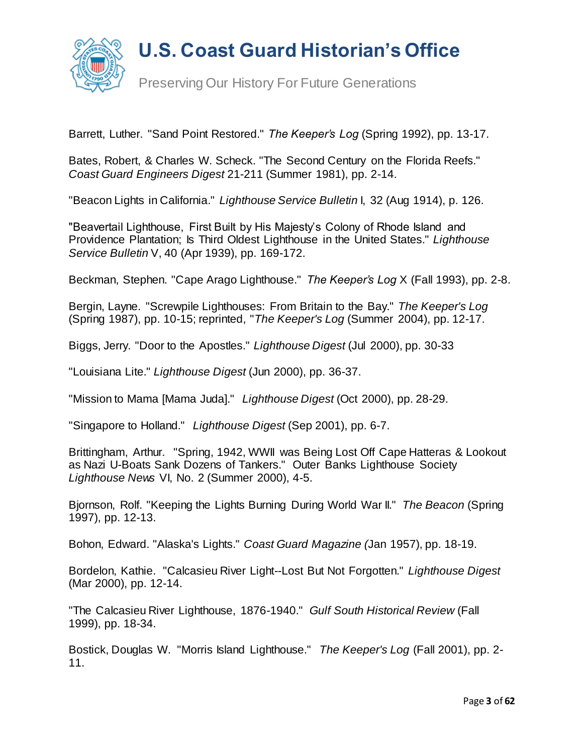Barrett, Luther. "Sand Point Restored." *The Keeper's Log* (Spring 1992), pp. 13-17.

Bates, Robert, & Charles W. Scheck. "The Second Century on the Florida Reefs." *Coast Guard Engineers Digest* 21-211 (Summer 1981), pp. 2-14.

"Beacon Lights in California." *Lighthouse Service Bulletin* I, 32 (Aug 1914), p. 126.

"Beavertail Lighthouse, First Built by His Majesty's Colony of Rhode Island and Providence Plantation; Is Third Oldest Lighthouse in the United States." *Lighthouse Service Bulletin* V, 40 (Apr 1939), pp. 169-172.

Beckman, Stephen. "Cape Arago Lighthouse." *The Keeper's Log* X (Fall 1993), pp. 2-8.

Bergin, Layne. "Screwpile Lighthouses: From Britain to the Bay." *The Keeper's Log* (Spring 1987), pp. 10-15; reprinted, "*The Keeper's Log* (Summer 2004), pp. 12-17.

Biggs, Jerry. "Door to the Apostles." *Lighthouse Digest* (Jul 2000), pp. 30-33

"Louisiana Lite." *Lighthouse Digest* (Jun 2000), pp. 36-37.

"Mission to Mama [Mama Juda]." *Lighthouse Digest* (Oct 2000), pp. 28-29.

"Singapore to Holland." *Lighthouse Digest* (Sep 2001), pp. 6-7.

Brittingham, Arthur. "Spring, 1942, WWII was Being Lost Off Cape Hatteras & Lookout as Nazi U-Boats Sank Dozens of Tankers." Outer Banks Lighthouse Society *Lighthouse News* VI, No. 2 (Summer 2000), 4-5.

Bjornson, Rolf. "Keeping the Lights Burning During World War II." *The Beacon* (Spring 1997), pp. 12-13.

Bohon, Edward. "Alaska's Lights." *Coast Guard Magazine* (Jan 1957), pp. 18-19.

Bordelon, Kathie. "Calcasieu River Light--Lost But Not Forgotten." *Lighthouse Digest* (Mar 2000), pp. 12-14.

"The Calcasieu River Lighthouse, 1876-1940." *Gulf South Historical Review* (Fall 1999), pp. 18-34.

Bostick, Douglas W. "Morris Island Lighthouse." *The Keeper's Log* (Fall 2001), pp. 2-11.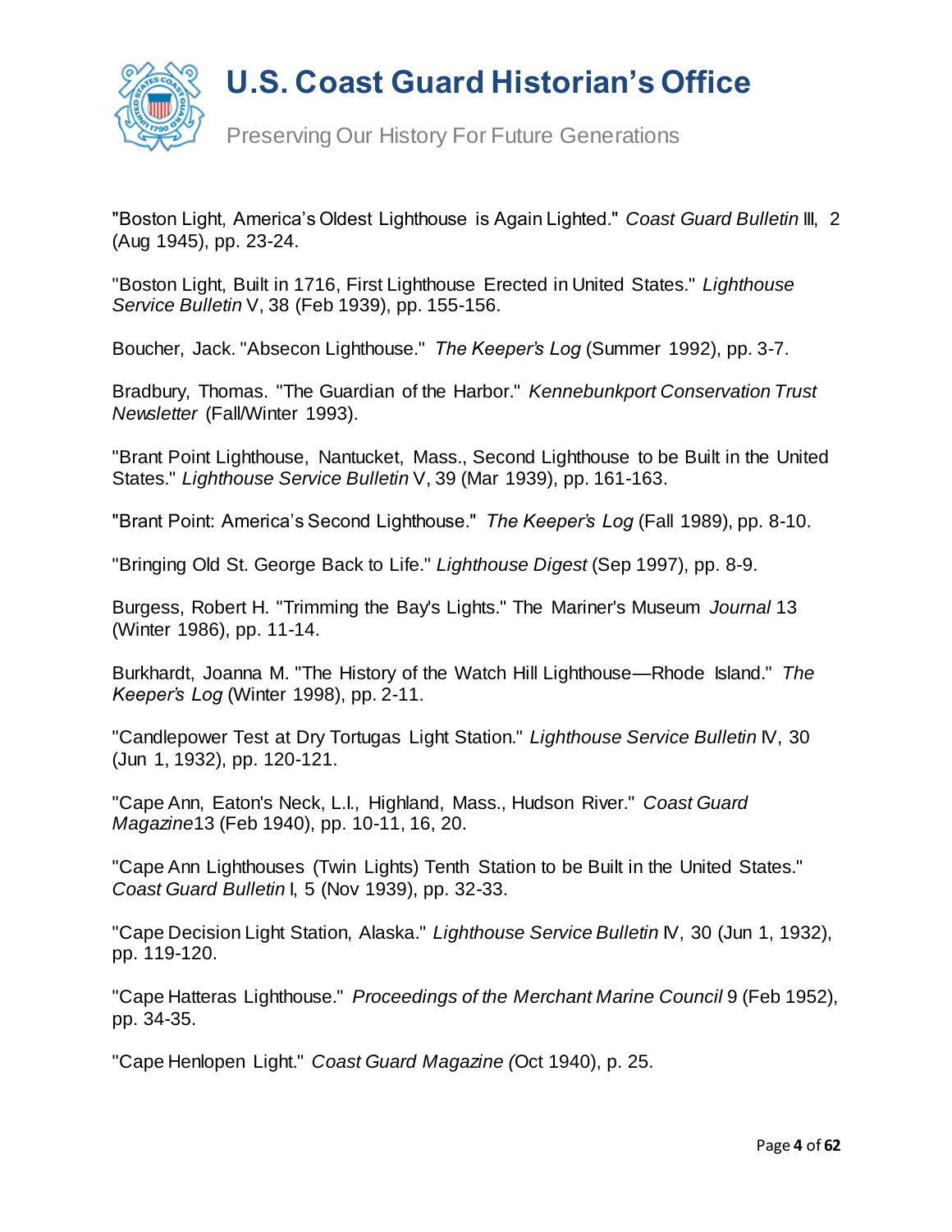"Boston Light, America's Oldest Lighthouse is Again Lighted." *Coast Guard Bulletin* III, 2 (Aug 1945), pp. 23-24.

"Boston Light, Built in 1716, First Lighthouse Erected in United States." *Lighthouse Service Bulletin* V, 38 (Feb 1939), pp. 155-156.

Boucher, Jack. "Absecon Lighthouse." *The Keeper's Log* (Summer 1992), pp. 3-7.

Bradbury, Thomas. "The Guardian of the Harbor." *Kennebunkport Conservation Trust Newsletter* (Fall/Winter 1993).

"Brant Point Lighthouse, Nantucket, Mass., Second Lighthouse to be Built in the United States." *Lighthouse Service Bulletin* V, 39 (Mar 1939), pp. 161-163.

"Brant Point: America's Second Lighthouse." *The Keeper's Log* (Fall 1989), pp. 8-10.

"Bringing Old St. George Back to Life." *Lighthouse Digest* (Sep 1997), pp. 8-9.

Burgess, Robert H. "Trimming the Bay's Lights." The Mariner's Museum *Journal* 13 (Winter 1986), pp. 11-14.

Burkhardt, Joanna M. "The History of the Watch Hill Lighthouse—Rhode Island." *The Keeper's Log* (Winter 1998), pp. 2-11.

"Candlepower Test at Dry Tortugas Light Station." *Lighthouse Service Bulletin* IV, 30 (Jun 1, 1932), pp. 120-121.

"Cape Ann, Eaton's Neck, L.I., Highland, Mass., Hudson River." *Coast Guard Magazine*13 (Feb 1940), pp. 10-11, 16, 20.

"Cape Ann Lighthouses (Twin Lights) Tenth Station to be Built in the United States." *Coast Guard Bulletin* I, 5 (Nov 1939), pp. 32-33.

"Cape Decision Light Station, Alaska." *Lighthouse Service Bulletin* IV, 30 (Jun 1, 1932), pp. 119-120.

"Cape Hatteras Lighthouse." *Proceedings of the Merchant Marine Council* 9 (Feb 1952), pp. 34-35.

"Cape Henlopen Light." *Coast Guard Magazine (*Oct 1940), p. 25.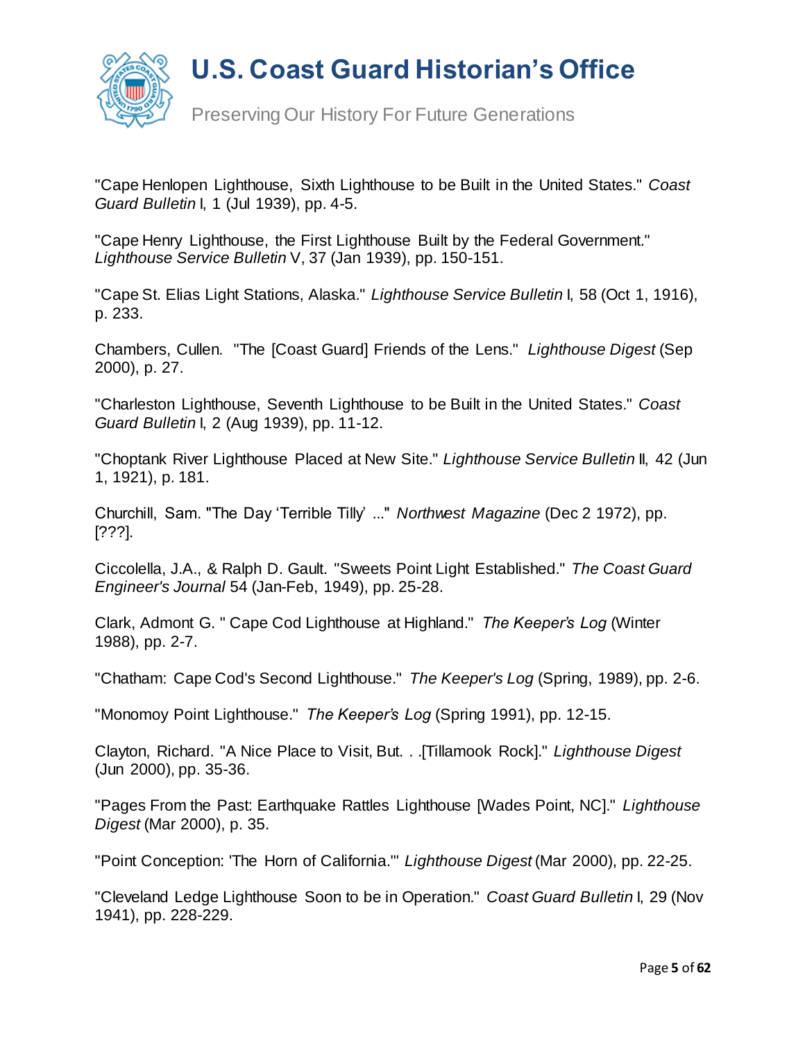"Cape Henlopen Lighthouse, Sixth Lighthouse to be Built in the United States." *Coast Guard Bulletin* I, 1 (Jul 1939), pp. 4-5.

"Cape Henry Lighthouse, the First Lighthouse Built by the Federal Government." *Lighthouse Service Bulletin* V, 37 (Jan 1939), pp. 150-151.

"Cape St. Elias Light Stations, Alaska." *Lighthouse Service Bulletin* I, 58 (Oct 1, 1916), p. 233.

Chambers, Cullen. "The [Coast Guard] Friends of the Lens." *Lighthouse Digest* (Sep 2000), p. 27.

"Charleston Lighthouse, Seventh Lighthouse to be Built in the United States." *Coast Guard Bulletin* I, 2 (Aug 1939), pp. 11-12.

"Choptank River Lighthouse Placed at New Site." *Lighthouse Service Bulletin* II, 42 (Jun 1, 1921), p. 181.

Churchill, Sam. "The Day 'Terrible Tilly' ..." *Northwest Magazine* (Dec 2 1972), pp. [???].

Ciccolella, J.A., & Ralph D. Gault. "Sweets Point Light Established." *The Coast Guard Engineer's Journal* 54 (Jan-Feb, 1949), pp. 25-28.

Clark, Admont G. " Cape Cod Lighthouse at Highland." *The Keeper's Log* (Winter 1988), pp. 2-7.

"Chatham: Cape Cod's Second Lighthouse." *The Keeper's Log* (Spring, 1989), pp. 2-6.

"Monomoy Point Lighthouse." *The Keeper's Log* (Spring 1991), pp. 12-15.

Clayton, Richard. "A Nice Place to Visit, But. . .[Tillamook Rock]." *Lighthouse Digest* (Jun 2000), pp. 35-36.

"Pages From the Past: Earthquake Rattles Lighthouse [Wades Point, NC]." *Lighthouse Digest* (Mar 2000), p. 35.

"Point Conception: 'The Horn of California.'" *Lighthouse Digest* (Mar 2000), pp. 22-25.

"Cleveland Ledge Lighthouse Soon to be in Operation." *Coast Guard Bulletin* I, 29 (Nov 1941), pp. 228-229.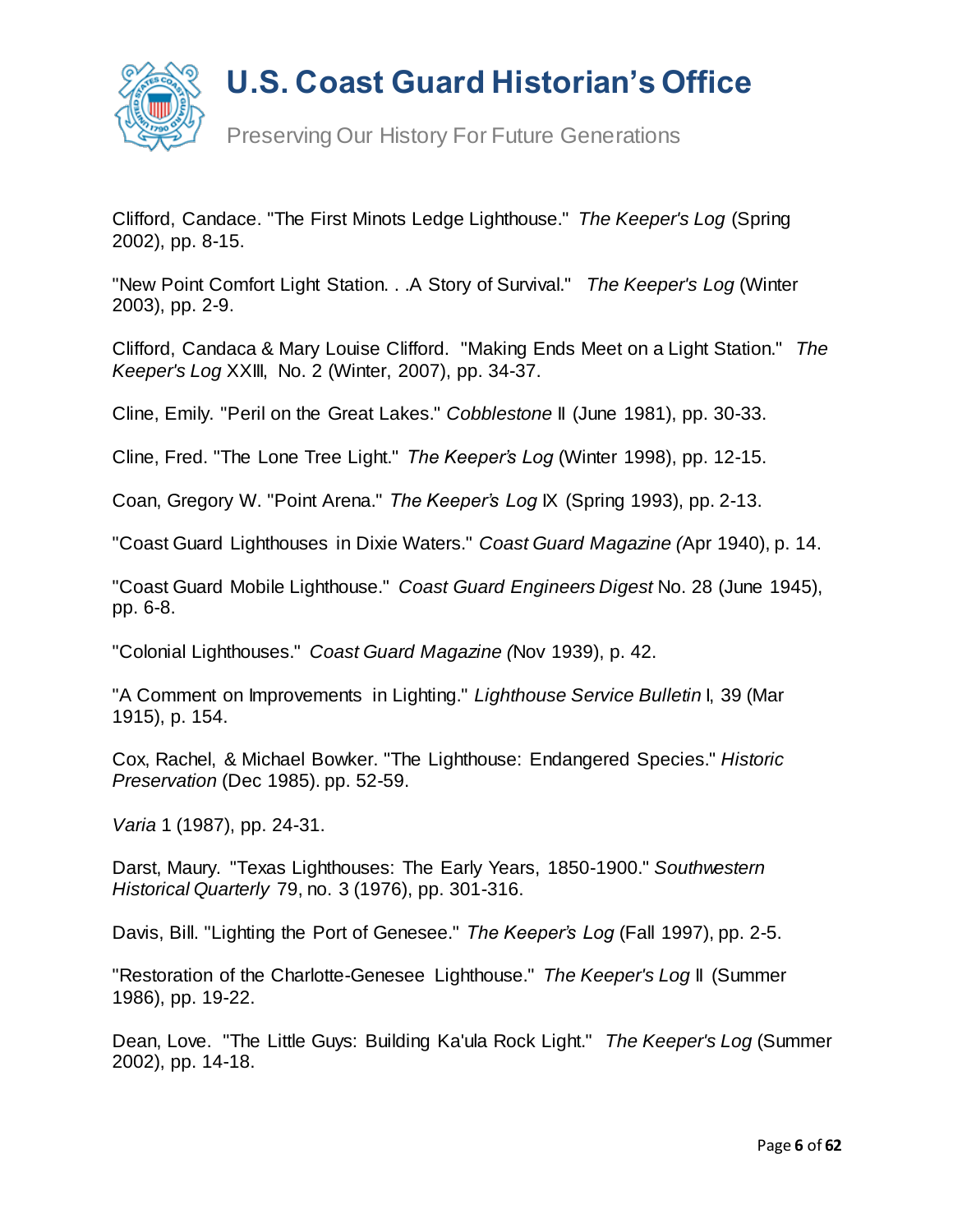Clifford, Candace. "The First Minots Ledge Lighthouse." *The Keeper's Log* (Spring 2002), pp. 8-15.

"New Point Comfort Light Station. . .A Story of Survival." *The Keeper's Log* (Winter 2003), pp. 2-9.

Clifford, Candaca & Mary Louise Clifford. "Making Ends Meet on a Light Station." *The Keeper's Log* XXIII, No. 2 (Winter, 2007), pp. 34-37.

Cline, Emily. "Peril on the Great Lakes." *Cobblestone* II (June 1981), pp. 30-33.

Cline, Fred. "The Lone Tree Light." *The Keeper's Log* (Winter 1998), pp. 12-15.

Coan, Gregory W. "Point Arena." *The Keeper's Log* IX (Spring 1993), pp. 2-13.

"Coast Guard Lighthouses in Dixie Waters." *Coast Guard Magazine (*Apr 1940), p. 14.

"Coast Guard Mobile Lighthouse." *Coast Guard Engineers Digest* No. 28 (June 1945), pp. 6-8.

"Colonial Lighthouses." *Coast Guard Magazine (*Nov 1939), p. 42.

"A Comment on Improvements in Lighting." *Lighthouse Service Bulletin* I, 39 (Mar 1915), p. 154.

Cox, Rachel, & Michael Bowker. "The Lighthouse: Endangered Species." *Historic Preservation* (Dec 1985). pp. 52-59.

*Varia* 1 (1987), pp. 24-31.

Darst, Maury. "Texas Lighthouses: The Early Years, 1850-1900." *Southwestern Historical Quarterly* 79, no. 3 (1976), pp. 301-316.

Davis, Bill. "Lighting the Port of Genesee." *The Keeper's Log* (Fall 1997), pp. 2-5.

"Restoration of the Charlotte-Genesee Lighthouse." *The Keeper's Log* II (Summer 1986), pp. 19-22.

Dean, Love. "The Little Guys: Building Ka'ula Rock Light." *The Keeper's Log* (Summer 2002), pp. 14-18.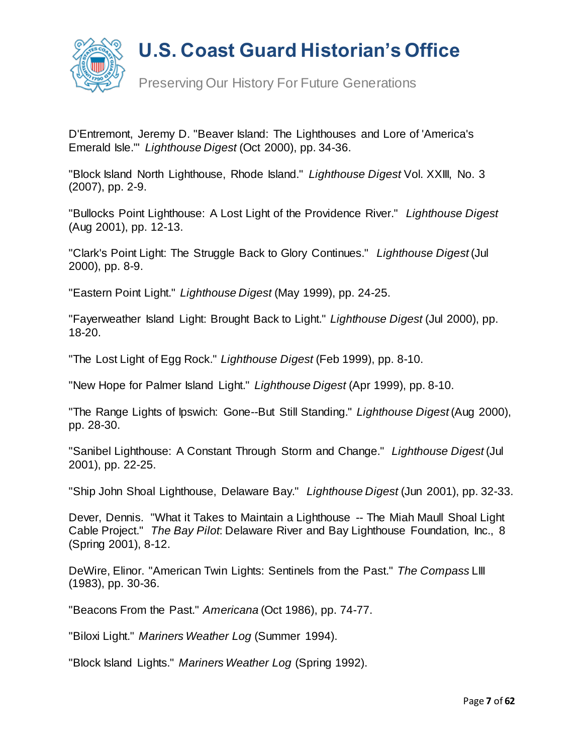D'Entremont, Jeremy D. "Beaver Island: The Lighthouses and Lore of 'America's Emerald Isle.'" *Lighthouse Digest* (Oct 2000), pp. 34-36.

"Block Island North Lighthouse, Rhode Island." *Lighthouse Digest* Vol. XXIII, No. 3 (2007), pp. 2-9.

"Bullocks Point Lighthouse: A Lost Light of the Providence River." *Lighthouse Digest* (Aug 2001), pp. 12-13.

"Clark's Point Light: The Struggle Back to Glory Continues." *Lighthouse Digest* (Jul 2000), pp. 8-9.

"Eastern Point Light." *Lighthouse Digest* (May 1999), pp. 24-25.

"Fayerweather Island Light: Brought Back to Light." *Lighthouse Digest* (Jul 2000), pp. 18-20.

"The Lost Light of Egg Rock." *Lighthouse Digest* (Feb 1999), pp. 8-10.

"New Hope for Palmer Island Light." *Lighthouse Digest* (Apr 1999), pp. 8-10.

"The Range Lights of Ipswich: Gone--But Still Standing." *Lighthouse Digest* (Aug 2000), pp. 28-30.

"Sanibel Lighthouse: A Constant Through Storm and Change." *Lighthouse Digest* (Jul 2001), pp. 22-25.

"Ship John Shoal Lighthouse, Delaware Bay." *Lighthouse Digest* (Jun 2001), pp. 32-33.

Dever, Dennis. "What it Takes to Maintain a Lighthouse -- The Miah Maull Shoal Light Cable Project." *The Bay Pilot*: Delaware River and Bay Lighthouse Foundation, Inc., 8 (Spring 2001), 8-12.

DeWire, Elinor. "American Twin Lights: Sentinels from the Past." *The Compass* LIII (1983), pp. 30-36.

"Beacons From the Past." *Americana* (Oct 1986), pp. 74-77.

"Biloxi Light." *Mariners Weather Log* (Summer 1994).

"Block Island Lights." *Mariners Weather Log* (Spring 1992).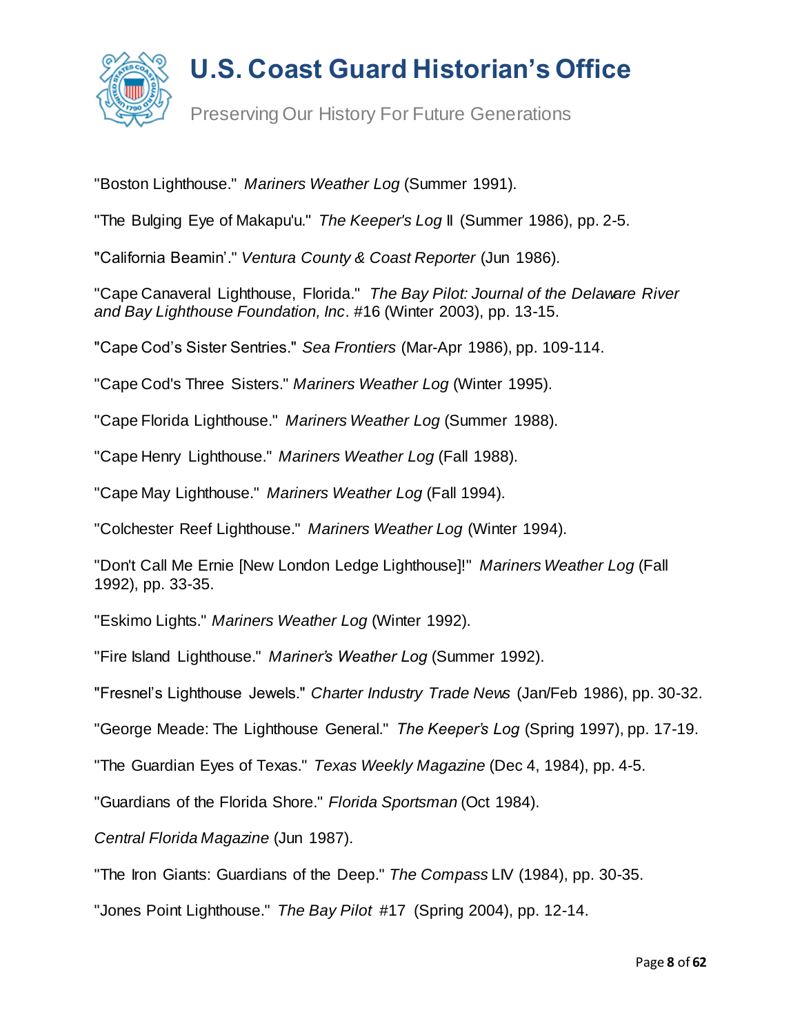"Boston Lighthouse." *Mariners Weather Log* (Summer 1991).

"The Bulging Eye of Makapu'u." *The Keeper's Log* II (Summer 1986), pp. 2-5.

"California Beamin'." *Ventura County & Coast Reporter* (Jun 1986).

"Cape Canaveral Lighthouse, Florida." *The Bay Pilot: Journal of the Delaware River and Bay Lighthouse Foundation, Inc*. #16 (Winter 2003), pp. 13-15.

"Cape Cod's Sister Sentries." *Sea Frontiers* (Mar-Apr 1986), pp. 109-114.

"Cape Cod's Three Sisters." *Mariners Weather Log* (Winter 1995).

"Cape Florida Lighthouse." *Mariners Weather Log* (Summer 1988).

"Cape Henry Lighthouse." *Mariners Weather Log* (Fall 1988).

"Cape May Lighthouse." *Mariners Weather Log* (Fall 1994).

"Colchester Reef Lighthouse." *Mariners Weather Log* (Winter 1994).

"Don't Call Me Ernie [New London Ledge Lighthouse]!" *Mariners Weather Log* (Fall 1992), pp. 33-35.

"Eskimo Lights." *Mariners Weather Log* (Winter 1992).

"Fire Island Lighthouse." *Mariner's Weather Log* (Summer 1992).

"Fresnel's Lighthouse Jewels." *Charter Industry Trade News* (Jan/Feb 1986), pp. 30-32.

"George Meade: The Lighthouse General." *The Keeper's Log* (Spring 1997), pp. 17-19.

"The Guardian Eyes of Texas." *Texas Weekly Magazine* (Dec 4, 1984), pp. 4-5.

"Guardians of the Florida Shore." *Florida Sportsman* (Oct 1984).

*Central Florida Magazine* (Jun 1987).

"The Iron Giants: Guardians of the Deep." *The Compass* LIV (1984), pp. 30-35.

"Jones Point Lighthouse." *The Bay Pilot* #17 (Spring 2004), pp. 12-14.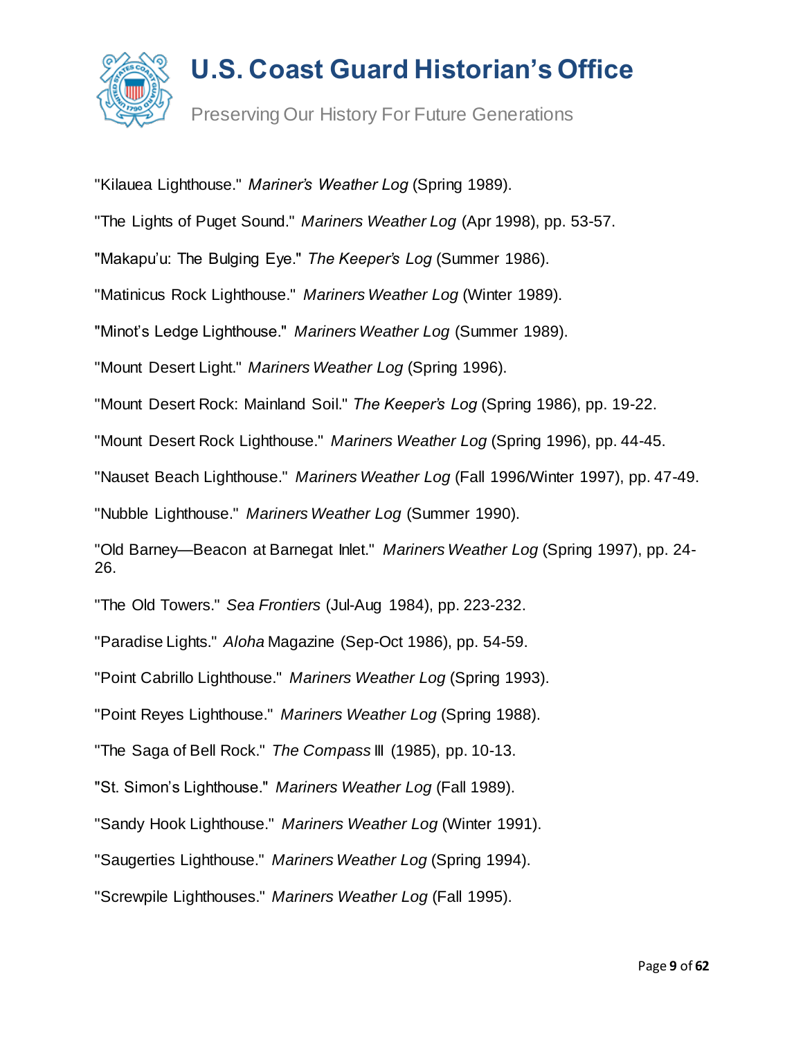"Kilauea Lighthouse." *Mariner's Weather Log* (Spring 1989).

"The Lights of Puget Sound." *Mariners Weather Log* (Apr 1998), pp. 53-57.

"Makapu'u: The Bulging Eye." *The Keeper's Log* (Summer 1986).

"Matinicus Rock Lighthouse." *Mariners Weather Log* (Winter 1989).

"Minot's Ledge Lighthouse." *Mariners Weather Log* (Summer 1989).

"Mount Desert Light." *Mariners Weather Log* (Spring 1996).

"Mount Desert Rock: Mainland Soil." *The Keeper's Log* (Spring 1986), pp. 19-22.

"Mount Desert Rock Lighthouse." *Mariners Weather Log* (Spring 1996), pp. 44-45.

"Nauset Beach Lighthouse." *Mariners Weather Log* (Fall 1996/Winter 1997), pp. 47-49.

"Nubble Lighthouse." *Mariners Weather Log* (Summer 1990).

"Old Barney—Beacon at Barnegat Inlet." *Mariners Weather Log* (Spring 1997), pp. 24-26.

"The Old Towers." *Sea Frontiers* (Jul-Aug 1984), pp. 223-232.

"Paradise Lights." *Aloha* Magazine (Sep-Oct 1986), pp. 54-59.

"Point Cabrillo Lighthouse." *Mariners Weather Log* (Spring 1993).

"Point Reyes Lighthouse." *Mariners Weather Log* (Spring 1988).

"The Saga of Bell Rock." *The Compass* III (1985), pp. 10-13.

"St. Simon's Lighthouse." *Mariners Weather Log* (Fall 1989).

"Sandy Hook Lighthouse." *Mariners Weather Log* (Winter 1991).

"Saugerties Lighthouse." *Mariners Weather Log* (Spring 1994).

"Screwpile Lighthouses." *Mariners Weather Log* (Fall 1995).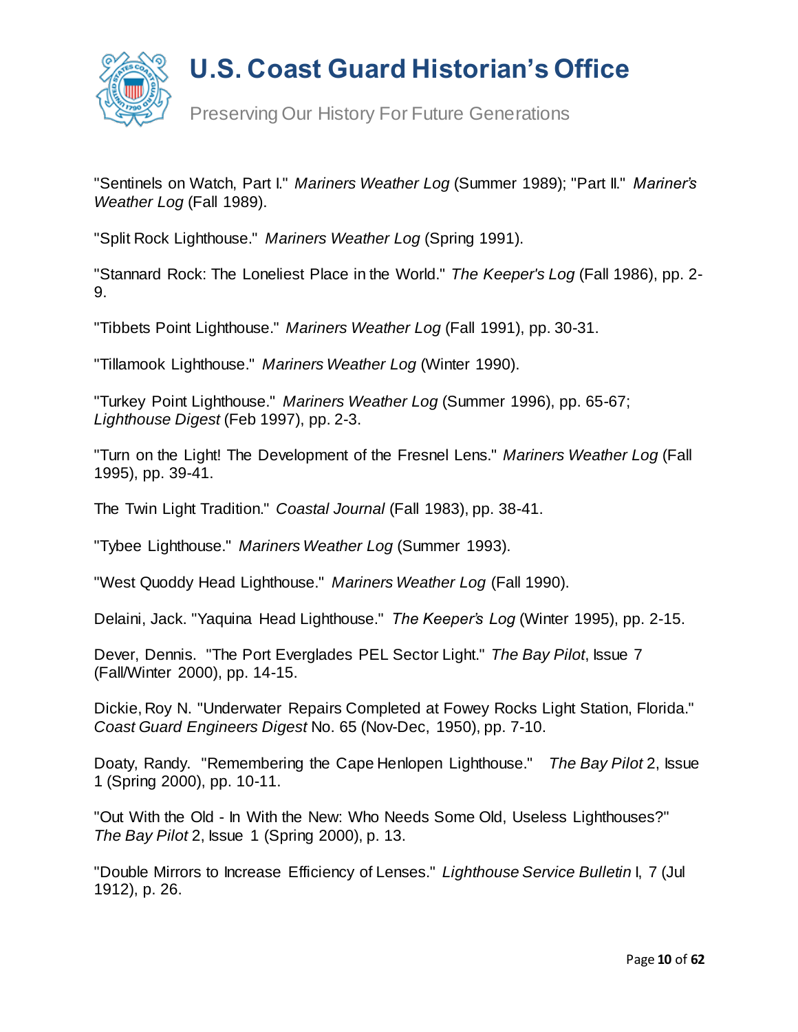"Sentinels on Watch, Part I." *Mariners Weather Log* (Summer 1989); "Part II." *Mariner's Weather Log* (Fall 1989).

"Split Rock Lighthouse." *Mariners Weather Log* (Spring 1991).

"Stannard Rock: The Loneliest Place in the World." *The Keeper's Log* (Fall 1986), pp. 2-9.

"Tibbets Point Lighthouse." *Mariners Weather Log* (Fall 1991), pp. 30-31.

"Tillamook Lighthouse." *Mariners Weather Log* (Winter 1990).

"Turkey Point Lighthouse." *Mariners Weather Log* (Summer 1996), pp. 65-67; *Lighthouse Digest* (Feb 1997), pp. 2-3.

"Turn on the Light! The Development of the Fresnel Lens." *Mariners Weather Log* (Fall 1995), pp. 39-41.

The Twin Light Tradition." *Coastal Journal* (Fall 1983), pp. 38-41.

"Tybee Lighthouse." *Mariners Weather Log* (Summer 1993).

"West Quoddy Head Lighthouse." *Mariners Weather Log* (Fall 1990).

Delaini, Jack. "Yaquina Head Lighthouse." *The Keeper's Log* (Winter 1995), pp. 2-15.

Dever, Dennis. "The Port Everglades PEL Sector Light." *The Bay Pilot*, Issue 7 (Fall/Winter 2000), pp. 14-15.

Dickie, Roy N. "Underwater Repairs Completed at Fowey Rocks Light Station, Florida." *Coast Guard Engineers Digest* No. 65 (Nov-Dec, 1950), pp. 7-10.

Doaty, Randy. "Remembering the Cape Henlopen Lighthouse." *The Bay Pilot* 2, Issue 1 (Spring 2000), pp. 10-11.

"Out With the Old - In With the New: Who Needs Some Old, Useless Lighthouses?" *The Bay Pilot* 2, Issue 1 (Spring 2000), p. 13.

"Double Mirrors to Increase Efficiency of Lenses." *Lighthouse Service Bulletin* I, 7 (Jul 1912), p. 26.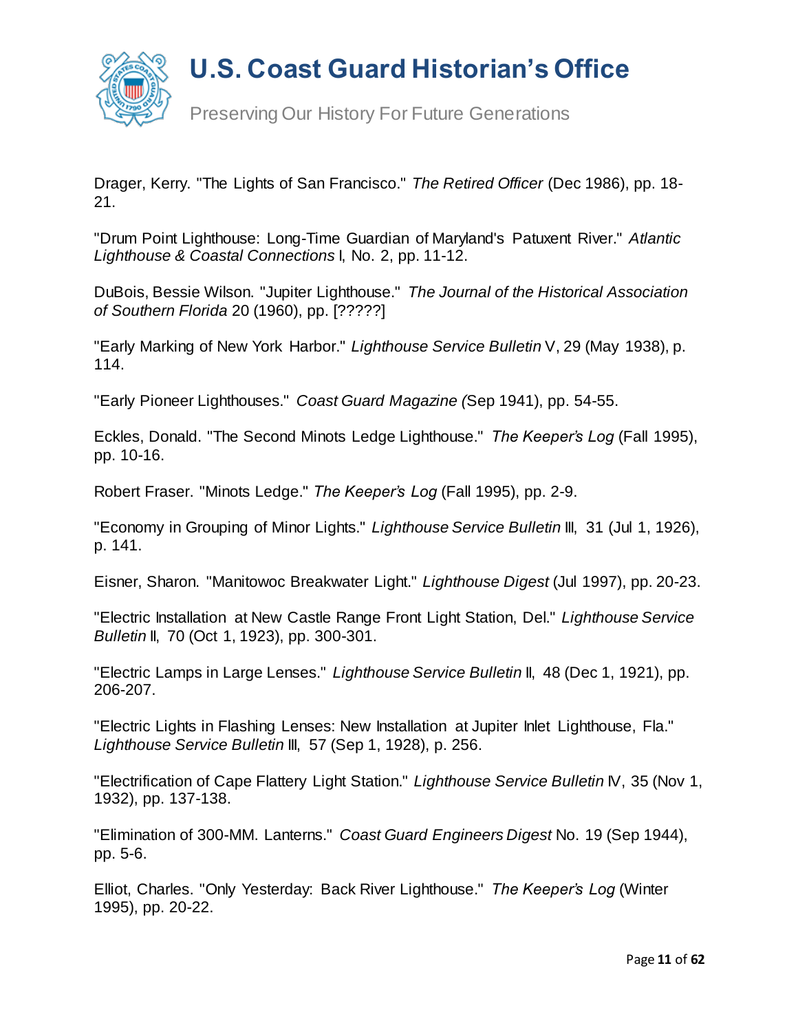Drager, Kerry. "The Lights of San Francisco." *The Retired Officer* (Dec 1986), pp. 18-21.

"Drum Point Lighthouse: Long-Time Guardian of Maryland's Patuxent River." *Atlantic Lighthouse & Coastal Connections* I, No. 2, pp. 11-12.

DuBois, Bessie Wilson. "Jupiter Lighthouse." *The Journal of the Historical Association of Southern Florida* 20 (1960), pp. [?????]

"Early Marking of New York Harbor." *Lighthouse Service Bulletin* V, 29 (May 1938), p. 114.

"Early Pioneer Lighthouses." *Coast Guard Magazine (*Sep 1941), pp. 54-55.

Eckles, Donald. "The Second Minots Ledge Lighthouse." *The Keeper's Log* (Fall 1995), pp. 10-16.

Robert Fraser. "Minots Ledge." *The Keeper's Log* (Fall 1995), pp. 2-9.

"Economy in Grouping of Minor Lights." *Lighthouse Service Bulletin* III, 31 (Jul 1, 1926), p. 141.

Eisner, Sharon. "Manitowoc Breakwater Light." *Lighthouse Digest* (Jul 1997), pp. 20-23.

"Electric Installation at New Castle Range Front Light Station, Del." *Lighthouse Service Bulletin* II, 70 (Oct 1, 1923), pp. 300-301.

"Electric Lamps in Large Lenses." *Lighthouse Service Bulletin* II, 48 (Dec 1, 1921), pp. 206-207.

"Electric Lights in Flashing Lenses: New Installation at Jupiter Inlet Lighthouse, Fla." *Lighthouse Service Bulletin* III, 57 (Sep 1, 1928), p. 256.

"Electrification of Cape Flattery Light Station." *Lighthouse Service Bulletin* IV, 35 (Nov 1, 1932), pp. 137-138.

"Elimination of 300-MM. Lanterns." *Coast Guard Engineers Digest* No. 19 (Sep 1944), pp. 5-6.

Elliot, Charles. "Only Yesterday: Back River Lighthouse." *The Keeper's Log* (Winter 1995), pp. 20-22.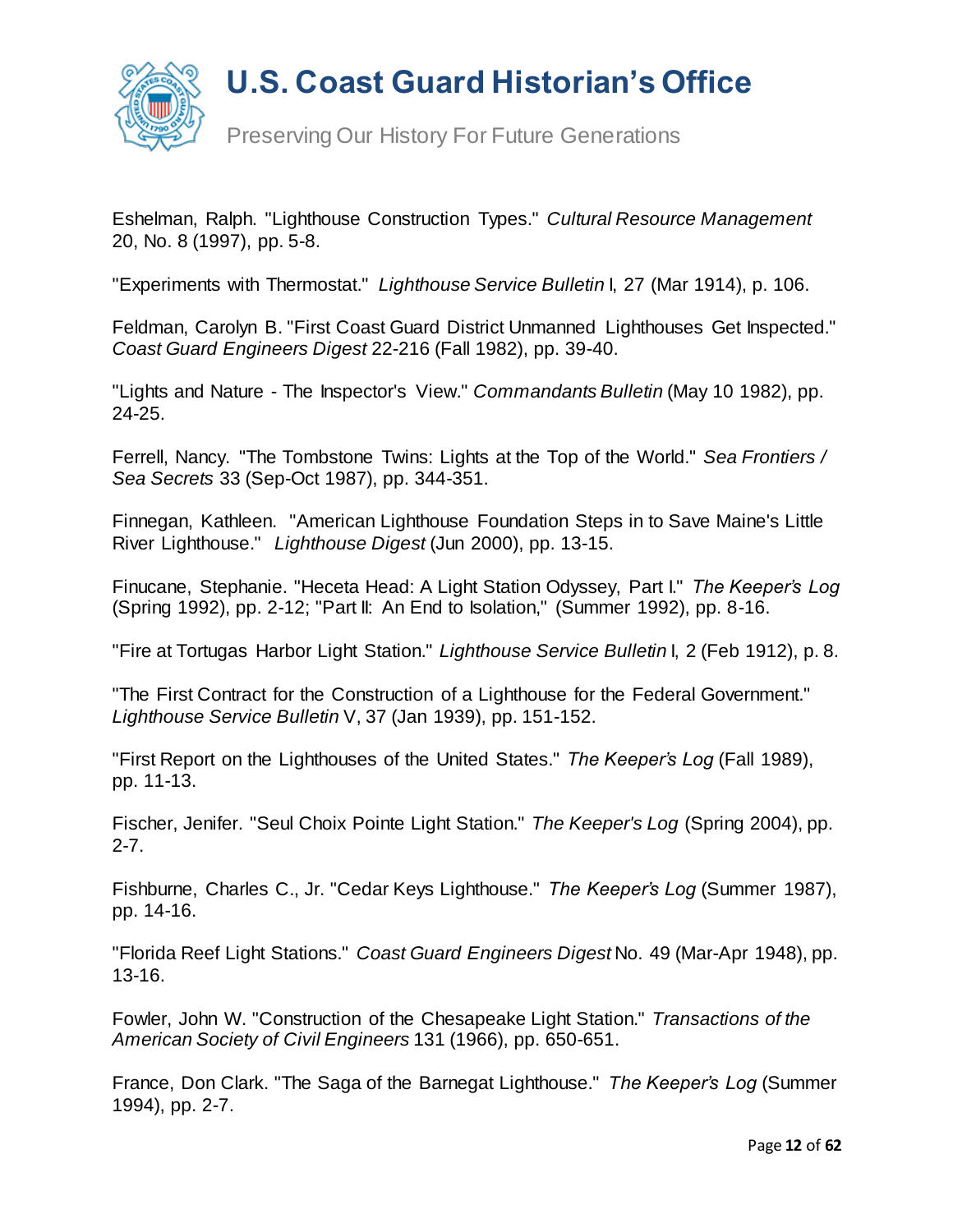Eshelman, Ralph. "Lighthouse Construction Types." *Cultural Resource Management* 20, No. 8 (1997), pp. 5-8.

"Experiments with Thermostat." *Lighthouse Service Bulletin* I, 27 (Mar 1914), p. 106.

Feldman, Carolyn B. "First Coast Guard District Unmanned Lighthouses Get Inspected." *Coast Guard Engineers Digest* 22-216 (Fall 1982), pp. 39-40.

"Lights and Nature - The Inspector's View." *Commandants Bulletin* (May 10 1982), pp. 24-25.

Ferrell, Nancy. "The Tombstone Twins: Lights at the Top of the World." *Sea Frontiers / Sea Secrets* 33 (Sep-Oct 1987), pp. 344-351.

Finnegan, Kathleen. "American Lighthouse Foundation Steps in to Save Maine's Little River Lighthouse." *Lighthouse Digest* (Jun 2000), pp. 13-15.

Finucane, Stephanie. "Heceta Head: A Light Station Odyssey, Part I." *The Keeper's Log* (Spring 1992), pp. 2-12; "Part II: An End to Isolation," (Summer 1992), pp. 8-16.

"Fire at Tortugas Harbor Light Station." *Lighthouse Service Bulletin* I, 2 (Feb 1912), p. 8.

"The First Contract for the Construction of a Lighthouse for the Federal Government." *Lighthouse Service Bulletin* V, 37 (Jan 1939), pp. 151-152.

"First Report on the Lighthouses of the United States." *The Keeper's Log* (Fall 1989), pp. 11-13.

Fischer, Jenifer. "Seul Choix Pointe Light Station." *The Keeper's Log* (Spring 2004), pp. 2-7.

Fishburne, Charles C., Jr. "Cedar Keys Lighthouse." *The Keeper's Log* (Summer 1987), pp. 14-16.

"Florida Reef Light Stations." *Coast Guard Engineers Digest* No. 49 (Mar-Apr 1948), pp. 13-16.

Fowler, John W. "Construction of the Chesapeake Light Station." *Transactions of the American Society of Civil Engineers* 131 (1966), pp. 650-651.

France, Don Clark. "The Saga of the Barnegat Lighthouse." *The Keeper's Log* (Summer 1994), pp. 2-7.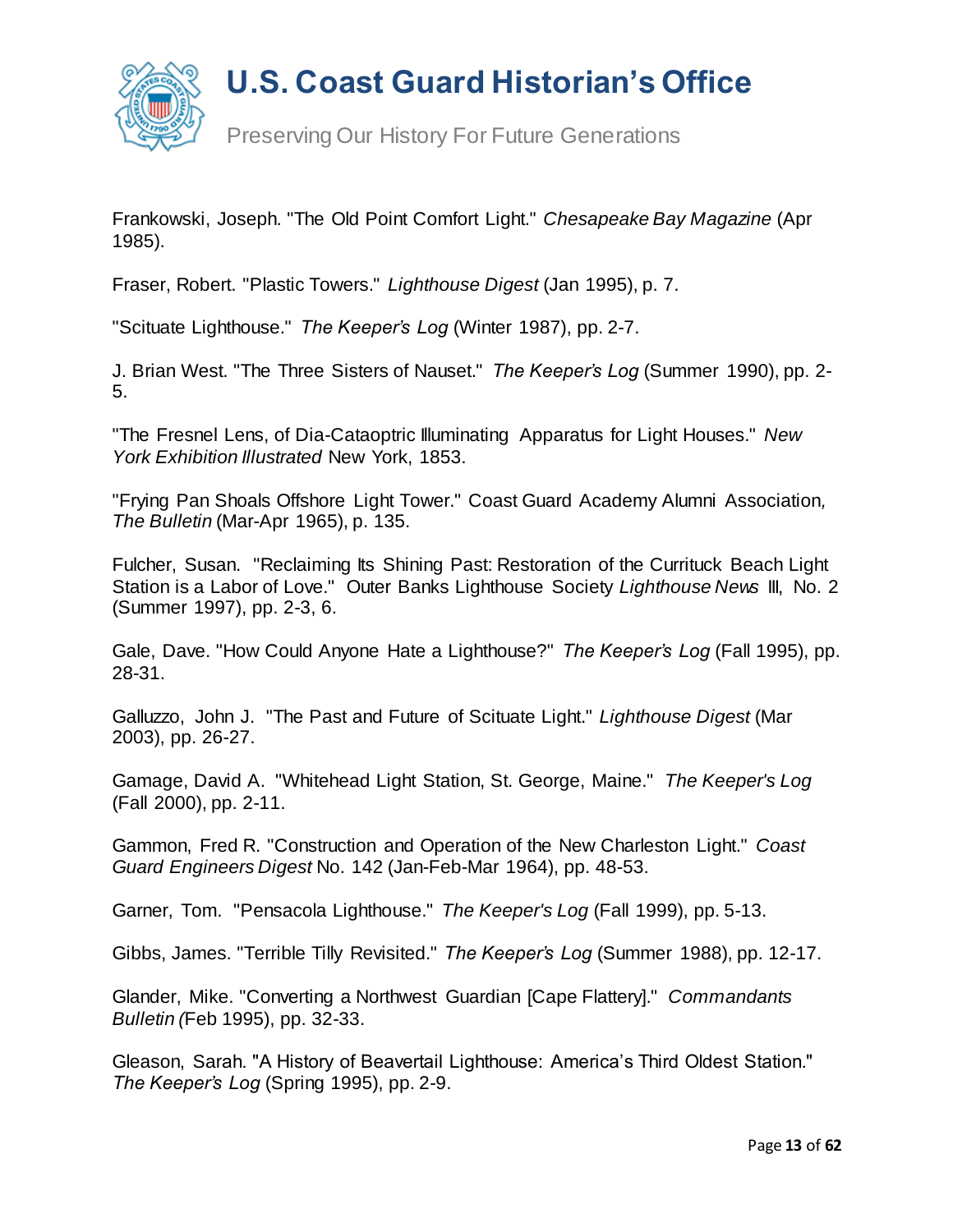Frankowski, Joseph. "The Old Point Comfort Light." *Chesapeake Bay Magazine* (Apr 1985).

Fraser, Robert. "Plastic Towers." *Lighthouse Digest* (Jan 1995), p. 7.

"Scituate Lighthouse." *The Keeper's Log* (Winter 1987), pp. 2-7.

J. Brian West. "The Three Sisters of Nauset." *The Keeper's Log* (Summer 1990), pp. 2-5.

"The Fresnel Lens, of Dia-Cataoptric Illuminating Apparatus for Light Houses." *New York Exhibition Illustrated* New York, 1853.

"Frying Pan Shoals Offshore Light Tower." Coast Guard Academy Alumni Association, *The Bulletin* (Mar-Apr 1965), p. 135.

Fulcher, Susan. "Reclaiming Its Shining Past: Restoration of the Currituck Beach Light Station is a Labor of Love." Outer Banks Lighthouse Society *Lighthouse News* III, No. 2 (Summer 1997), pp. 2-3, 6.

Gale, Dave. "How Could Anyone Hate a Lighthouse?" *The Keeper's Log* (Fall 1995), pp. 28-31.

Galluzzo, John J. "The Past and Future of Scituate Light." *Lighthouse Digest* (Mar 2003), pp. 26-27.

Gamage, David A. "Whitehead Light Station, St. George, Maine." *The Keeper's Log* (Fall 2000), pp. 2-11.

Gammon, Fred R. "Construction and Operation of the New Charleston Light." *Coast Guard Engineers Digest* No. 142 (Jan-Feb-Mar 1964), pp. 48-53.

Garner, Tom. "Pensacola Lighthouse." *The Keeper's Log* (Fall 1999), pp. 5-13.

Gibbs, James. "Terrible Tilly Revisited." *The Keeper's Log* (Summer 1988), pp. 12-17.

Glander, Mike. "Converting a Northwest Guardian [Cape Flattery]." *Commandants Bulletin (*Feb 1995), pp. 32-33.

Gleason, Sarah. "A History of Beavertail Lighthouse: America's Third Oldest Station." *The Keeper's Log* (Spring 1995), pp. 2-9.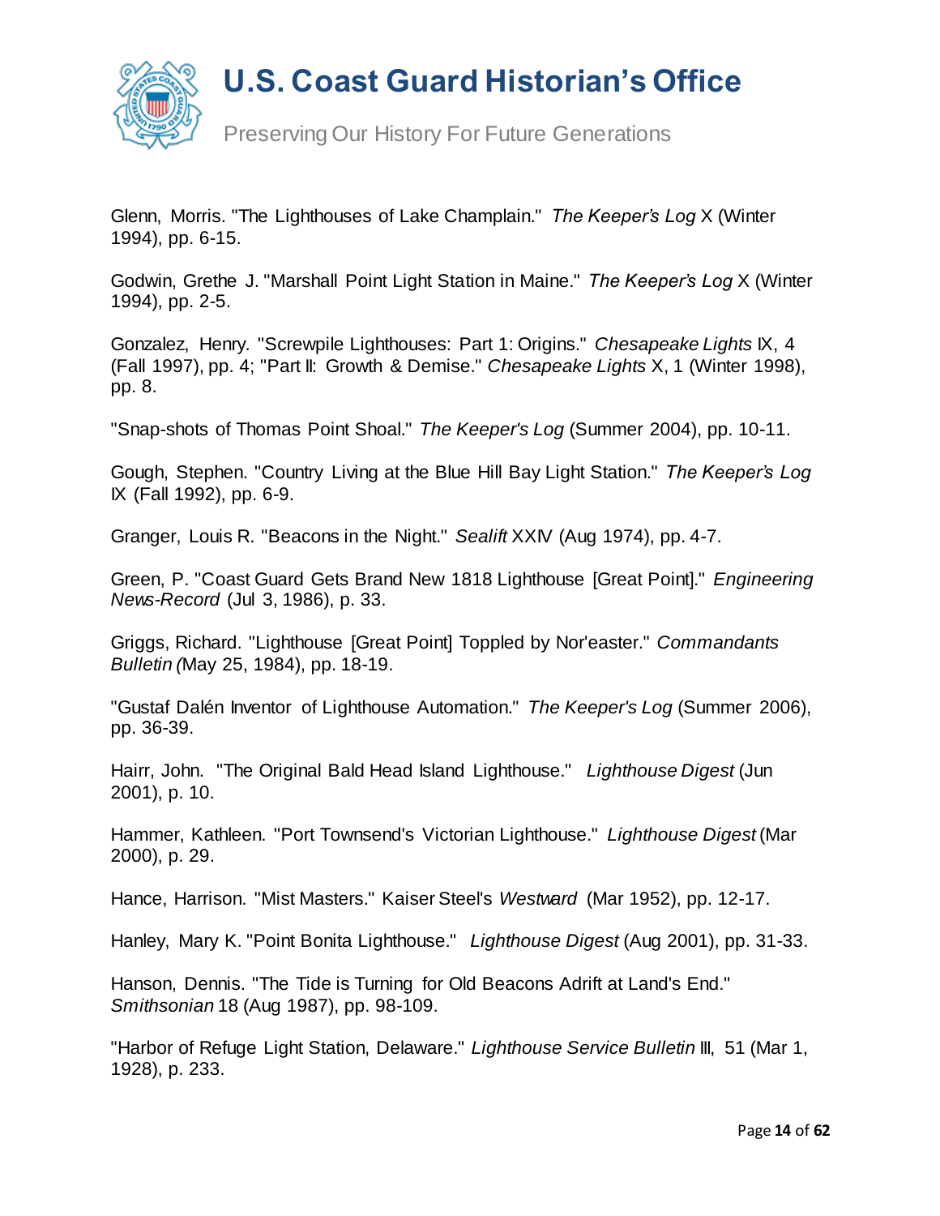Glenn, Morris. "The Lighthouses of Lake Champlain." *The Keeper's Log* X (Winter 1994), pp. 6-15.

Godwin, Grethe J. "Marshall Point Light Station in Maine." *The Keeper's Log* X (Winter 1994), pp. 2-5.

Gonzalez, Henry. "Screwpile Lighthouses: Part 1: Origins." *Chesapeake Lights* IX, 4 (Fall 1997), pp. 4; "Part II: Growth & Demise." *Chesapeake Lights* X, 1 (Winter 1998), pp. 8.

"Snap-shots of Thomas Point Shoal." *The Keeper's Log* (Summer 2004), pp. 10-11.

Gough, Stephen. "Country Living at the Blue Hill Bay Light Station." *The Keeper's Log* IX (Fall 1992), pp. 6-9.

Granger, Louis R. "Beacons in the Night." *Sealift* XXIV (Aug 1974), pp. 4-7.

Green, P. "Coast Guard Gets Brand New 1818 Lighthouse [Great Point]." *Engineering News-Record* (Jul 3, 1986), p. 33.

Griggs, Richard. "Lighthouse [Great Point] Toppled by Nor'easter." *Commandants Bulletin* (May 25, 1984), pp. 18-19.

"Gustaf Dalén Inventor of Lighthouse Automation." *The Keeper's Log* (Summer 2006), pp. 36-39.

Hairr, John. "The Original Bald Head Island Lighthouse." *Lighthouse Digest* (Jun 2001), p. 10.

Hammer, Kathleen. "Port Townsend's Victorian Lighthouse." *Lighthouse Digest* (Mar 2000), p. 29.

Hance, Harrison. "Mist Masters." Kaiser Steel's *Westward* (Mar 1952), pp. 12-17.

Hanley, Mary K. "Point Bonita Lighthouse." *Lighthouse Digest* (Aug 2001), pp. 31-33.

Hanson, Dennis. "The Tide is Turning for Old Beacons Adrift at Land's End." *Smithsonian* 18 (Aug 1987), pp. 98-109.

"Harbor of Refuge Light Station, Delaware." *Lighthouse Service Bulletin* III, 51 (Mar 1, 1928), p. 233.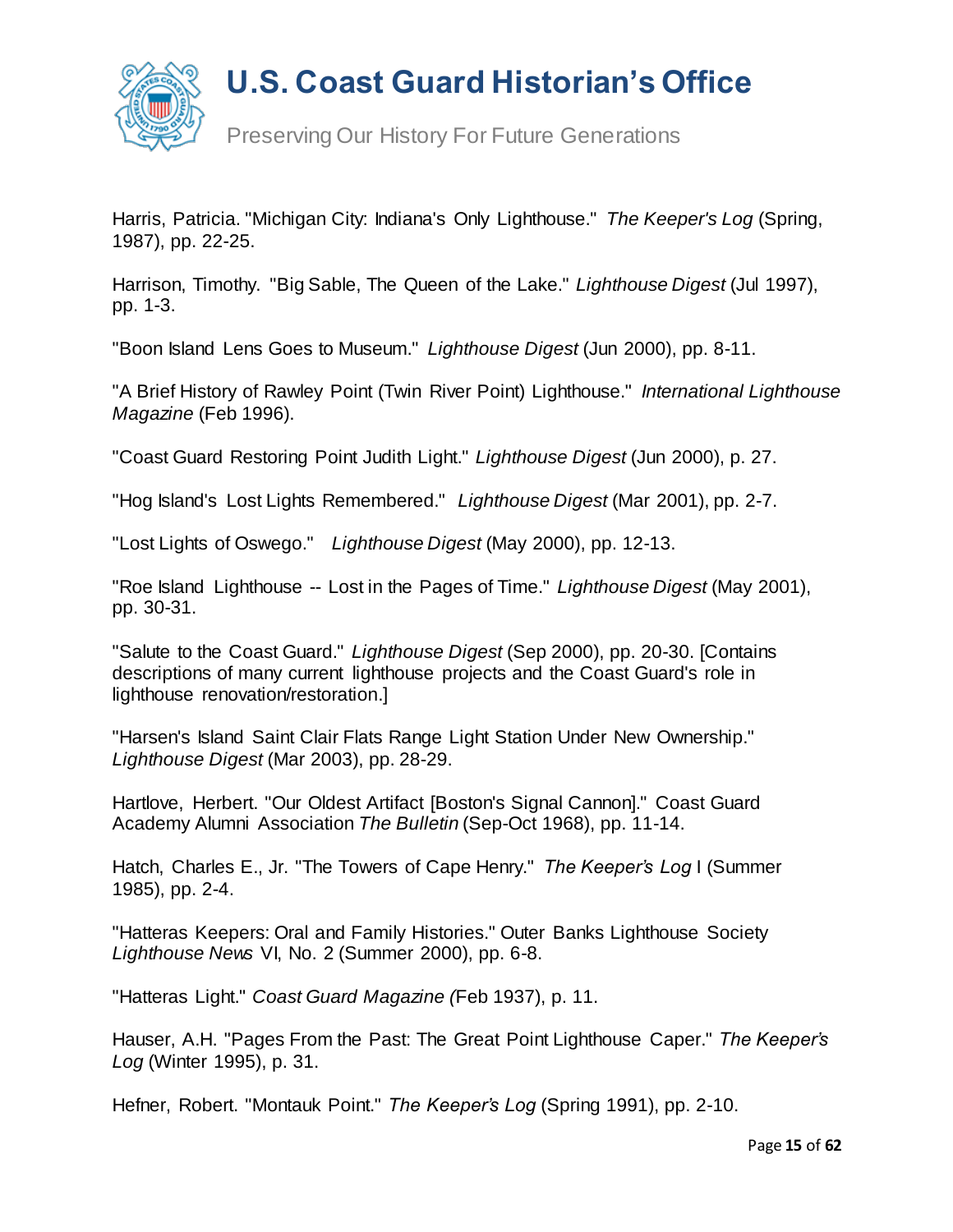Harris, Patricia. "Michigan City: Indiana's Only Lighthouse." *The Keeper's Log* (Spring, 1987), pp. 22-25.

Harrison, Timothy. "Big Sable, The Queen of the Lake." *Lighthouse Digest* (Jul 1997), pp. 1-3.

"Boon Island Lens Goes to Museum." *Lighthouse Digest* (Jun 2000), pp. 8-11.

"A Brief History of Rawley Point (Twin River Point) Lighthouse." *International Lighthouse Magazine* (Feb 1996).

"Coast Guard Restoring Point Judith Light." *Lighthouse Digest* (Jun 2000), p. 27.

"Hog Island's Lost Lights Remembered." *Lighthouse Digest* (Mar 2001), pp. 2-7.

"Lost Lights of Oswego." *Lighthouse Digest* (May 2000), pp. 12-13.

"Roe Island Lighthouse -- Lost in the Pages of Time." *Lighthouse Digest* (May 2001), pp. 30-31.

"Salute to the Coast Guard." *Lighthouse Digest* (Sep 2000), pp. 20-30. [Contains descriptions of many current lighthouse projects and the Coast Guard's role in lighthouse renovation/restoration.]

"Harsen's Island Saint Clair Flats Range Light Station Under New Ownership." *Lighthouse Digest* (Mar 2003), pp. 28-29.

Hartlove, Herbert. "Our Oldest Artifact [Boston's Signal Cannon]." Coast Guard Academy Alumni Association *The Bulletin* (Sep-Oct 1968), pp. 11-14.

Hatch, Charles E., Jr. "The Towers of Cape Henry." *The Keeper's Log* I (Summer 1985), pp. 2-4.

"Hatteras Keepers: Oral and Family Histories." Outer Banks Lighthouse Society *Lighthouse News* VI, No. 2 (Summer 2000), pp. 6-8.

"Hatteras Light." *Coast Guard Magazine (*Feb 1937), p. 11.

Hauser, A.H. "Pages From the Past: The Great Point Lighthouse Caper." *The Keeper's Log* (Winter 1995), p. 31.

Hefner, Robert. "Montauk Point." *The Keeper's Log* (Spring 1991), pp. 2-10.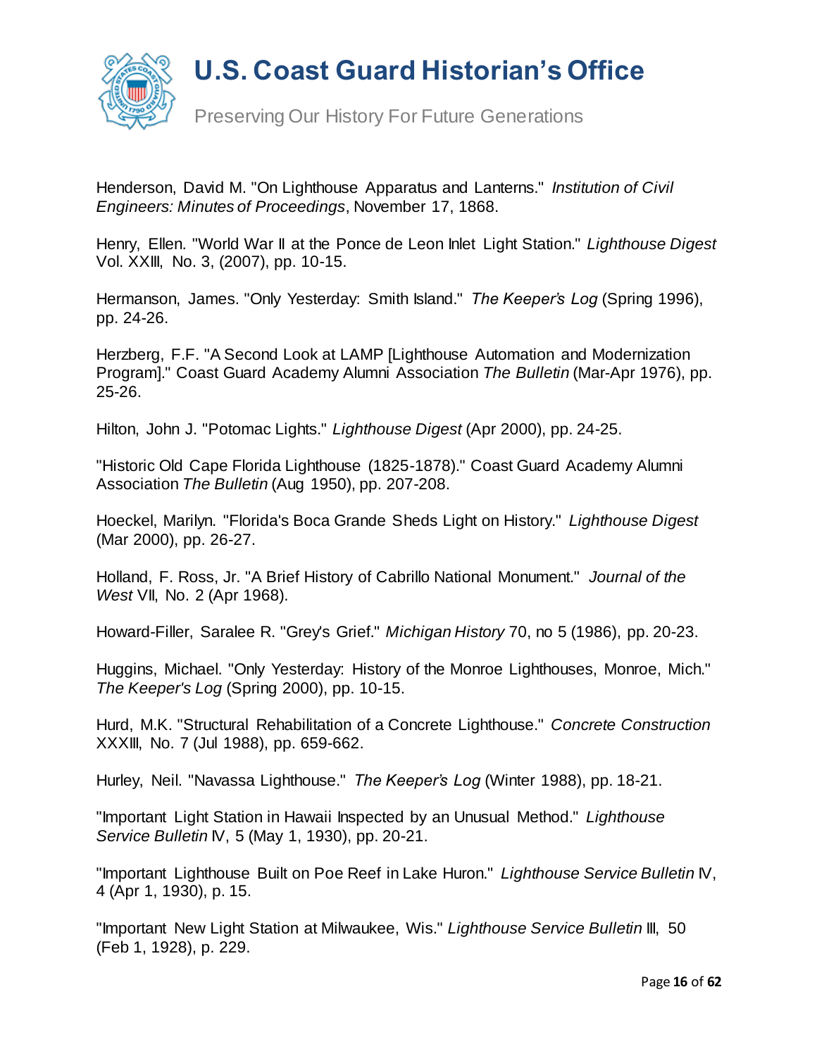Henderson, David M. "On Lighthouse Apparatus and Lanterns." *Institution of Civil Engineers: Minutes of Proceedings*, November 17, 1868.

Henry, Ellen. "World War II at the Ponce de Leon Inlet Light Station." *Lighthouse Digest* Vol. XXIII, No. 3, (2007), pp. 10-15.

Hermanson, James. "Only Yesterday: Smith Island." *The Keeper's Log* (Spring 1996), pp. 24-26.

Herzberg, F.F. "A Second Look at LAMP [Lighthouse Automation and Modernization Program]." Coast Guard Academy Alumni Association *The Bulletin* (Mar-Apr 1976), pp. 25-26.

Hilton, John J. "Potomac Lights." *Lighthouse Digest* (Apr 2000), pp. 24-25.

"Historic Old Cape Florida Lighthouse (1825-1878)." Coast Guard Academy Alumni Association *The Bulletin* (Aug 1950), pp. 207-208.

Hoeckel, Marilyn. "Florida's Boca Grande Sheds Light on History." *Lighthouse Digest* (Mar 2000), pp. 26-27.

Holland, F. Ross, Jr. "A Brief History of Cabrillo National Monument." *Journal of the West* VII, No. 2 (Apr 1968).

Howard-Filler, Saralee R. "Grey's Grief." *Michigan History* 70, no 5 (1986), pp. 20-23.

Huggins, Michael. "Only Yesterday: History of the Monroe Lighthouses, Monroe, Mich." *The Keeper's Log* (Spring 2000), pp. 10-15.

Hurd, M.K. "Structural Rehabilitation of a Concrete Lighthouse." *Concrete Construction* XXXIII, No. 7 (Jul 1988), pp. 659-662.

Hurley, Neil. "Navassa Lighthouse." *The Keeper's Log* (Winter 1988), pp. 18-21.

"Important Light Station in Hawaii Inspected by an Unusual Method." *Lighthouse Service Bulletin* IV, 5 (May 1, 1930), pp. 20-21.

"Important Lighthouse Built on Poe Reef in Lake Huron." *Lighthouse Service Bulletin* IV, 4 (Apr 1, 1930), p. 15.

"Important New Light Station at Milwaukee, Wis." *Lighthouse Service Bulletin* III, 50 (Feb 1, 1928), p. 229.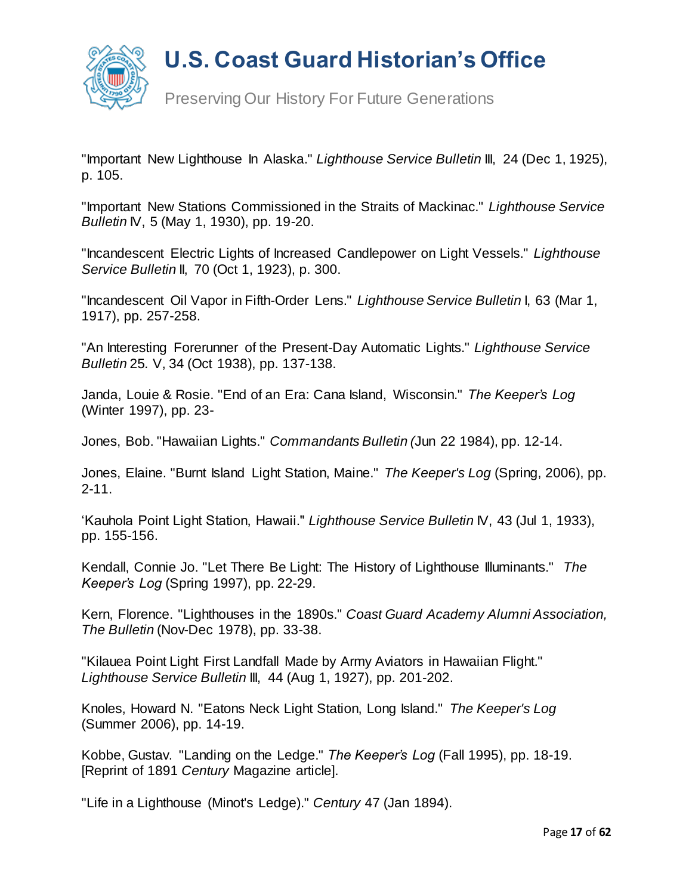"Important New Lighthouse In Alaska." *Lighthouse Service Bulletin* III, 24 (Dec 1, 1925), p. 105.

"Important New Stations Commissioned in the Straits of Mackinac." *Lighthouse Service Bulletin* IV, 5 (May 1, 1930), pp. 19-20.

"Incandescent Electric Lights of Increased Candlepower on Light Vessels." *Lighthouse Service Bulletin* II, 70 (Oct 1, 1923), p. 300.

"Incandescent Oil Vapor in Fifth-Order Lens." *Lighthouse Service Bulletin* I, 63 (Mar 1, 1917), pp. 257-258.

"An Interesting Forerunner of the Present-Day Automatic Lights." *Lighthouse Service Bulletin* 25. V, 34 (Oct 1938), pp. 137-138.

Janda, Louie & Rosie. "End of an Era: Cana Island, Wisconsin." *The Keeper's Log* (Winter 1997), pp. 23-

Jones, Bob. "Hawaiian Lights." *Commandants Bulletin (*Jun 22 1984), pp. 12-14.

Jones, Elaine. "Burnt Island Light Station, Maine." *The Keeper's Log* (Spring, 2006), pp. 2-11.

'Kauhola Point Light Station, Hawaii." *Lighthouse Service Bulletin* IV, 43 (Jul 1, 1933), pp. 155-156.

Kendall, Connie Jo. "Let There Be Light: The History of Lighthouse Illuminants." *The Keeper's Log* (Spring 1997), pp. 22-29.

Kern, Florence. "Lighthouses in the 1890s." *Coast Guard Academy Alumni Association, The Bulletin* (Nov-Dec 1978), pp. 33-38.

"Kilauea Point Light First Landfall Made by Army Aviators in Hawaiian Flight." *Lighthouse Service Bulletin* III, 44 (Aug 1, 1927), pp. 201-202.

Knoles, Howard N. "Eatons Neck Light Station, Long Island." *The Keeper's Log* (Summer 2006), pp. 14-19.

Kobbe, Gustav. "Landing on the Ledge." *The Keeper's Log* (Fall 1995), pp. 18-19. [Reprint of 1891 *Century* Magazine article].

"Life in a Lighthouse (Minot's Ledge)." *Century* 47 (Jan 1894).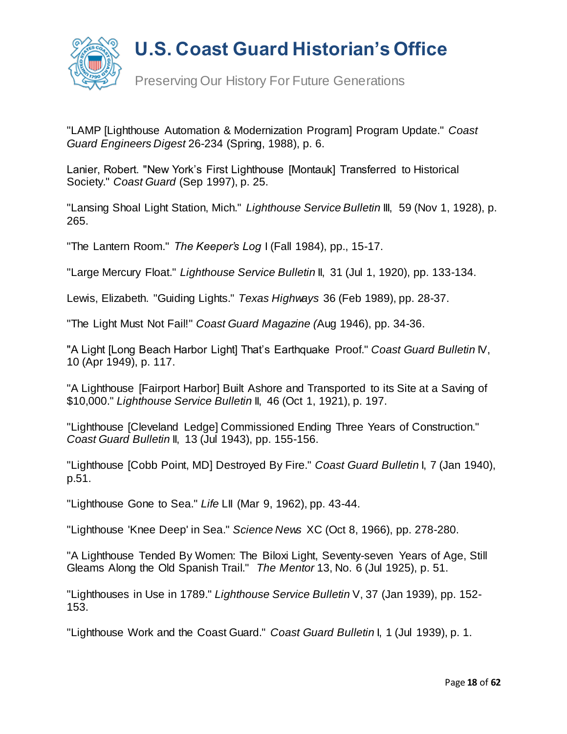"LAMP [Lighthouse Automation & Modernization Program] Program Update." *Coast Guard Engineers Digest* 26-234 (Spring, 1988), p. 6.

Lanier, Robert. "New York's First Lighthouse [Montauk] Transferred to Historical Society." *Coast Guard* (Sep 1997), p. 25.

"Lansing Shoal Light Station, Mich." *Lighthouse Service Bulletin* III, 59 (Nov 1, 1928), p. 265.

"The Lantern Room." *The Keeper's Log* I (Fall 1984), pp., 15-17.

"Large Mercury Float." *Lighthouse Service Bulletin* II, 31 (Jul 1, 1920), pp. 133-134.

Lewis, Elizabeth. "Guiding Lights." *Texas Highways* 36 (Feb 1989), pp. 28-37.

"The Light Must Not Fail!" *Coast Guard Magazine (*Aug 1946), pp. 34-36.

"A Light [Long Beach Harbor Light] That's Earthquake Proof." *Coast Guard Bulletin* IV, 10 (Apr 1949), p. 117.

"A Lighthouse [Fairport Harbor] Built Ashore and Transported to its Site at a Saving of $10,000." *Lighthouse Service Bulletin* II, 46 (Oct 1, 1921), p. 197.

"Lighthouse [Cleveland Ledge] Commissioned Ending Three Years of Construction." *Coast Guard Bulletin* II, 13 (Jul 1943), pp. 155-156.

"Lighthouse [Cobb Point, MD] Destroyed By Fire." *Coast Guard Bulletin* I, 7 (Jan 1940), p.51.

"Lighthouse Gone to Sea." *Life* LII (Mar 9, 1962), pp. 43-44.

"Lighthouse 'Knee Deep' in Sea." *Science News* XC (Oct 8, 1966), pp. 278-280.

"A Lighthouse Tended By Women: The Biloxi Light, Seventy-seven Years of Age, Still Gleams Along the Old Spanish Trail." *The Mentor* 13, No. 6 (Jul 1925), p. 51.

"Lighthouses in Use in 1789." *Lighthouse Service Bulletin* V, 37 (Jan 1939), pp. 152-153.

"Lighthouse Work and the Coast Guard." *Coast Guard Bulletin* I, 1 (Jul 1939), p. 1.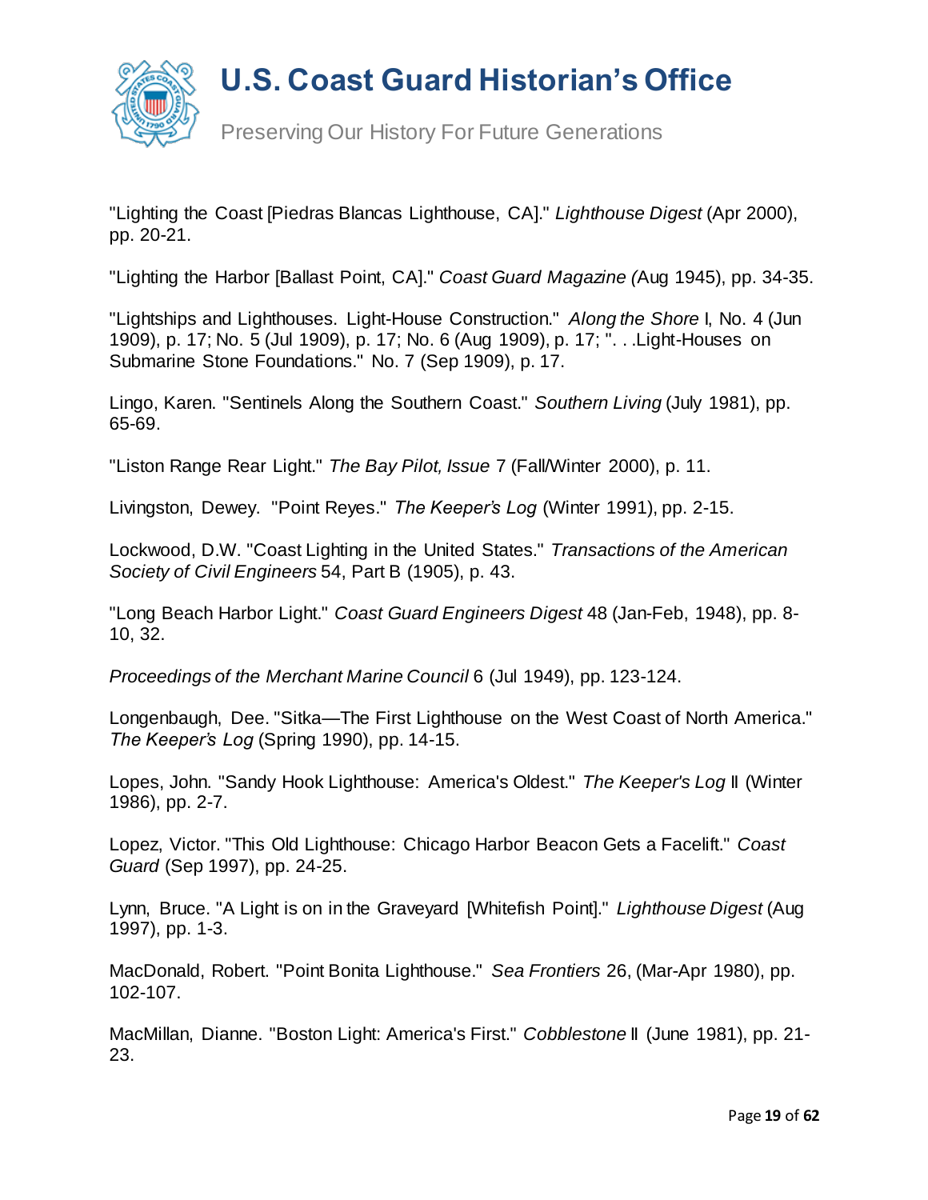"Lighting the Coast [Piedras Blancas Lighthouse, CA]." *Lighthouse Digest* (Apr 2000), pp. 20-21.

"Lighting the Harbor [Ballast Point, CA]." *Coast Guard Magazine (*Aug 1945), pp. 34-35.

"Lightships and Lighthouses. Light-House Construction." *Along the Shore* I, No. 4 (Jun 1909), p. 17; No. 5 (Jul 1909), p. 17; No. 6 (Aug 1909), p. 17; ". . .Light-Houses on Submarine Stone Foundations." No. 7 (Sep 1909), p. 17.

Lingo, Karen. "Sentinels Along the Southern Coast." *Southern Living* (July 1981), pp. 65-69.

"Liston Range Rear Light." *The Bay Pilot, Issue* 7 (Fall/Winter 2000), p. 11.

Livingston, Dewey. "Point Reyes." *The Keeper's Log* (Winter 1991), pp. 2-15.

Lockwood, D.W. "Coast Lighting in the United States." *Transactions of the American Society of Civil Engineers* 54, Part B (1905), p. 43.

"Long Beach Harbor Light." *Coast Guard Engineers Digest* 48 (Jan-Feb, 1948), pp. 8-10, 32.

*Proceedings of the Merchant Marine Council* 6 (Jul 1949), pp. 123-124.

Longenbaugh, Dee. "Sitka—The First Lighthouse on the West Coast of North America." *The Keeper's Log* (Spring 1990), pp. 14-15.

Lopes, John. "Sandy Hook Lighthouse: America's Oldest." *The Keeper's Log* II (Winter 1986), pp. 2-7.

Lopez, Victor. "This Old Lighthouse: Chicago Harbor Beacon Gets a Facelift." *Coast Guard* (Sep 1997), pp. 24-25.

Lynn, Bruce. "A Light is on in the Graveyard [Whitefish Point]." *Lighthouse Digest* (Aug 1997), pp. 1-3.

MacDonald, Robert. "Point Bonita Lighthouse." *Sea Frontiers* 26, (Mar-Apr 1980), pp. 102-107.

MacMillan, Dianne. "Boston Light: America's First." *Cobblestone* II (June 1981), pp. 21-23.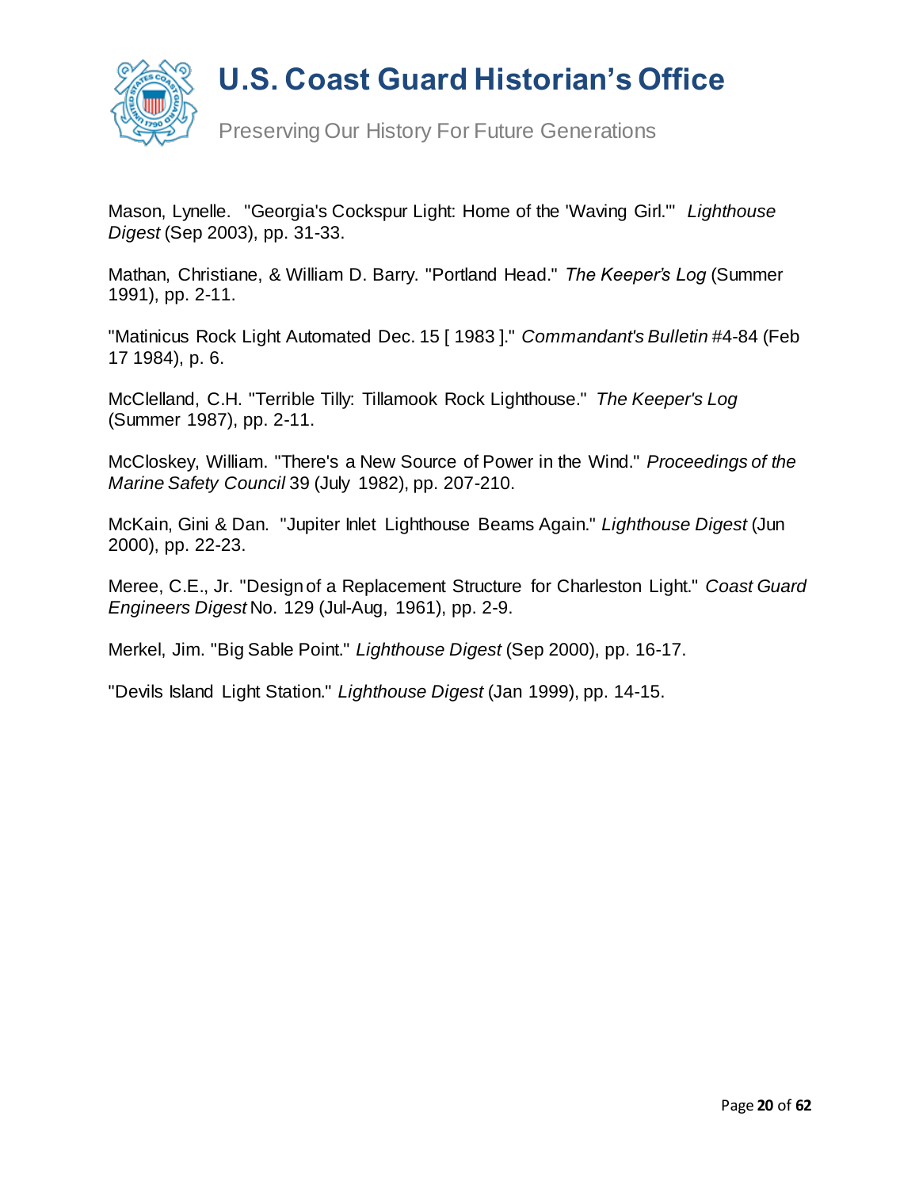Mason, Lynelle. "Georgia's Cockspur Light: Home of the 'Waving Girl.'" *Lighthouse Digest* (Sep 2003), pp. 31-33.

Mathan, Christiane, & William D. Barry. "Portland Head." *The Keeper's Log* (Summer 1991), pp. 2-11.

"Matinicus Rock Light Automated Dec. 15 [ 1983 ]." *Commandant's Bulletin* #4-84 (Feb 17 1984), p. 6.

McClelland, C.H. "Terrible Tilly: Tillamook Rock Lighthouse." *The Keeper's Log* (Summer 1987), pp. 2-11.

McCloskey, William. "There's a New Source of Power in the Wind." *Proceedings of the Marine Safety Council* 39 (July 1982), pp. 207-210.

McKain, Gini & Dan. "Jupiter Inlet Lighthouse Beams Again." *Lighthouse Digest* (Jun 2000), pp. 22-23.

Meree, C.E., Jr. "Design of a Replacement Structure for Charleston Light." *Coast Guard Engineers Digest* No. 129 (Jul-Aug, 1961), pp. 2-9.

Merkel, Jim. "Big Sable Point." *Lighthouse Digest* (Sep 2000), pp. 16-17.

"Devils Island Light Station." *Lighthouse Digest* (Jan 1999), pp. 14-15.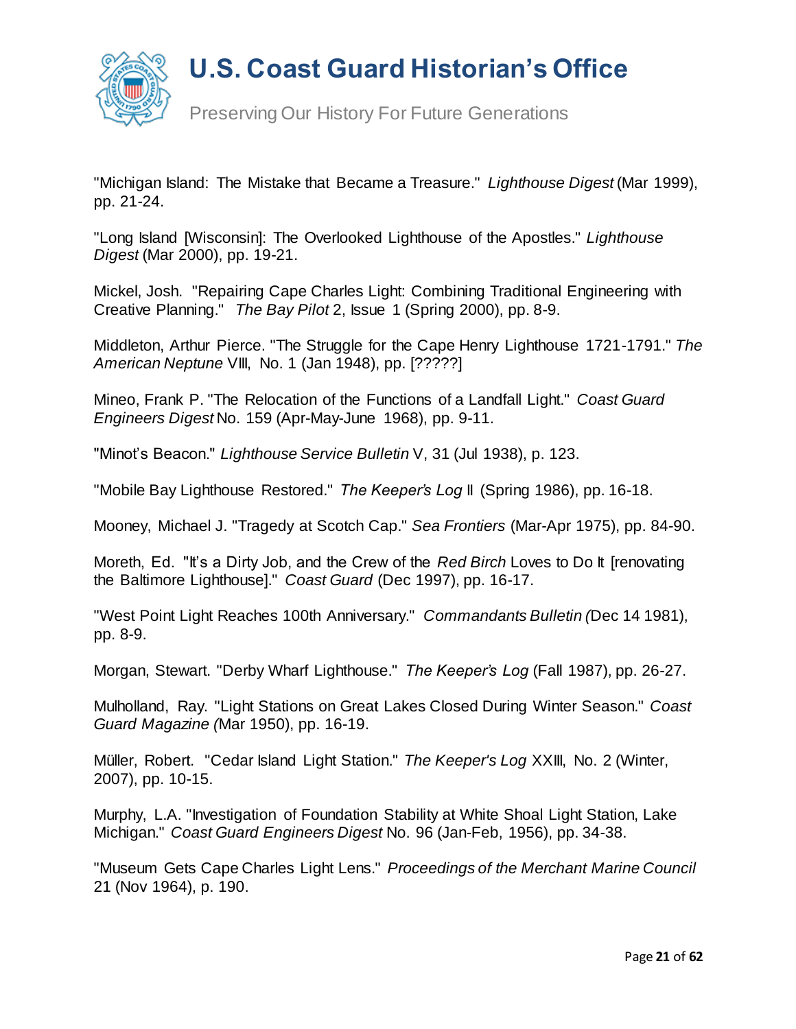"Michigan Island: The Mistake that Became a Treasure." *Lighthouse Digest* (Mar 1999), pp. 21-24.

"Long Island [Wisconsin]: The Overlooked Lighthouse of the Apostles." *Lighthouse Digest* (Mar 2000), pp. 19-21.

Mickel, Josh. "Repairing Cape Charles Light: Combining Traditional Engineering with Creative Planning." *The Bay Pilot* 2, Issue 1 (Spring 2000), pp. 8-9.

Middleton, Arthur Pierce. "The Struggle for the Cape Henry Lighthouse 1721-1791." *The American Neptune* VIII, No. 1 (Jan 1948), pp. [?????]

Mineo, Frank P. "The Relocation of the Functions of a Landfall Light." *Coast Guard Engineers Digest* No. 159 (Apr-May-June 1968), pp. 9-11.

"Minot's Beacon." *Lighthouse Service Bulletin* V, 31 (Jul 1938), p. 123.

"Mobile Bay Lighthouse Restored." *The Keeper's Log* II (Spring 1986), pp. 16-18.

Mooney, Michael J. "Tragedy at Scotch Cap." *Sea Frontiers* (Mar-Apr 1975), pp. 84-90.

Moreth, Ed. "It's a Dirty Job, and the Crew of the *Red Birch* Loves to Do It [renovating the Baltimore Lighthouse]." *Coast Guard* (Dec 1997), pp. 16-17.

"West Point Light Reaches 100th Anniversary." *Commandants Bulletin (*Dec 14 1981), pp. 8-9.

Morgan, Stewart. "Derby Wharf Lighthouse." *The Keeper's Log* (Fall 1987), pp. 26-27.

Mulholland, Ray. "Light Stations on Great Lakes Closed During Winter Season." *Coast Guard Magazine (*Mar 1950), pp. 16-19.

Müller, Robert. "Cedar Island Light Station." *The Keeper's Log* XXIII, No. 2 (Winter, 2007), pp. 10-15.

Murphy, L.A. "Investigation of Foundation Stability at White Shoal Light Station, Lake Michigan." *Coast Guard Engineers Digest* No. 96 (Jan-Feb, 1956), pp. 34-38.

"Museum Gets Cape Charles Light Lens." *Proceedings of the Merchant Marine Council* 21 (Nov 1964), p. 190.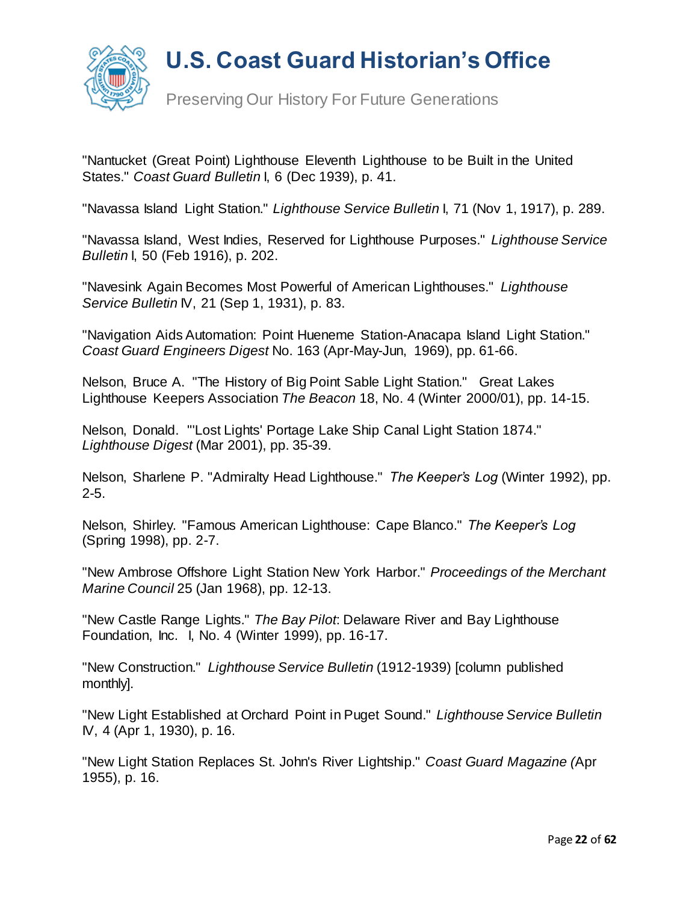"Nantucket (Great Point) Lighthouse Eleventh Lighthouse to be Built in the United States." *Coast Guard Bulletin* I, 6 (Dec 1939), p. 41.

"Navassa Island Light Station." *Lighthouse Service Bulletin* I, 71 (Nov 1, 1917), p. 289.

"Navassa Island, West Indies, Reserved for Lighthouse Purposes." *Lighthouse Service Bulletin* I, 50 (Feb 1916), p. 202.

"Navesink Again Becomes Most Powerful of American Lighthouses." *Lighthouse Service Bulletin* IV, 21 (Sep 1, 1931), p. 83.

"Navigation Aids Automation: Point Hueneme Station-Anacapa Island Light Station." *Coast Guard Engineers Digest* No. 163 (Apr-May-Jun, 1969), pp. 61-66.

Nelson, Bruce A. "The History of Big Point Sable Light Station." Great Lakes Lighthouse Keepers Association *The Beacon* 18, No. 4 (Winter 2000/01), pp. 14-15.

Nelson, Donald. "'Lost Lights' Portage Lake Ship Canal Light Station 1874." *Lighthouse Digest* (Mar 2001), pp. 35-39.

Nelson, Sharlene P. "Admiralty Head Lighthouse." *The Keeper's Log* (Winter 1992), pp. 2-5.

Nelson, Shirley. "Famous American Lighthouse: Cape Blanco." *The Keeper's Log* (Spring 1998), pp. 2-7.

"New Ambrose Offshore Light Station New York Harbor." *Proceedings of the Merchant Marine Council* 25 (Jan 1968), pp. 12-13.

"New Castle Range Lights." *The Bay Pilot*: Delaware River and Bay Lighthouse Foundation, Inc. I, No. 4 (Winter 1999), pp. 16-17.

"New Construction." *Lighthouse Service Bulletin* (1912-1939) [column published monthly].

"New Light Established at Orchard Point in Puget Sound." *Lighthouse Service Bulletin* IV, 4 (Apr 1, 1930), p. 16.

"New Light Station Replaces St. John's River Lightship." *Coast Guard Magazine (*Apr 1955), p. 16.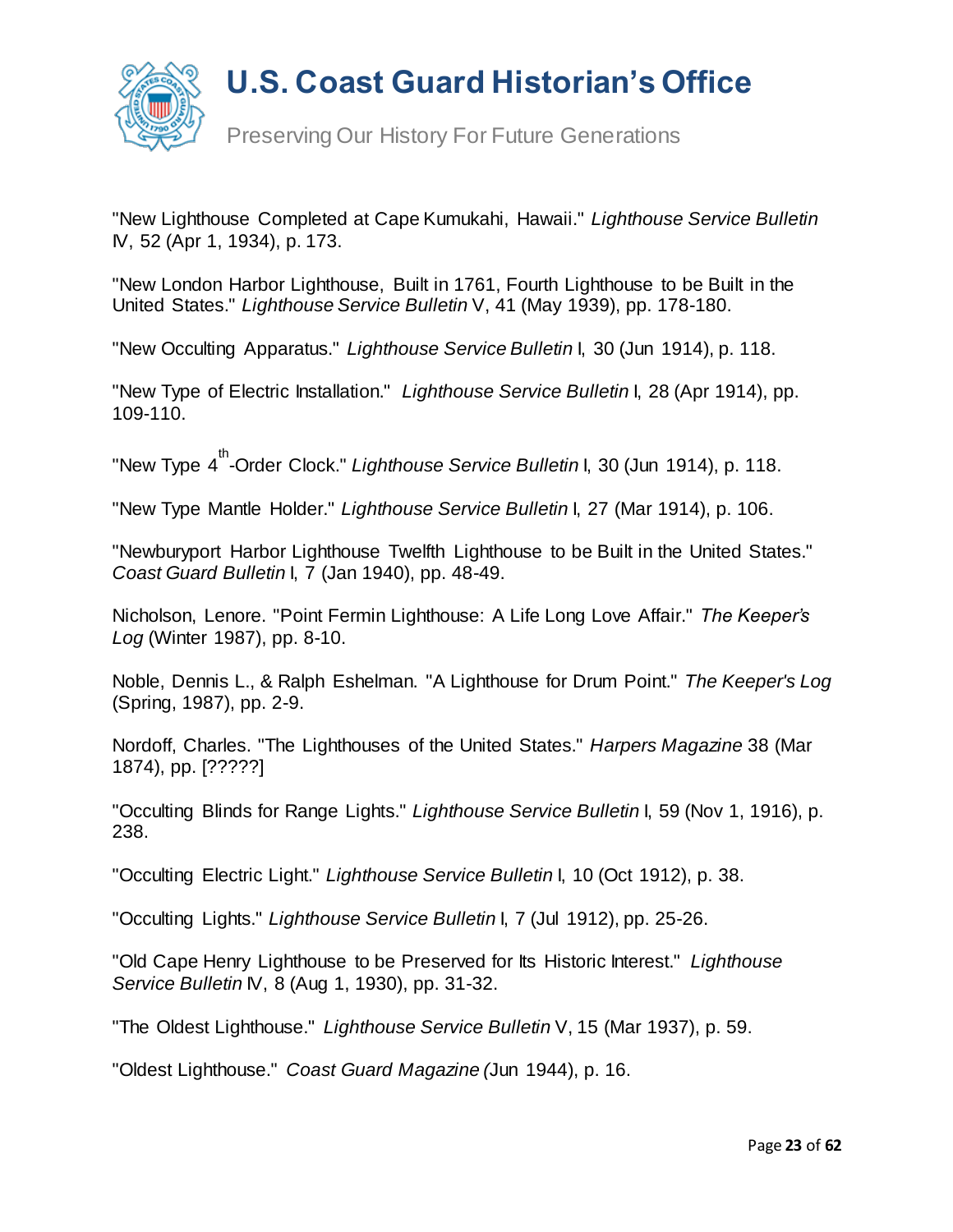"New Lighthouse Completed at Cape Kumukahi, Hawaii." *Lighthouse Service Bulletin* IV, 52 (Apr 1, 1934), p. 173.

"New London Harbor Lighthouse, Built in 1761, Fourth Lighthouse to be Built in the United States." *Lighthouse Service Bulletin* V, 41 (May 1939), pp. 178-180.

"New Occulting Apparatus." *Lighthouse Service Bulletin* I, 30 (Jun 1914), p. 118.

"New Type of Electric Installation." *Lighthouse Service Bulletin* I, 28 (Apr 1914), pp. 109-110.

"New Type 4th-Order Clock." *Lighthouse Service Bulletin* I, 30 (Jun 1914), p. 118.

"New Type Mantle Holder." *Lighthouse Service Bulletin* I, 27 (Mar 1914), p. 106.

"Newburyport Harbor Lighthouse Twelfth Lighthouse to be Built in the United States." *Coast Guard Bulletin* I, 7 (Jan 1940), pp. 48-49.

Nicholson, Lenore. "Point Fermin Lighthouse: A Life Long Love Affair." *The Keeper's Log* (Winter 1987), pp. 8-10.

Noble, Dennis L., & Ralph Eshelman. "A Lighthouse for Drum Point." *The Keeper's Log* (Spring, 1987), pp. 2-9.

Nordoff, Charles. "The Lighthouses of the United States." *Harpers Magazine* 38 (Mar 1874), pp. [?????]

"Occulting Blinds for Range Lights." *Lighthouse Service Bulletin* I, 59 (Nov 1, 1916), p. 238.

"Occulting Electric Light." *Lighthouse Service Bulletin* I, 10 (Oct 1912), p. 38.

"Occulting Lights." *Lighthouse Service Bulletin* I, 7 (Jul 1912), pp. 25-26.

"Old Cape Henry Lighthouse to be Preserved for Its Historic Interest." *Lighthouse Service Bulletin* IV, 8 (Aug 1, 1930), pp. 31-32.

"The Oldest Lighthouse." *Lighthouse Service Bulletin* V, 15 (Mar 1937), p. 59.

"Oldest Lighthouse." *Coast Guard Magazine (*Jun 1944), p. 16.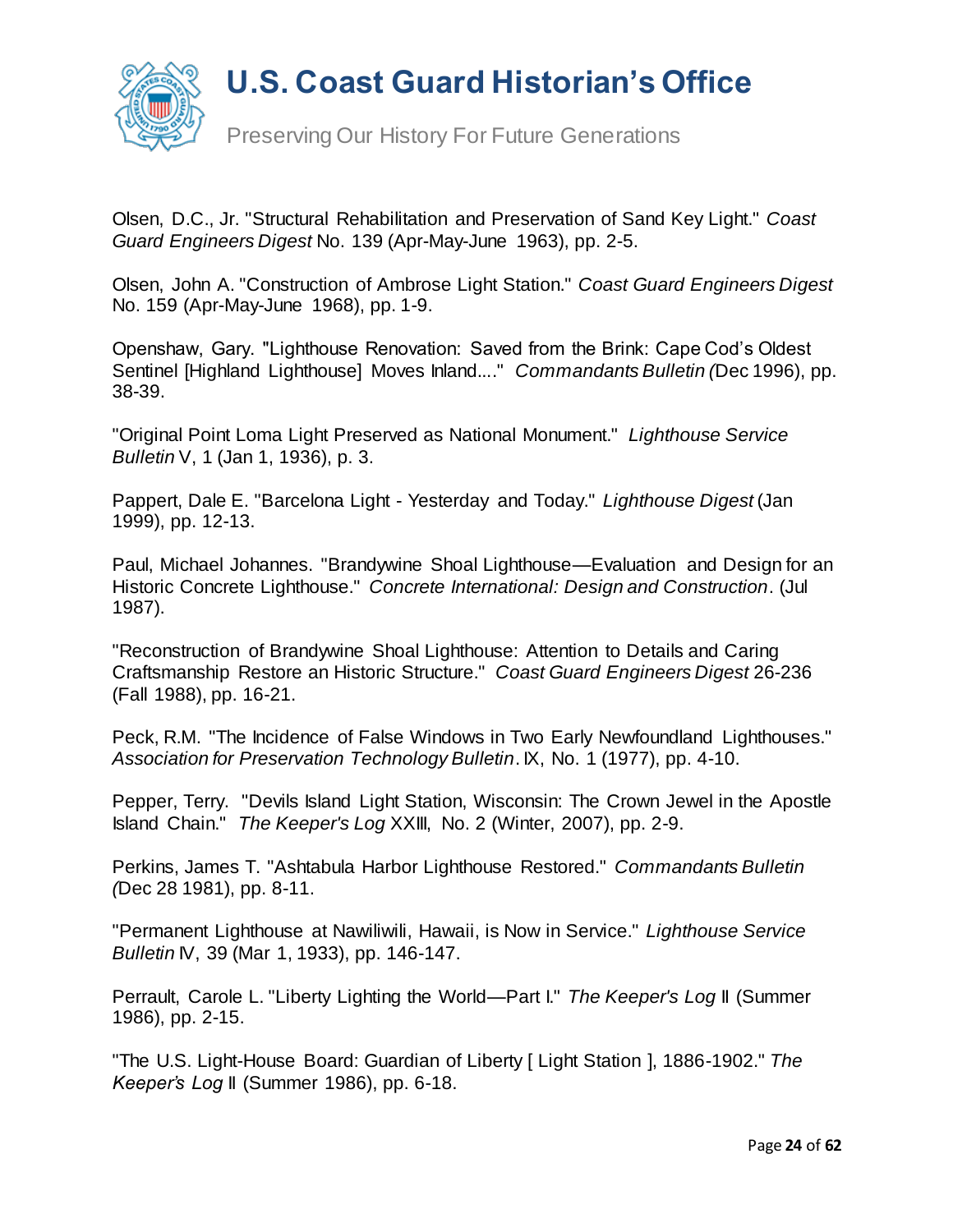Olsen, D.C., Jr. "Structural Rehabilitation and Preservation of Sand Key Light." *Coast Guard Engineers Digest* No. 139 (Apr-May-June 1963), pp. 2-5.

Olsen, John A. "Construction of Ambrose Light Station." *Coast Guard Engineers Digest* No. 159 (Apr-May-June 1968), pp. 1-9.

Openshaw, Gary. "Lighthouse Renovation: Saved from the Brink: Cape Cod's Oldest Sentinel [Highland Lighthouse] Moves Inland...." *Commandants Bulletin (*Dec 1996), pp. 38-39.

"Original Point Loma Light Preserved as National Monument." *Lighthouse Service Bulletin* V, 1 (Jan 1, 1936), p. 3.

Pappert, Dale E. "Barcelona Light - Yesterday and Today." *Lighthouse Digest* (Jan 1999), pp. 12-13.

Paul, Michael Johannes. "Brandywine Shoal Lighthouse—Evaluation and Design for an Historic Concrete Lighthouse." *Concrete International: Design and Construction*. (Jul 1987).

"Reconstruction of Brandywine Shoal Lighthouse: Attention to Details and Caring Craftsmanship Restore an Historic Structure." *Coast Guard Engineers Digest* 26-236 (Fall 1988), pp. 16-21.

Peck, R.M. "The Incidence of False Windows in Two Early Newfoundland Lighthouses." *Association for Preservation Technology Bulletin*. IX, No. 1 (1977), pp. 4-10.

Pepper, Terry. "Devils Island Light Station, Wisconsin: The Crown Jewel in the Apostle Island Chain." *The Keeper's Log* XXIII, No. 2 (Winter, 2007), pp. 2-9.

Perkins, James T. "Ashtabula Harbor Lighthouse Restored." *Commandants Bulletin (*Dec 28 1981), pp. 8-11.

"Permanent Lighthouse at Nawiliwili, Hawaii, is Now in Service." *Lighthouse Service Bulletin* IV, 39 (Mar 1, 1933), pp. 146-147.

Perrault, Carole L. "Liberty Lighting the World—Part I." *The Keeper's Log* II (Summer 1986), pp. 2-15.

"The U.S. Light-House Board: Guardian of Liberty [ Light Station ], 1886-1902." *The Keeper's Log* II (Summer 1986), pp. 6-18.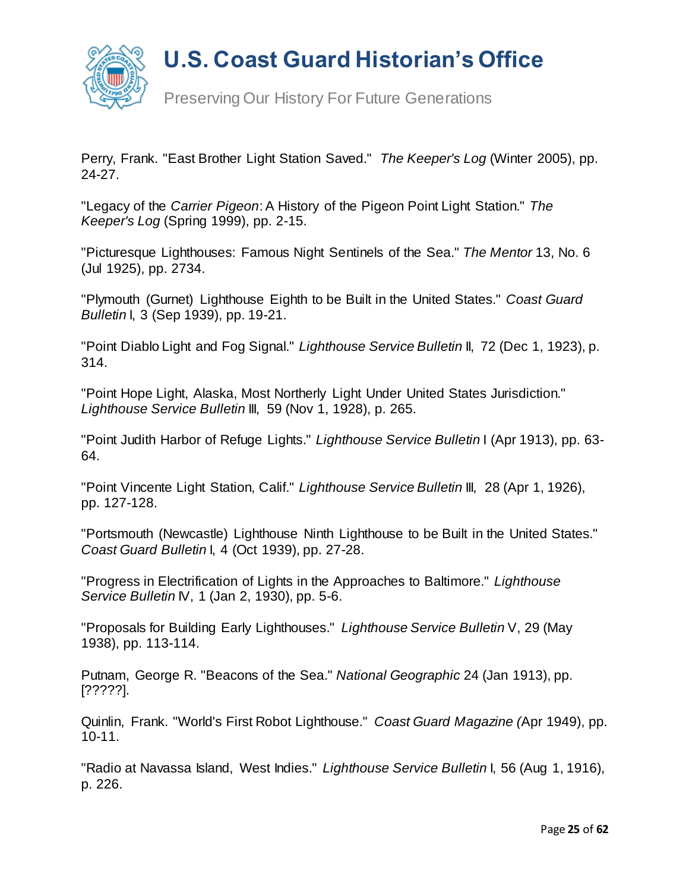Perry, Frank. "East Brother Light Station Saved." *The Keeper's Log* (Winter 2005), pp. 24-27.

"Legacy of the *Carrier Pigeon*: A History of the Pigeon Point Light Station." *The Keeper's Log* (Spring 1999), pp. 2-15.

"Picturesque Lighthouses: Famous Night Sentinels of the Sea." *The Mentor* 13, No. 6 (Jul 1925), pp. 2734.

"Plymouth (Gurnet) Lighthouse Eighth to be Built in the United States." *Coast Guard Bulletin* I, 3 (Sep 1939), pp. 19-21.

"Point Diablo Light and Fog Signal." *Lighthouse Service Bulletin* II, 72 (Dec 1, 1923), p. 314.

"Point Hope Light, Alaska, Most Northerly Light Under United States Jurisdiction." *Lighthouse Service Bulletin* III, 59 (Nov 1, 1928), p. 265.

"Point Judith Harbor of Refuge Lights." *Lighthouse Service Bulletin* I (Apr 1913), pp. 63-64.

"Point Vincente Light Station, Calif." *Lighthouse Service Bulletin* III, 28 (Apr 1, 1926), pp. 127-128.

"Portsmouth (Newcastle) Lighthouse Ninth Lighthouse to be Built in the United States." *Coast Guard Bulletin* I, 4 (Oct 1939), pp. 27-28.

"Progress in Electrification of Lights in the Approaches to Baltimore." *Lighthouse Service Bulletin* IV, 1 (Jan 2, 1930), pp. 5-6.

"Proposals for Building Early Lighthouses." *Lighthouse Service Bulletin* V, 29 (May 1938), pp. 113-114.

Putnam, George R. "Beacons of the Sea." *National Geographic* 24 (Jan 1913), pp. [?????].

Quinlin, Frank. "World's First Robot Lighthouse." *Coast Guard Magazine (*Apr 1949), pp. 10-11.

"Radio at Navassa Island, West Indies." *Lighthouse Service Bulletin* I, 56 (Aug 1, 1916), p. 226.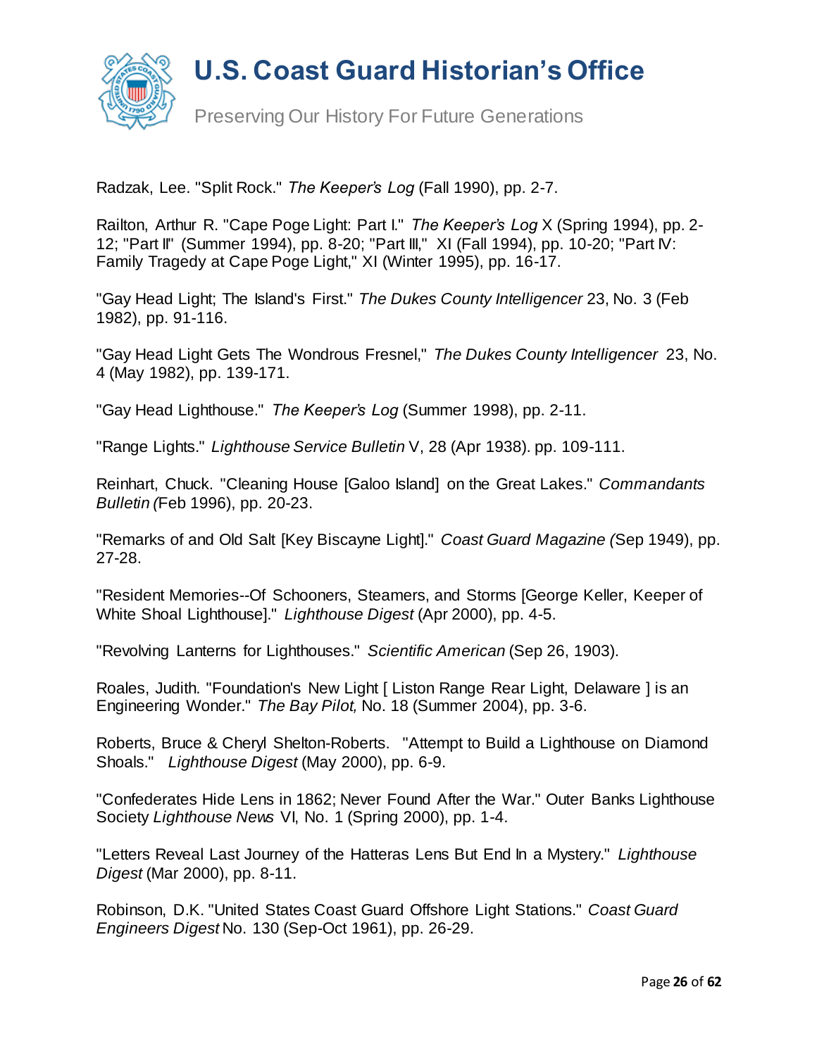Radzak, Lee. "Split Rock." *The Keeper's Log* (Fall 1990), pp. 2-7.

Railton, Arthur R. "Cape Poge Light: Part I." *The Keeper's Log* X (Spring 1994), pp. 2-12; "Part II" (Summer 1994), pp. 8-20; "Part III," XI (Fall 1994), pp. 10-20; "Part IV: Family Tragedy at Cape Poge Light," XI (Winter 1995), pp. 16-17.

"Gay Head Light; The Island's First." *The Dukes County Intelligencer* 23, No. 3 (Feb 1982), pp. 91-116.

"Gay Head Light Gets The Wondrous Fresnel," *The Dukes County Intelligencer* 23, No. 4 (May 1982), pp. 139-171.

"Gay Head Lighthouse." *The Keeper's Log* (Summer 1998), pp. 2-11.

"Range Lights." *Lighthouse Service Bulletin* V, 28 (Apr 1938). pp. 109-111.

Reinhart, Chuck. "Cleaning House [Galoo Island] on the Great Lakes." *Commandants Bulletin (*Feb 1996), pp. 20-23.

"Remarks of and Old Salt [Key Biscayne Light]." *Coast Guard Magazine (*Sep 1949), pp. 27-28.

"Resident Memories--Of Schooners, Steamers, and Storms [George Keller, Keeper of White Shoal Lighthouse]." *Lighthouse Digest* (Apr 2000), pp. 4-5.

"Revolving Lanterns for Lighthouses." *Scientific American* (Sep 26, 1903).

Roales, Judith. "Foundation's New Light [ Liston Range Rear Light, Delaware ] is an Engineering Wonder." *The Bay Pilot,* No. 18 (Summer 2004), pp. 3-6.

Roberts, Bruce & Cheryl Shelton-Roberts. "Attempt to Build a Lighthouse on Diamond Shoals." *Lighthouse Digest* (May 2000), pp. 6-9.

"Confederates Hide Lens in 1862; Never Found After the War." Outer Banks Lighthouse Society *Lighthouse News* VI, No. 1 (Spring 2000), pp. 1-4.

"Letters Reveal Last Journey of the Hatteras Lens But End In a Mystery." *Lighthouse Digest* (Mar 2000), pp. 8-11.

Robinson, D.K. "United States Coast Guard Offshore Light Stations." *Coast Guard Engineers Digest* No. 130 (Sep-Oct 1961), pp. 26-29.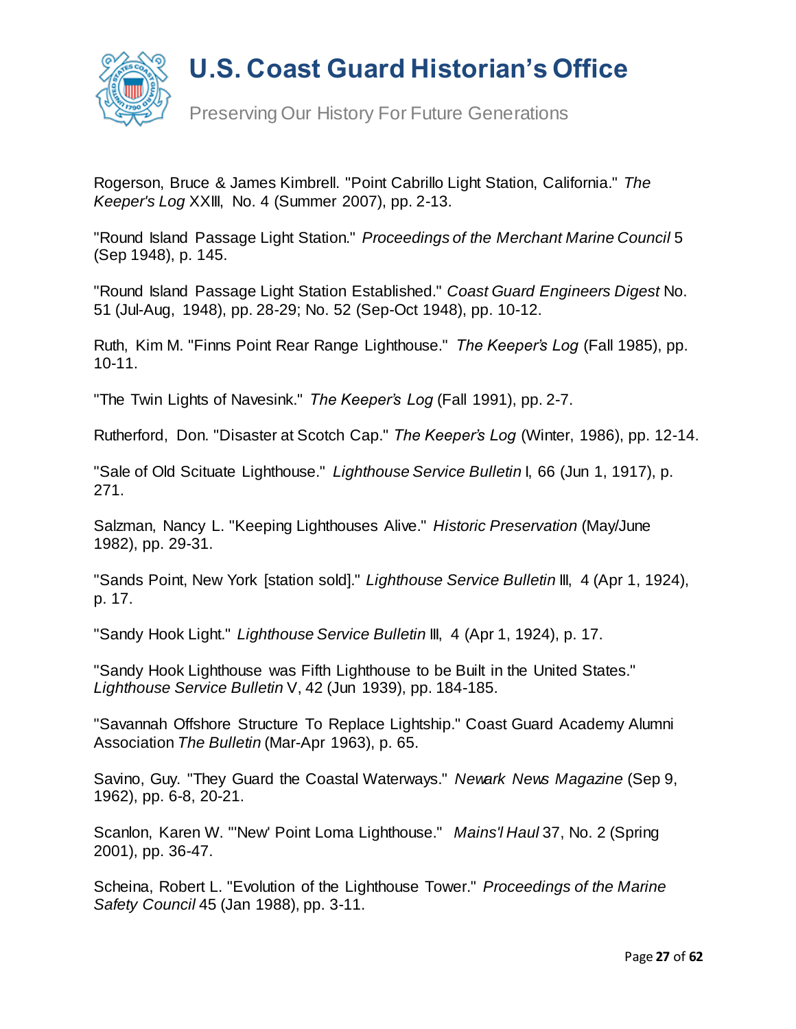Rogerson, Bruce & James Kimbrell. "Point Cabrillo Light Station, California." *The Keeper's Log* XXIII, No. 4 (Summer 2007), pp. 2-13.

"Round Island Passage Light Station." *Proceedings of the Merchant Marine Council* 5 (Sep 1948), p. 145.

"Round Island Passage Light Station Established." *Coast Guard Engineers Digest* No. 51 (Jul-Aug, 1948), pp. 28-29; No. 52 (Sep-Oct 1948), pp. 10-12.

Ruth, Kim M. "Finns Point Rear Range Lighthouse." *The Keeper's Log* (Fall 1985), pp. 10-11.

"The Twin Lights of Navesink." *The Keeper's Log* (Fall 1991), pp. 2-7.

Rutherford, Don. "Disaster at Scotch Cap." *The Keeper's Log* (Winter, 1986), pp. 12-14.

"Sale of Old Scituate Lighthouse." *Lighthouse Service Bulletin* I, 66 (Jun 1, 1917), p. 271.

Salzman, Nancy L. "Keeping Lighthouses Alive." *Historic Preservation* (May/June 1982), pp. 29-31.

"Sands Point, New York [station sold]." *Lighthouse Service Bulletin* III, 4 (Apr 1, 1924), p. 17.

"Sandy Hook Light." *Lighthouse Service Bulletin* III, 4 (Apr 1, 1924), p. 17.

"Sandy Hook Lighthouse was Fifth Lighthouse to be Built in the United States." *Lighthouse Service Bulletin* V, 42 (Jun 1939), pp. 184-185.

"Savannah Offshore Structure To Replace Lightship." Coast Guard Academy Alumni Association *The Bulletin* (Mar-Apr 1963), p. 65.

Savino, Guy. "They Guard the Coastal Waterways." *Newark News Magazine* (Sep 9, 1962), pp. 6-8, 20-21.

Scanlon, Karen W. "'New' Point Loma Lighthouse." *Mains'l Haul* 37, No. 2 (Spring 2001), pp. 36-47.

Scheina, Robert L. "Evolution of the Lighthouse Tower." *Proceedings of the Marine Safety Council* 45 (Jan 1988), pp. 3-11.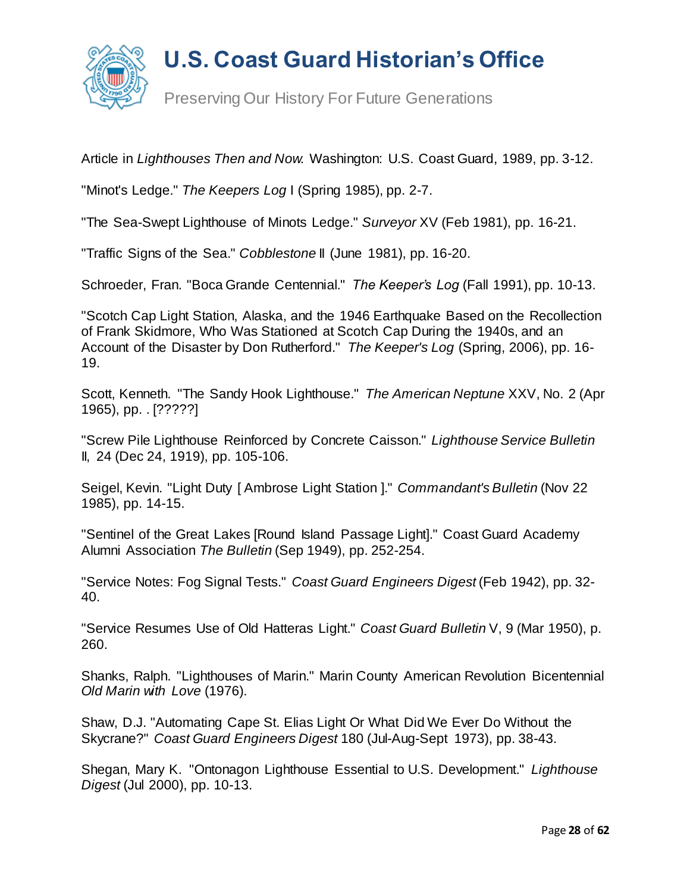Article in *Lighthouses Then and Now.* Washington: U.S. Coast Guard, 1989, pp. 3-12.

"Minot's Ledge." *The Keepers Log* I (Spring 1985), pp. 2-7.

"The Sea-Swept Lighthouse of Minots Ledge." *Surveyor* XV (Feb 1981), pp. 16-21.

"Traffic Signs of the Sea." *Cobblestone* II (June 1981), pp. 16-20.

Schroeder, Fran. "Boca Grande Centennial." *The Keeper's Log* (Fall 1991), pp. 10-13.

"Scotch Cap Light Station, Alaska, and the 1946 Earthquake Based on the Recollection of Frank Skidmore, Who Was Stationed at Scotch Cap During the 1940s, and an Account of the Disaster by Don Rutherford." *The Keeper's Log* (Spring, 2006), pp. 16-19.

Scott, Kenneth. "The Sandy Hook Lighthouse." *The American Neptune* XXV, No. 2 (Apr 1965), pp. . [?????]

"Screw Pile Lighthouse Reinforced by Concrete Caisson." *Lighthouse Service Bulletin* II, 24 (Dec 24, 1919), pp. 105-106.

Seigel, Kevin. "Light Duty [ Ambrose Light Station ]." *Commandant's Bulletin* (Nov 22 1985), pp. 14-15.

"Sentinel of the Great Lakes [Round Island Passage Light]." Coast Guard Academy Alumni Association *The Bulletin* (Sep 1949), pp. 252-254.

"Service Notes: Fog Signal Tests." *Coast Guard Engineers Digest* (Feb 1942), pp. 32-40.

"Service Resumes Use of Old Hatteras Light." *Coast Guard Bulletin* V, 9 (Mar 1950), p. 260.

Shanks, Ralph. "Lighthouses of Marin." Marin County American Revolution Bicentennial *Old Marin with Love* (1976).

Shaw, D.J. "Automating Cape St. Elias Light Or What Did We Ever Do Without the Skycrane?" *Coast Guard Engineers Digest* 180 (Jul-Aug-Sept 1973), pp. 38-43.

Shegan, Mary K. "Ontonagon Lighthouse Essential to U.S. Development." *Lighthouse Digest* (Jul 2000), pp. 10-13.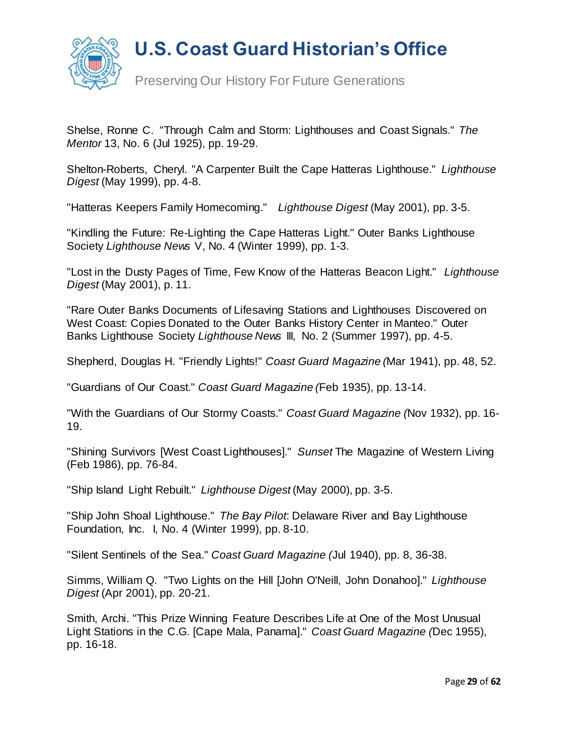Shelse, Ronne C. "Through Calm and Storm: Lighthouses and Coast Signals." *The Mentor* 13, No. 6 (Jul 1925), pp. 19-29.

Shelton-Roberts, Cheryl. "A Carpenter Built the Cape Hatteras Lighthouse." *Lighthouse Digest* (May 1999), pp. 4-8.

"Hatteras Keepers Family Homecoming." *Lighthouse Digest* (May 2001), pp. 3-5.

"Kindling the Future: Re-Lighting the Cape Hatteras Light." Outer Banks Lighthouse Society *Lighthouse News* V, No. 4 (Winter 1999), pp. 1-3.

"Lost in the Dusty Pages of Time, Few Know of the Hatteras Beacon Light." *Lighthouse Digest* (May 2001), p. 11.

"Rare Outer Banks Documents of Lifesaving Stations and Lighthouses Discovered on West Coast: Copies Donated to the Outer Banks History Center in Manteo." Outer Banks Lighthouse Society *Lighthouse News* III, No. 2 (Summer 1997), pp. 4-5.

Shepherd, Douglas H. "Friendly Lights!" *Coast Guard Magazine (*Mar 1941), pp. 48, 52.

"Guardians of Our Coast." *Coast Guard Magazine (*Feb 1935), pp. 13-14.

"With the Guardians of Our Stormy Coasts." *Coast Guard Magazine (*Nov 1932), pp. 16-19.

"Shining Survivors [West Coast Lighthouses]." *Sunset* The Magazine of Western Living (Feb 1986), pp. 76-84.

"Ship Island Light Rebuilt." *Lighthouse Digest* (May 2000), pp. 3-5.

"Ship John Shoal Lighthouse." *The Bay Pilot*: Delaware River and Bay Lighthouse Foundation, Inc. I, No. 4 (Winter 1999), pp. 8-10.

"Silent Sentinels of the Sea." *Coast Guard Magazine (*Jul 1940), pp. 8, 36-38.

Simms, William Q. "Two Lights on the Hill [John O'Neill, John Donahoo]." *Lighthouse Digest* (Apr 2001), pp. 20-21.

Smith, Archi. "This Prize Winning Feature Describes Life at One of the Most Unusual Light Stations in the C.G. [Cape Mala, Panama]." *Coast Guard Magazine (*Dec 1955), pp. 16-18.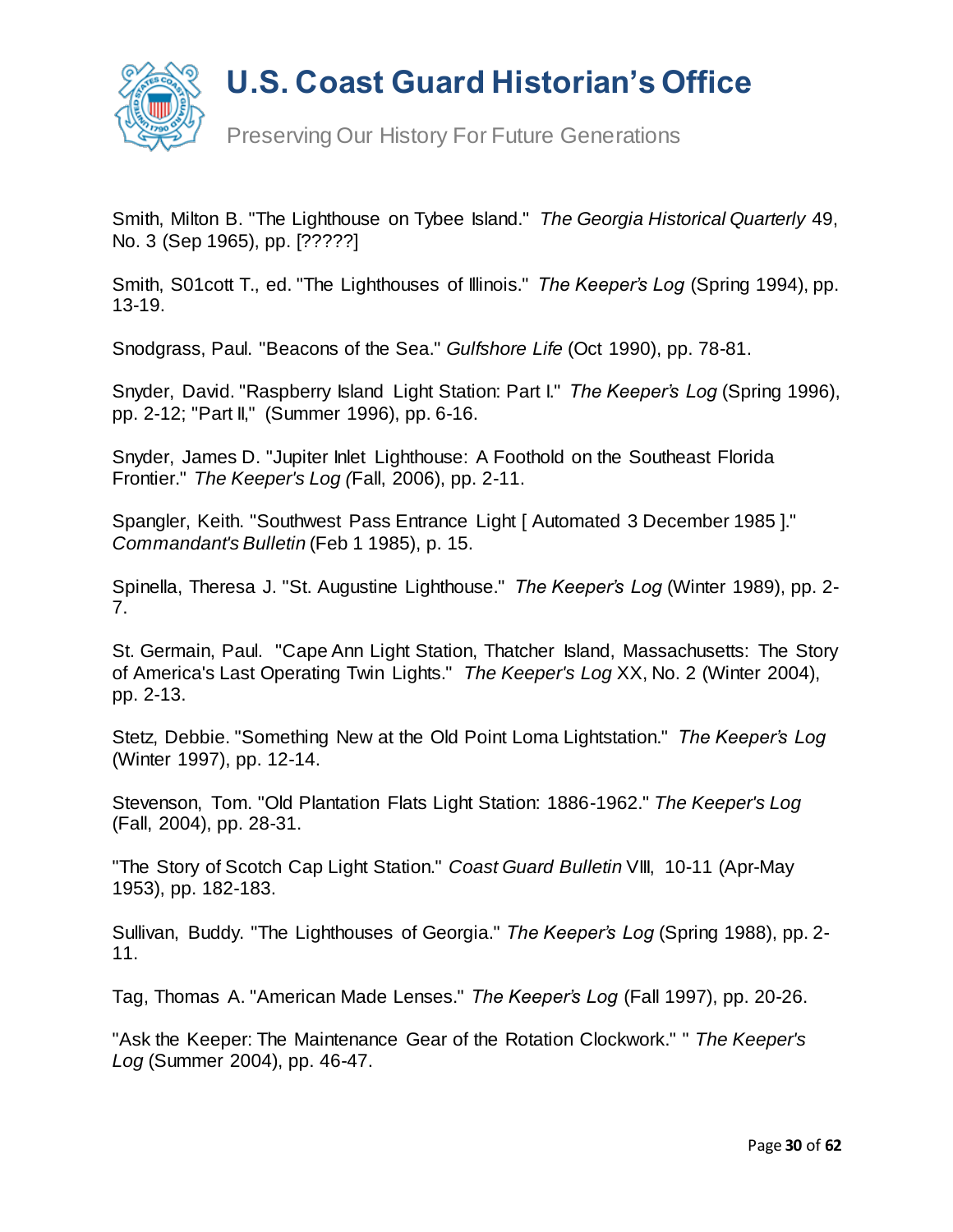Smith, Milton B. "The Lighthouse on Tybee Island." *The Georgia Historical Quarterly* 49, No. 3 (Sep 1965), pp. [?????]

Smith, S01cott T., ed. "The Lighthouses of Illinois." *The Keeper's Log* (Spring 1994), pp. 13-19.

Snodgrass, Paul. "Beacons of the Sea." *Gulfshore Life* (Oct 1990), pp. 78-81.

Snyder, David. "Raspberry Island Light Station: Part I." *The Keeper's Log* (Spring 1996), pp. 2-12; "Part II," (Summer 1996), pp. 6-16.

Snyder, James D. "Jupiter Inlet Lighthouse: A Foothold on the Southeast Florida Frontier." *The Keeper's Log (*Fall, 2006), pp. 2-11.

Spangler, Keith. "Southwest Pass Entrance Light [ Automated 3 December 1985 ]." *Commandant's Bulletin* (Feb 1 1985), p. 15.

Spinella, Theresa J. "St. Augustine Lighthouse." *The Keeper's Log* (Winter 1989), pp. 2-7.

St. Germain, Paul. "Cape Ann Light Station, Thatcher Island, Massachusetts: The Story of America's Last Operating Twin Lights." *The Keeper's Log* XX, No. 2 (Winter 2004), pp. 2-13.

Stetz, Debbie. "Something New at the Old Point Loma Lightstation." *The Keeper's Log* (Winter 1997), pp. 12-14.

Stevenson, Tom. "Old Plantation Flats Light Station: 1886-1962." *The Keeper's Log* (Fall, 2004), pp. 28-31.

"The Story of Scotch Cap Light Station." *Coast Guard Bulletin* VIII, 10-11 (Apr-May 1953), pp. 182-183.

Sullivan, Buddy. "The Lighthouses of Georgia." *The Keeper's Log* (Spring 1988), pp. 2-11.

Tag, Thomas A. "American Made Lenses." *The Keeper's Log* (Fall 1997), pp. 20-26.

"Ask the Keeper: The Maintenance Gear of the Rotation Clockwork." " *The Keeper's Log* (Summer 2004), pp. 46-47.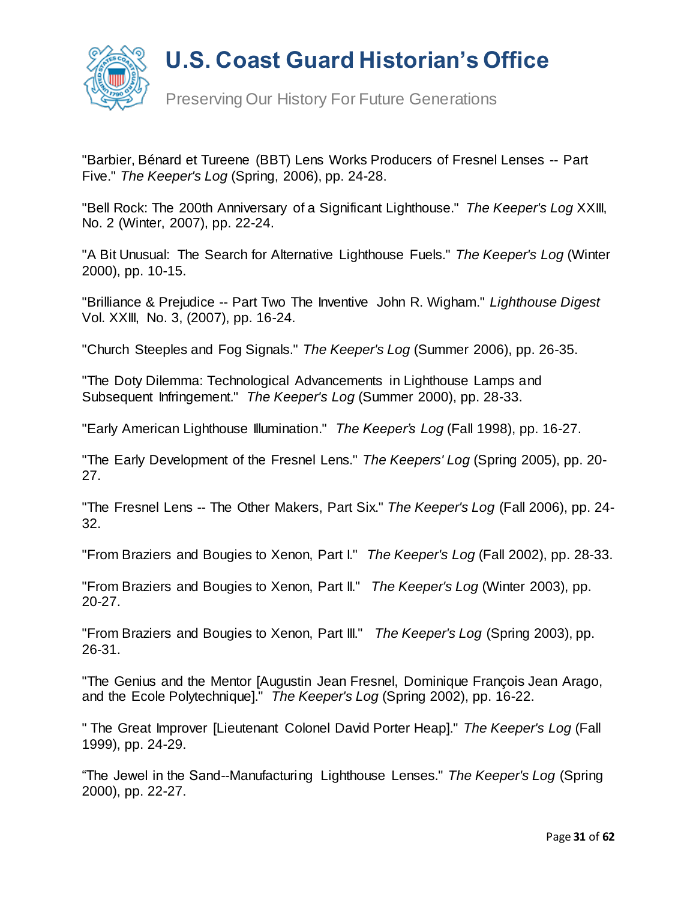"Barbier, Bénard et Tureene (BBT) Lens Works Producers of Fresnel Lenses -- Part Five." *The Keeper's Log* (Spring, 2006), pp. 24-28.

"Bell Rock: The 200th Anniversary of a Significant Lighthouse." *The Keeper's Log* XXIII, No. 2 (Winter, 2007), pp. 22-24.

"A Bit Unusual: The Search for Alternative Lighthouse Fuels." *The Keeper's Log* (Winter 2000), pp. 10-15.

"Brilliance & Prejudice -- Part Two The Inventive John R. Wigham." *Lighthouse Digest* Vol. XXIII, No. 3, (2007), pp. 16-24.

"Church Steeples and Fog Signals." *The Keeper's Log* (Summer 2006), pp. 26-35.

"The Doty Dilemma: Technological Advancements in Lighthouse Lamps and Subsequent Infringement." *The Keeper's Log* (Summer 2000), pp. 28-33.

"Early American Lighthouse Illumination." *The Keeper's Log* (Fall 1998), pp. 16-27.

"The Early Development of the Fresnel Lens." *The Keepers' Log* (Spring 2005), pp. 20-27.

"The Fresnel Lens -- The Other Makers, Part Six." *The Keeper's Log* (Fall 2006), pp. 24-32.

"From Braziers and Bougies to Xenon, Part I." *The Keeper's Log* (Fall 2002), pp. 28-33.

"From Braziers and Bougies to Xenon, Part II." *The Keeper's Log* (Winter 2003), pp. 20-27.

"From Braziers and Bougies to Xenon, Part III." *The Keeper's Log* (Spring 2003), pp. 26-31.

"The Genius and the Mentor [Augustin Jean Fresnel, Dominique François Jean Arago, and the Ecole Polytechnique]." *The Keeper's Log* (Spring 2002), pp. 16-22.

" The Great Improver [Lieutenant Colonel David Porter Heap]." *The Keeper's Log* (Fall 1999), pp. 24-29.

"The Jewel in the Sand--Manufacturing Lighthouse Lenses." *The Keeper's Log* (Spring 2000), pp. 22-27.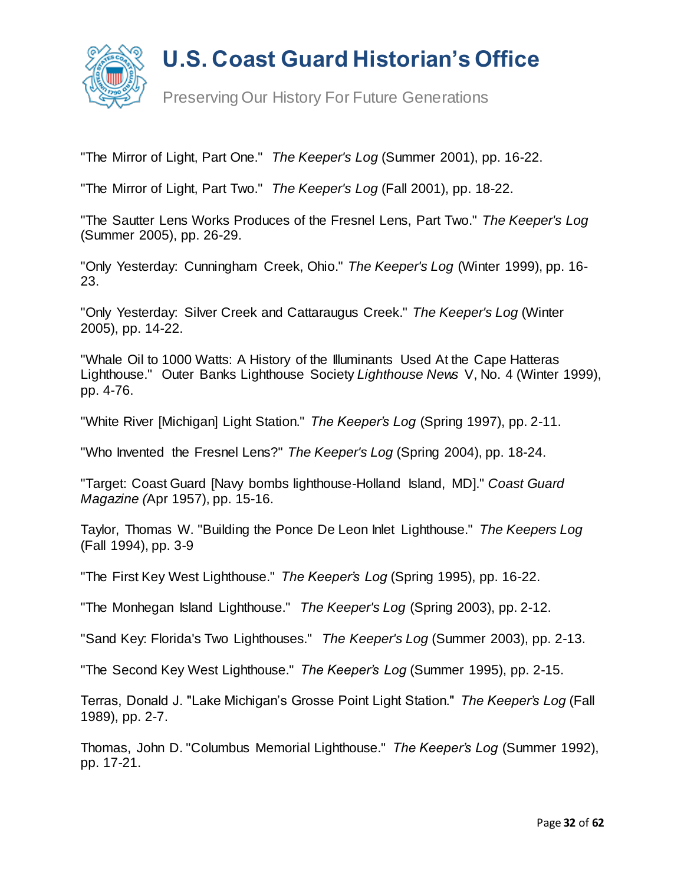"The Mirror of Light, Part One." *The Keeper's Log* (Summer 2001), pp. 16-22.

"The Mirror of Light, Part Two." *The Keeper's Log* (Fall 2001), pp. 18-22.

"The Sautter Lens Works Produces of the Fresnel Lens, Part Two." *The Keeper's Log* (Summer 2005), pp. 26-29.

"Only Yesterday: Cunningham Creek, Ohio." *The Keeper's Log* (Winter 1999), pp. 16-23.

"Only Yesterday: Silver Creek and Cattaraugus Creek." *The Keeper's Log* (Winter 2005), pp. 14-22.

"Whale Oil to 1000 Watts: A History of the Illuminants Used At the Cape Hatteras Lighthouse." Outer Banks Lighthouse Society *Lighthouse News* V, No. 4 (Winter 1999), pp. 4-76.

"White River [Michigan] Light Station." *The Keeper's Log* (Spring 1997), pp. 2-11.

"Who Invented the Fresnel Lens?" *The Keeper's Log* (Spring 2004), pp. 18-24.

"Target: Coast Guard [Navy bombs lighthouse-Holland Island, MD]." *Coast Guard Magazine (*Apr 1957), pp. 15-16.

Taylor, Thomas W. "Building the Ponce De Leon Inlet Lighthouse." *The Keepers Log* (Fall 1994), pp. 3-9

"The First Key West Lighthouse." *The Keeper's Log* (Spring 1995), pp. 16-22.

"The Monhegan Island Lighthouse." *The Keeper's Log* (Spring 2003), pp. 2-12.

"Sand Key: Florida's Two Lighthouses." *The Keeper's Log* (Summer 2003), pp. 2-13.

"The Second Key West Lighthouse." *The Keeper's Log* (Summer 1995), pp. 2-15.

Terras, Donald J. "Lake Michigan's Grosse Point Light Station." *The Keeper's Log* (Fall 1989), pp. 2-7.

Thomas, John D. "Columbus Memorial Lighthouse." *The Keeper's Log* (Summer 1992), pp. 17-21.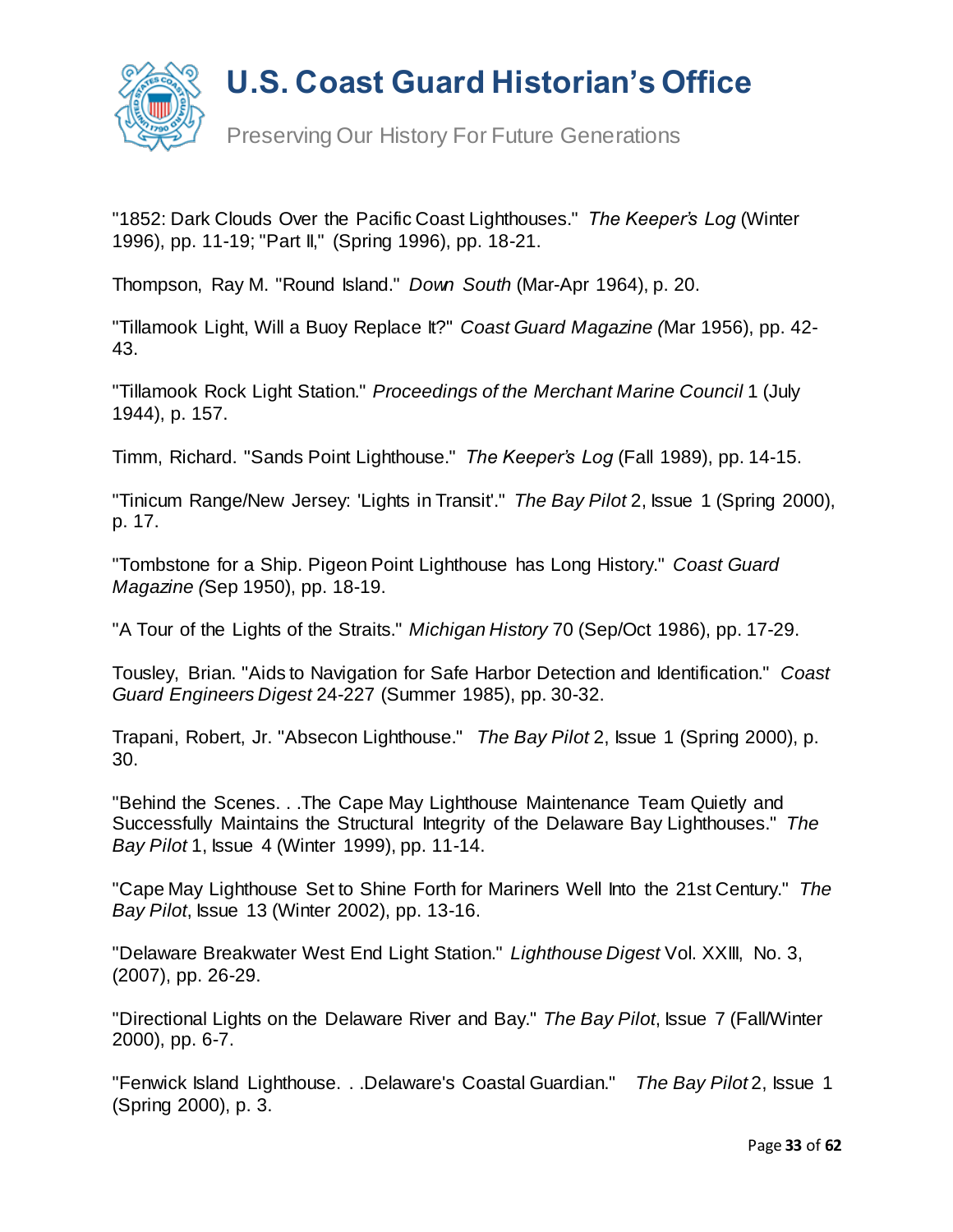"1852: Dark Clouds Over the Pacific Coast Lighthouses." *The Keeper's Log* (Winter 1996), pp. 11-19; "Part II," (Spring 1996), pp. 18-21.

Thompson, Ray M. "Round Island." *Down South* (Mar-Apr 1964), p. 20.

"Tillamook Light, Will a Buoy Replace It?" *Coast Guard Magazine (*Mar 1956), pp. 42-43.

"Tillamook Rock Light Station." *Proceedings of the Merchant Marine Council* 1 (July 1944), p. 157.

Timm, Richard. "Sands Point Lighthouse." *The Keeper's Log* (Fall 1989), pp. 14-15.

"Tinicum Range/New Jersey: 'Lights in Transit'." *The Bay Pilot* 2, Issue 1 (Spring 2000), p. 17.

"Tombstone for a Ship. Pigeon Point Lighthouse has Long History." *Coast Guard Magazine (*Sep 1950), pp. 18-19.

"A Tour of the Lights of the Straits." *Michigan History* 70 (Sep/Oct 1986), pp. 17-29.

Tousley, Brian. "Aids to Navigation for Safe Harbor Detection and Identification." *Coast Guard Engineers Digest* 24-227 (Summer 1985), pp. 30-32.

Trapani, Robert, Jr. "Absecon Lighthouse." *The Bay Pilot* 2, Issue 1 (Spring 2000), p. 30.

"Behind the Scenes. . .The Cape May Lighthouse Maintenance Team Quietly and Successfully Maintains the Structural Integrity of the Delaware Bay Lighthouses." *The Bay Pilot* 1, Issue 4 (Winter 1999), pp. 11-14.

"Cape May Lighthouse Set to Shine Forth for Mariners Well Into the 21st Century." *The Bay Pilot*, Issue 13 (Winter 2002), pp. 13-16.

"Delaware Breakwater West End Light Station." *Lighthouse Digest* Vol. XXIII, No. 3, (2007), pp. 26-29.

"Directional Lights on the Delaware River and Bay." *The Bay Pilot*, Issue 7 (Fall/Winter 2000), pp. 6-7.

"Fenwick Island Lighthouse. . .Delaware's Coastal Guardian." *The Bay Pilot* 2, Issue 1 (Spring 2000), p. 3.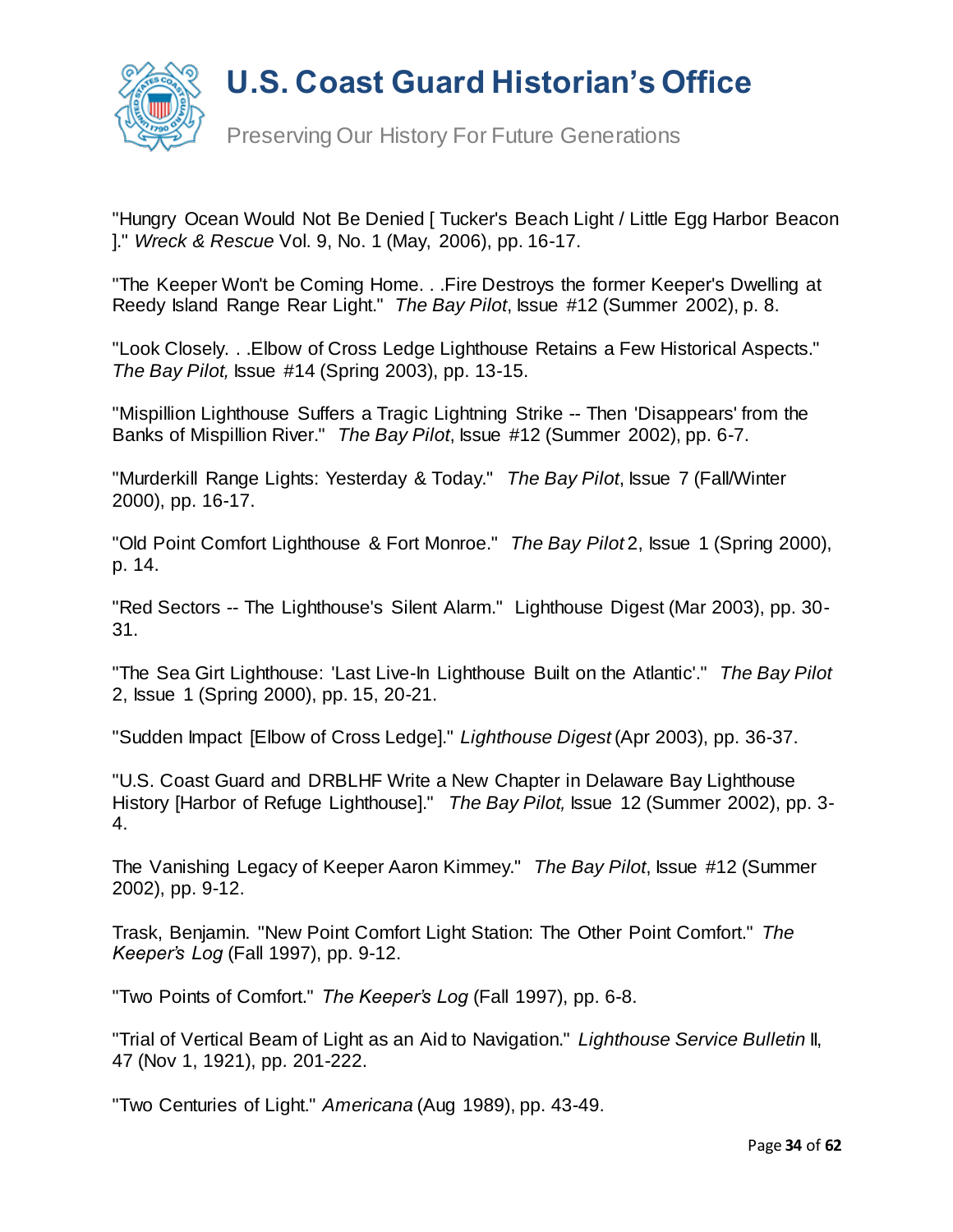"Hungry Ocean Would Not Be Denied [ Tucker's Beach Light / Little Egg Harbor Beacon ]." *Wreck & Rescue* Vol. 9, No. 1 (May, 2006), pp. 16-17.

"The Keeper Won't be Coming Home. . .Fire Destroys the former Keeper's Dwelling at Reedy Island Range Rear Light." *The Bay Pilot*, Issue #12 (Summer 2002), p. 8.

"Look Closely. . .Elbow of Cross Ledge Lighthouse Retains a Few Historical Aspects." *The Bay Pilot,* Issue #14 (Spring 2003), pp. 13-15.

"Mispillion Lighthouse Suffers a Tragic Lightning Strike -- Then 'Disappears' from the Banks of Mispillion River." *The Bay Pilot*, Issue #12 (Summer 2002), pp. 6-7.

"Murderkill Range Lights: Yesterday & Today." *The Bay Pilot*, Issue 7 (Fall/Winter 2000), pp. 16-17.

"Old Point Comfort Lighthouse & Fort Monroe." *The Bay Pilot* 2, Issue 1 (Spring 2000), p. 14.

"Red Sectors -- The Lighthouse's Silent Alarm." Lighthouse Digest (Mar 2003), pp. 30-31.

"The Sea Girt Lighthouse: 'Last Live-In Lighthouse Built on the Atlantic'." *The Bay Pilot* 2, Issue 1 (Spring 2000), pp. 15, 20-21.

"Sudden Impact [Elbow of Cross Ledge]." *Lighthouse Digest* (Apr 2003), pp. 36-37.

"U.S. Coast Guard and DRBLHF Write a New Chapter in Delaware Bay Lighthouse History [Harbor of Refuge Lighthouse]." *The Bay Pilot,* Issue 12 (Summer 2002), pp. 3-4.

The Vanishing Legacy of Keeper Aaron Kimmey." *The Bay Pilot*, Issue #12 (Summer 2002), pp. 9-12.

Trask, Benjamin. "New Point Comfort Light Station: The Other Point Comfort." *The Keeper's Log* (Fall 1997), pp. 9-12.

"Two Points of Comfort." *The Keeper's Log* (Fall 1997), pp. 6-8.

"Trial of Vertical Beam of Light as an Aid to Navigation." *Lighthouse Service Bulletin* II, 47 (Nov 1, 1921), pp. 201-222.

"Two Centuries of Light." *Americana* (Aug 1989), pp. 43-49.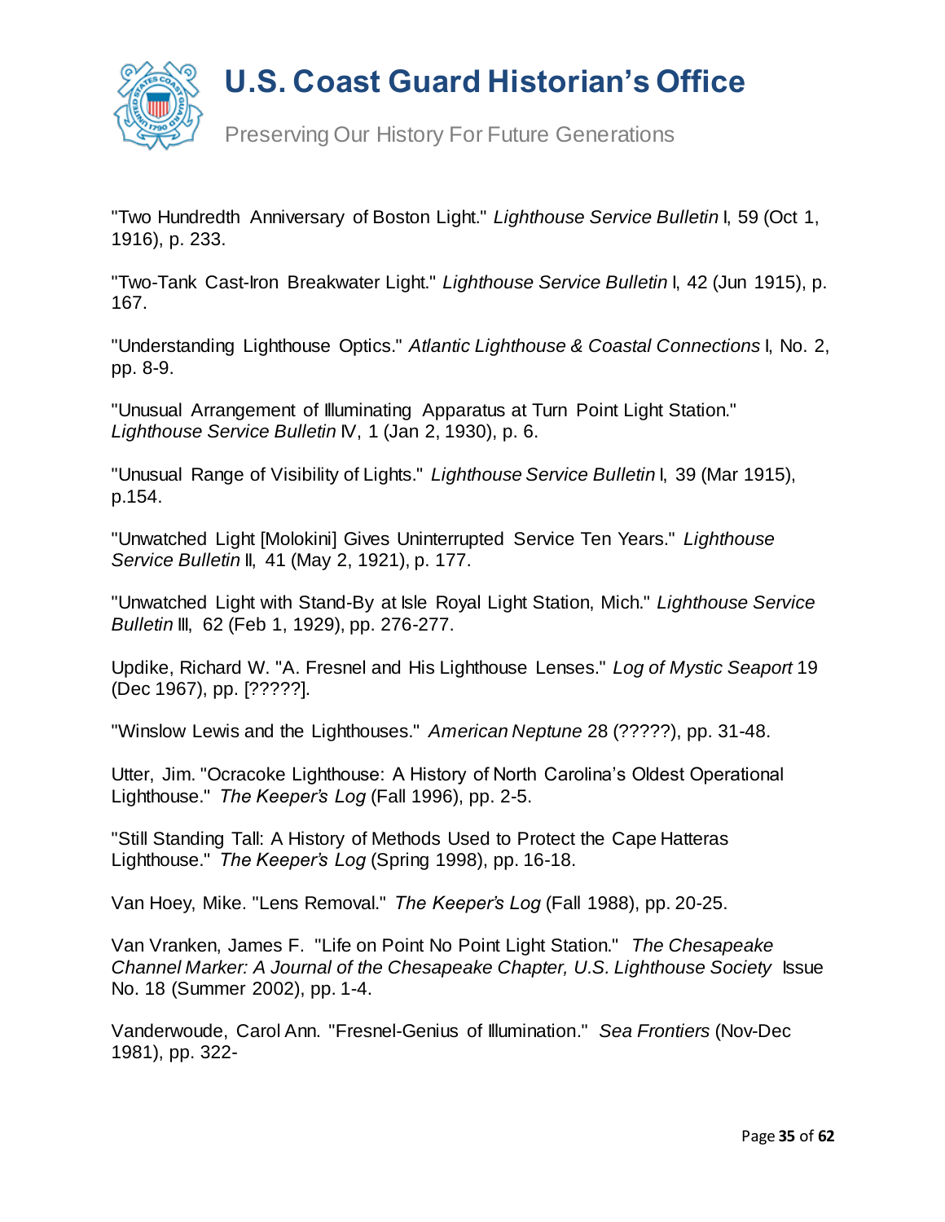"Two Hundredth Anniversary of Boston Light." *Lighthouse Service Bulletin* I, 59 (Oct 1, 1916), p. 233.

"Two-Tank Cast-Iron Breakwater Light." *Lighthouse Service Bulletin* I, 42 (Jun 1915), p. 167.

"Understanding Lighthouse Optics." *Atlantic Lighthouse & Coastal Connections* I, No. 2, pp. 8-9.

"Unusual Arrangement of Illuminating Apparatus at Turn Point Light Station." *Lighthouse Service Bulletin* IV, 1 (Jan 2, 1930), p. 6.

"Unusual Range of Visibility of Lights." *Lighthouse Service Bulletin* I, 39 (Mar 1915), p.154.

"Unwatched Light [Molokini] Gives Uninterrupted Service Ten Years." *Lighthouse Service Bulletin* II, 41 (May 2, 1921), p. 177.

"Unwatched Light with Stand-By at Isle Royal Light Station, Mich." *Lighthouse Service Bulletin* III, 62 (Feb 1, 1929), pp. 276-277.

Updike, Richard W. "A. Fresnel and His Lighthouse Lenses." *Log of Mystic Seaport* 19 (Dec 1967), pp. [?????].

"Winslow Lewis and the Lighthouses." *American Neptune* 28 (?????), pp. 31-48.

Utter, Jim. "Ocracoke Lighthouse: A History of North Carolina's Oldest Operational Lighthouse." *The Keeper's Log* (Fall 1996), pp. 2-5.

"Still Standing Tall: A History of Methods Used to Protect the Cape Hatteras Lighthouse." *The Keeper's Log* (Spring 1998), pp. 16-18.

Van Hoey, Mike. "Lens Removal." *The Keeper's Log* (Fall 1988), pp. 20-25.

Van Vranken, James F. "Life on Point No Point Light Station." *The Chesapeake Channel Marker: A Journal of the Chesapeake Chapter, U.S. Lighthouse Society* Issue No. 18 (Summer 2002), pp. 1-4.

Vanderwoude, Carol Ann. "Fresnel-Genius of Illumination." *Sea Frontiers* (Nov-Dec 1981), pp. 322-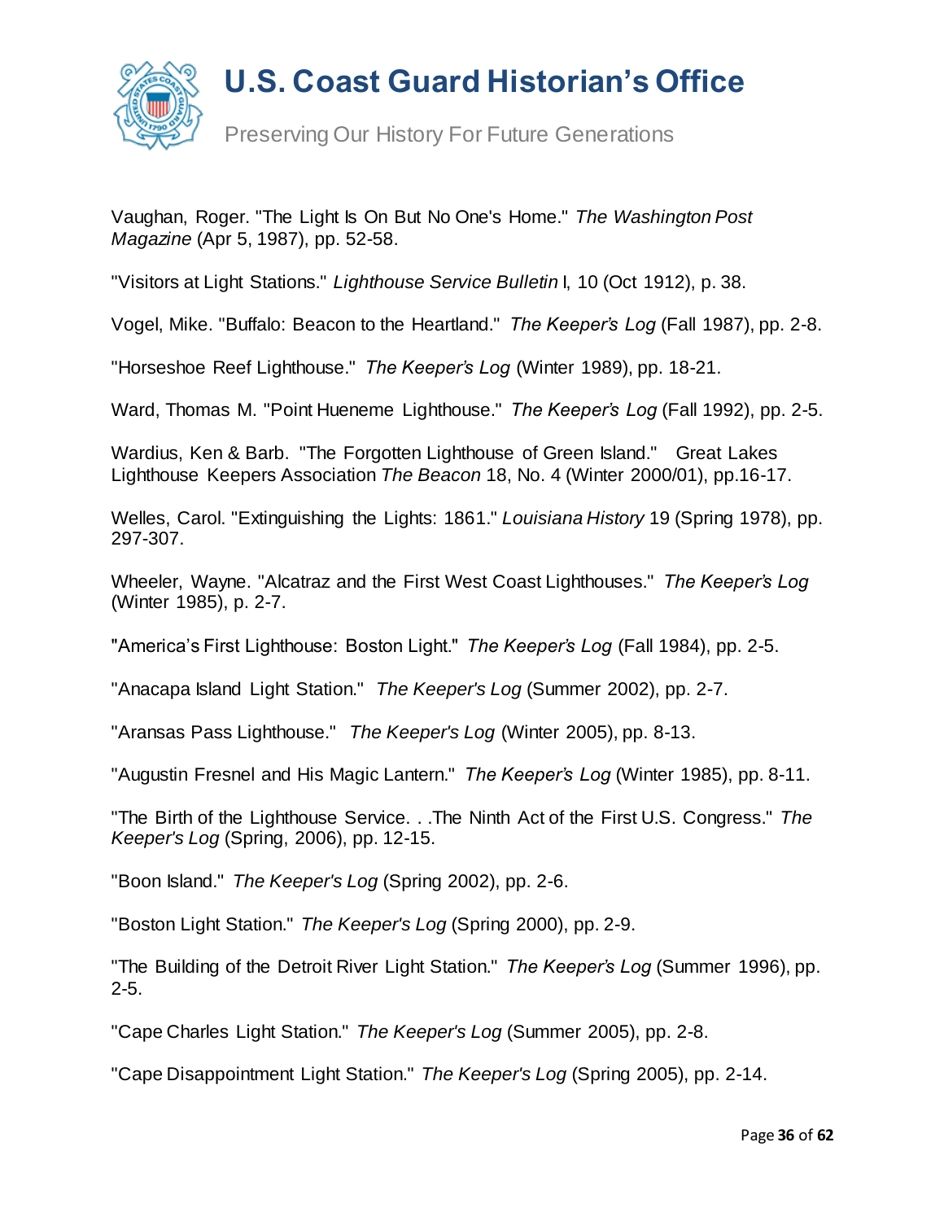Vaughan, Roger. "The Light Is On But No One's Home." *The Washington Post Magazine* (Apr 5, 1987), pp. 52-58.

"Visitors at Light Stations." *Lighthouse Service Bulletin* I, 10 (Oct 1912), p. 38.

Vogel, Mike. "Buffalo: Beacon to the Heartland." *The Keeper's Log* (Fall 1987), pp. 2-8.

"Horseshoe Reef Lighthouse." *The Keeper's Log* (Winter 1989), pp. 18-21.

Ward, Thomas M. "Point Hueneme Lighthouse." *The Keeper's Log* (Fall 1992), pp. 2-5.

Wardius, Ken & Barb. "The Forgotten Lighthouse of Green Island." Great Lakes Lighthouse Keepers Association *The Beacon* 18, No. 4 (Winter 2000/01), pp.16-17.

Welles, Carol. "Extinguishing the Lights: 1861." *Louisiana History* 19 (Spring 1978), pp. 297-307.

Wheeler, Wayne. "Alcatraz and the First West Coast Lighthouses." *The Keeper's Log* (Winter 1985), p. 2-7.

"America's First Lighthouse: Boston Light." *The Keeper's Log* (Fall 1984), pp. 2-5.

"Anacapa Island Light Station." *The Keeper's Log* (Summer 2002), pp. 2-7.

"Aransas Pass Lighthouse." *The Keeper's Log* (Winter 2005), pp. 8-13.

"Augustin Fresnel and His Magic Lantern." *The Keeper's Log* (Winter 1985), pp. 8-11.

"The Birth of the Lighthouse Service. . .The Ninth Act of the First U.S. Congress." *The Keeper's Log* (Spring, 2006), pp. 12-15.

"Boon Island." *The Keeper's Log* (Spring 2002), pp. 2-6.

"Boston Light Station." *The Keeper's Log* (Spring 2000), pp. 2-9.

"The Building of the Detroit River Light Station." *The Keeper's Log* (Summer 1996), pp. 2-5.

"Cape Charles Light Station." *The Keeper's Log* (Summer 2005), pp. 2-8.

"Cape Disappointment Light Station." *The Keeper's Log* (Spring 2005), pp. 2-14.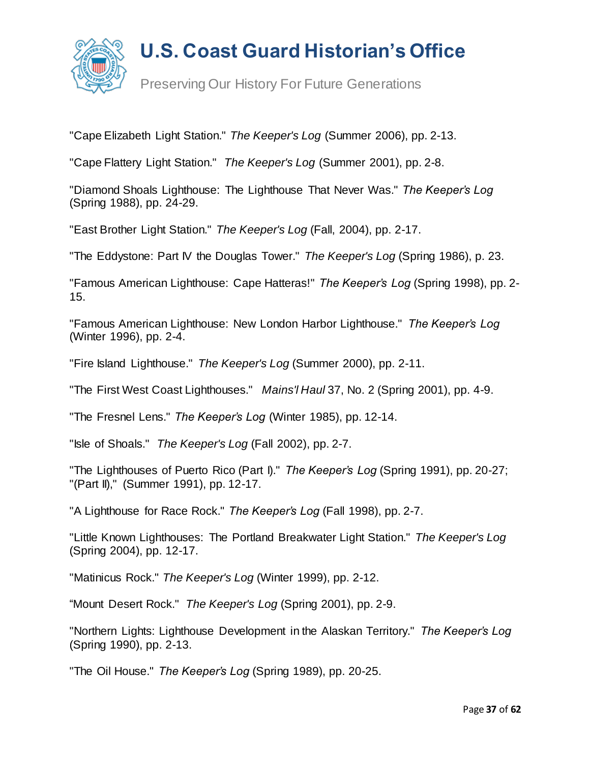"Cape Elizabeth Light Station." *The Keeper's Log* (Summer 2006), pp. 2-13.

"Cape Flattery Light Station." *The Keeper's Log* (Summer 2001), pp. 2-8.

"Diamond Shoals Lighthouse: The Lighthouse That Never Was." *The Keeper's Log* (Spring 1988), pp. 24-29.

"East Brother Light Station." *The Keeper's Log* (Fall, 2004), pp. 2-17.

"The Eddystone: Part IV the Douglas Tower." *The Keeper's Log* (Spring 1986), p. 23.

"Famous American Lighthouse: Cape Hatteras!" *The Keeper's Log* (Spring 1998), pp. 2-15.

"Famous American Lighthouse: New London Harbor Lighthouse." *The Keeper's Log* (Winter 1996), pp. 2-4.

"Fire Island Lighthouse." *The Keeper's Log* (Summer 2000), pp. 2-11.

"The First West Coast Lighthouses." *Mains'l Haul* 37, No. 2 (Spring 2001), pp. 4-9.

"The Fresnel Lens." *The Keeper's Log* (Winter 1985), pp. 12-14.

"Isle of Shoals." *The Keeper's Log* (Fall 2002), pp. 2-7.

"The Lighthouses of Puerto Rico (Part I)." *The Keeper's Log* (Spring 1991), pp. 20-27; "(Part II)," (Summer 1991), pp. 12-17.

"A Lighthouse for Race Rock." *The Keeper's Log* (Fall 1998), pp. 2-7.

"Little Known Lighthouses: The Portland Breakwater Light Station." *The Keeper's Log* (Spring 2004), pp. 12-17.

"Matinicus Rock." *The Keeper's Log* (Winter 1999), pp. 2-12.

"Mount Desert Rock." *The Keeper's Log* (Spring 2001), pp. 2-9.

"Northern Lights: Lighthouse Development in the Alaskan Territory." *The Keeper's Log* (Spring 1990), pp. 2-13.

"The Oil House." *The Keeper's Log* (Spring 1989), pp. 20-25.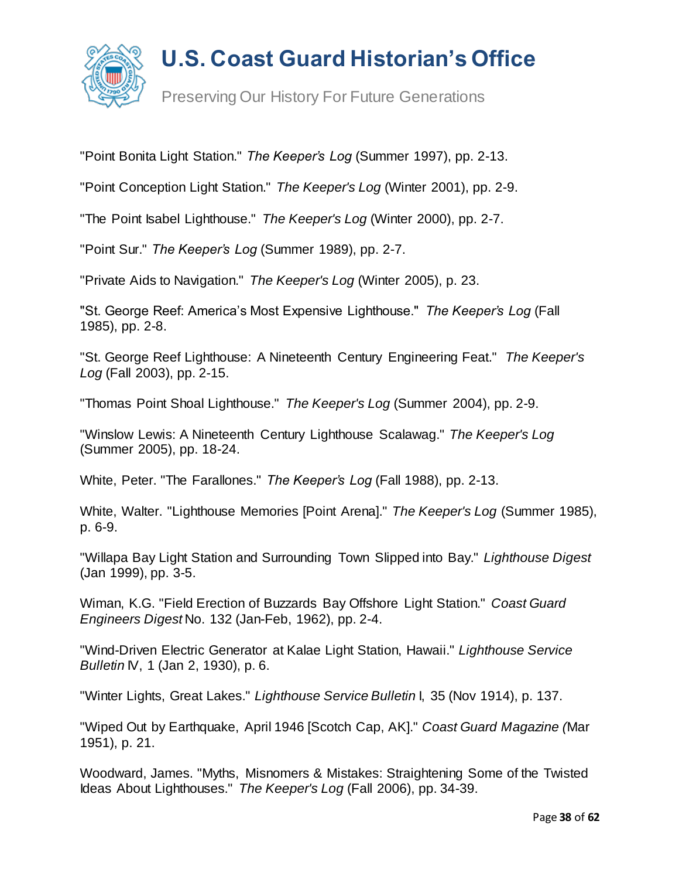"Point Bonita Light Station." *The Keeper's Log* (Summer 1997), pp. 2-13.

"Point Conception Light Station." *The Keeper's Log* (Winter 2001), pp. 2-9.

"The Point Isabel Lighthouse." *The Keeper's Log* (Winter 2000), pp. 2-7.

"Point Sur." *The Keeper's Log* (Summer 1989), pp. 2-7.

"Private Aids to Navigation." *The Keeper's Log* (Winter 2005), p. 23.

"St. George Reef: America's Most Expensive Lighthouse." *The Keeper's Log* (Fall 1985), pp. 2-8.

"St. George Reef Lighthouse: A Nineteenth Century Engineering Feat." *The Keeper's Log* (Fall 2003), pp. 2-15.

"Thomas Point Shoal Lighthouse." *The Keeper's Log* (Summer 2004), pp. 2-9.

"Winslow Lewis: A Nineteenth Century Lighthouse Scalawag." *The Keeper's Log* (Summer 2005), pp. 18-24.

White, Peter. "The Farallones." *The Keeper's Log* (Fall 1988), pp. 2-13.

White, Walter. "Lighthouse Memories [Point Arena]." *The Keeper's Log* (Summer 1985), p. 6-9.

"Willapa Bay Light Station and Surrounding Town Slipped into Bay." *Lighthouse Digest* (Jan 1999), pp. 3-5.

Wiman, K.G. "Field Erection of Buzzards Bay Offshore Light Station." *Coast Guard Engineers Digest* No. 132 (Jan-Feb, 1962), pp. 2-4.

"Wind-Driven Electric Generator at Kalae Light Station, Hawaii." *Lighthouse Service Bulletin* IV, 1 (Jan 2, 1930), p. 6.

"Winter Lights, Great Lakes." *Lighthouse Service Bulletin* I, 35 (Nov 1914), p. 137.

"Wiped Out by Earthquake, April 1946 [Scotch Cap, AK]." *Coast Guard Magazine* (Mar 1951), p. 21.

Woodward, James. "Myths, Misnomers & Mistakes: Straightening Some of the Twisted Ideas About Lighthouses." *The Keeper's Log* (Fall 2006), pp. 34-39.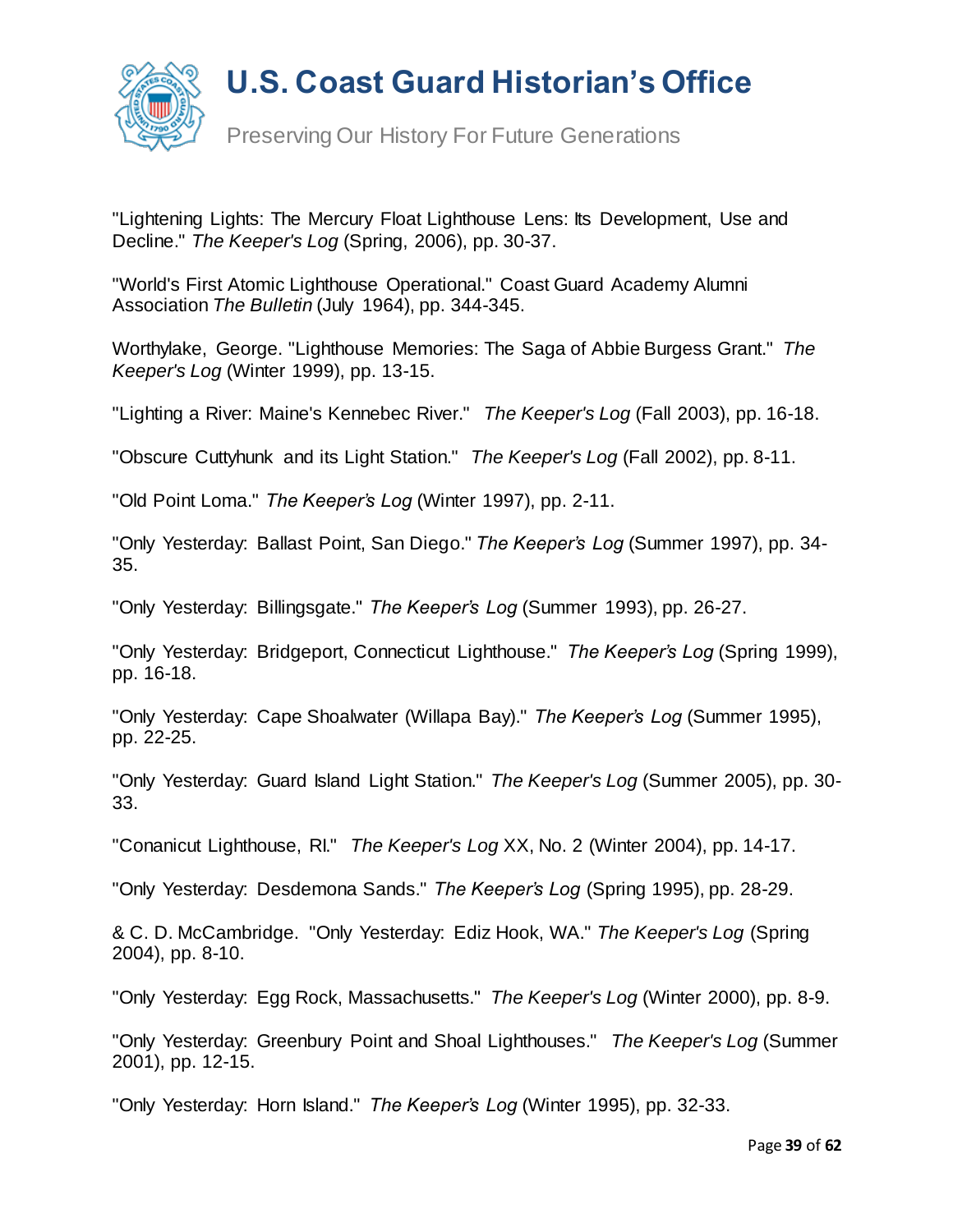"Lightening Lights: The Mercury Float Lighthouse Lens: Its Development, Use and Decline." *The Keeper's Log* (Spring, 2006), pp. 30-37.

"World's First Atomic Lighthouse Operational." Coast Guard Academy Alumni Association *The Bulletin* (July 1964), pp. 344-345.

Worthylake, George. "Lighthouse Memories: The Saga of Abbie Burgess Grant." *The Keeper's Log* (Winter 1999), pp. 13-15.

"Lighting a River: Maine's Kennebec River." *The Keeper's Log* (Fall 2003), pp. 16-18.

"Obscure Cuttyhunk and its Light Station." *The Keeper's Log* (Fall 2002), pp. 8-11.

"Old Point Loma." *The Keeper's Log* (Winter 1997), pp. 2-11.

"Only Yesterday: Ballast Point, San Diego." *The Keeper's Log* (Summer 1997), pp. 34-35.

"Only Yesterday: Billingsgate." *The Keeper's Log* (Summer 1993), pp. 26-27.

"Only Yesterday: Bridgeport, Connecticut Lighthouse." *The Keeper's Log* (Spring 1999), pp. 16-18.

"Only Yesterday: Cape Shoalwater (Willapa Bay)." *The Keeper's Log* (Summer 1995), pp. 22-25.

"Only Yesterday: Guard Island Light Station." *The Keeper's Log* (Summer 2005), pp. 30-33.

"Conanicut Lighthouse, RI." *The Keeper's Log* XX, No. 2 (Winter 2004), pp. 14-17.

"Only Yesterday: Desdemona Sands." *The Keeper's Log* (Spring 1995), pp. 28-29.

& C. D. McCambridge. "Only Yesterday: Ediz Hook, WA." *The Keeper's Log* (Spring 2004), pp. 8-10.

"Only Yesterday: Egg Rock, Massachusetts." *The Keeper's Log* (Winter 2000), pp. 8-9.

"Only Yesterday: Greenbury Point and Shoal Lighthouses." *The Keeper's Log* (Summer 2001), pp. 12-15.

"Only Yesterday: Horn Island." *The Keeper's Log* (Winter 1995), pp. 32-33.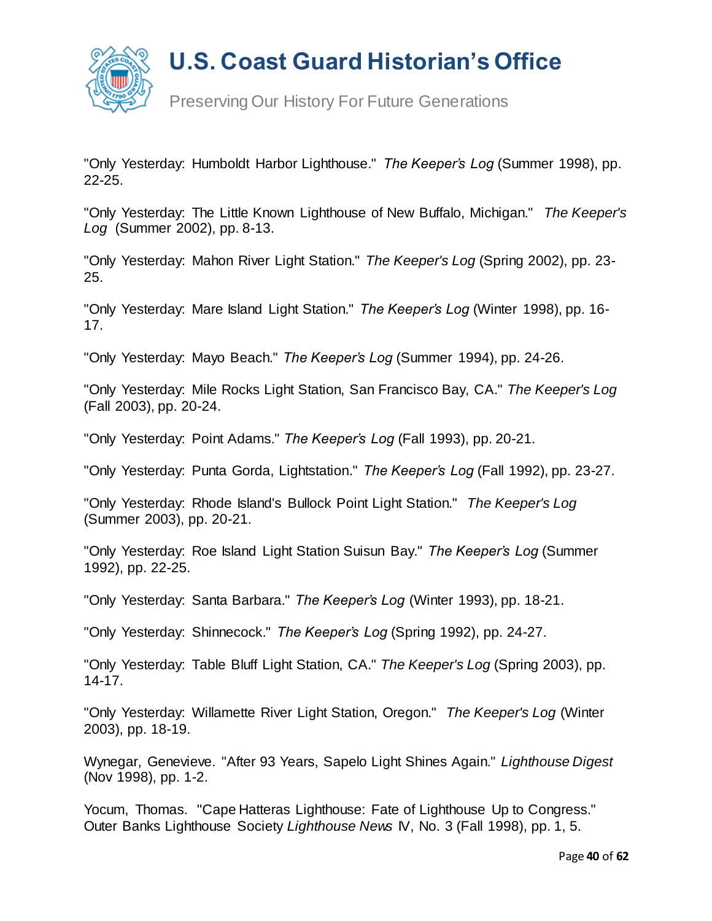"Only Yesterday: Humboldt Harbor Lighthouse." *The Keeper's Log* (Summer 1998), pp. 22-25.

"Only Yesterday: The Little Known Lighthouse of New Buffalo, Michigan." *The Keeper's Log* (Summer 2002), pp. 8-13.

"Only Yesterday: Mahon River Light Station." *The Keeper's Log* (Spring 2002), pp. 23-25.

"Only Yesterday: Mare Island Light Station." *The Keeper's Log* (Winter 1998), pp. 16-17.

"Only Yesterday: Mayo Beach." *The Keeper's Log* (Summer 1994), pp. 24-26.

"Only Yesterday: Mile Rocks Light Station, San Francisco Bay, CA." *The Keeper's Log* (Fall 2003), pp. 20-24.

"Only Yesterday: Point Adams." *The Keeper's Log* (Fall 1993), pp. 20-21.

"Only Yesterday: Punta Gorda, Lightstation." *The Keeper's Log* (Fall 1992), pp. 23-27.

"Only Yesterday: Rhode Island's Bullock Point Light Station." *The Keeper's Log* (Summer 2003), pp. 20-21.

"Only Yesterday: Roe Island Light Station Suisun Bay." *The Keeper's Log* (Summer 1992), pp. 22-25.

"Only Yesterday: Santa Barbara." *The Keeper's Log* (Winter 1993), pp. 18-21.

"Only Yesterday: Shinnecock." *The Keeper's Log* (Spring 1992), pp. 24-27.

"Only Yesterday: Table Bluff Light Station, CA." *The Keeper's Log* (Spring 2003), pp. 14-17.

"Only Yesterday: Willamette River Light Station, Oregon." *The Keeper's Log* (Winter 2003), pp. 18-19.

Wynegar, Genevieve. "After 93 Years, Sapelo Light Shines Again." *Lighthouse Digest* (Nov 1998), pp. 1-2.

Yocum, Thomas. "Cape Hatteras Lighthouse: Fate of Lighthouse Up to Congress." Outer Banks Lighthouse Society *Lighthouse News* IV, No. 3 (Fall 1998), pp. 1, 5.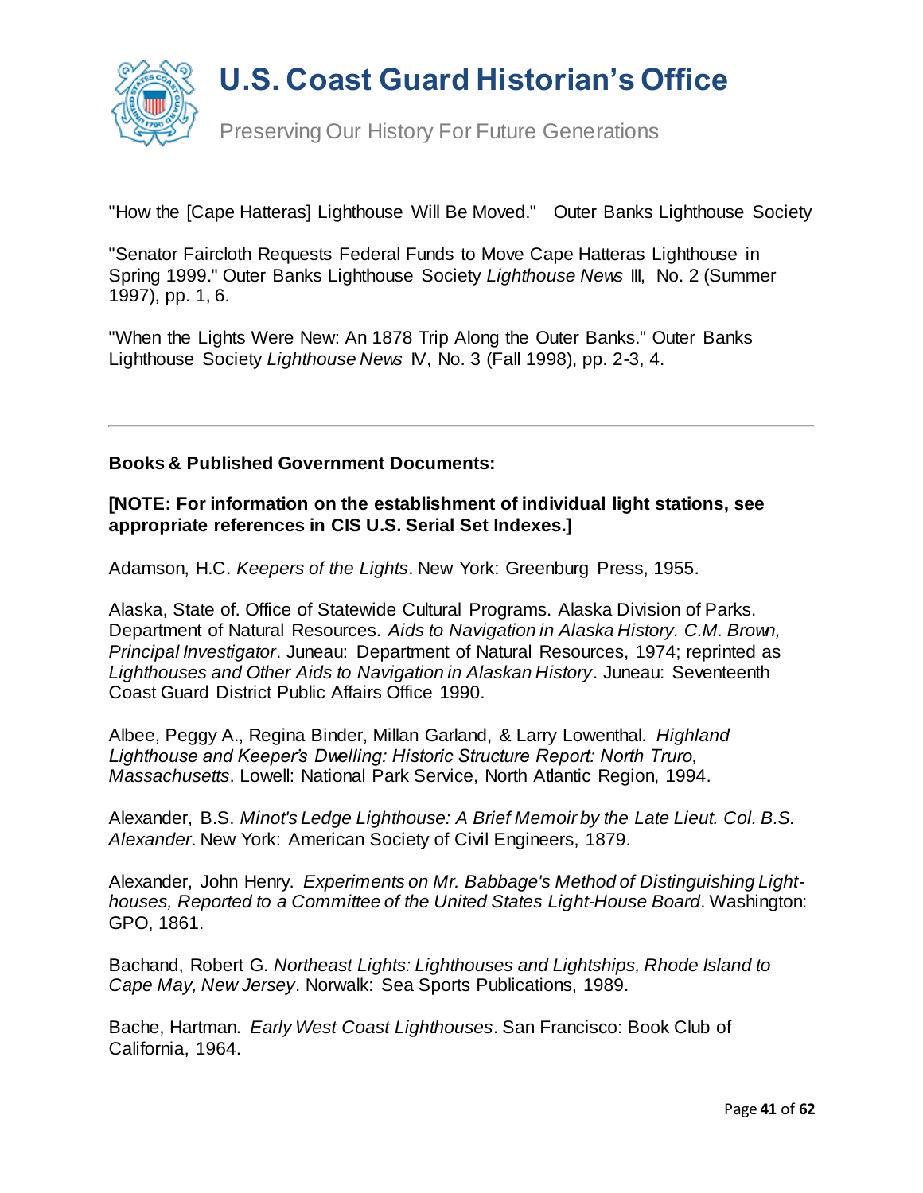"How the [Cape Hatteras] Lighthouse Will Be Moved." Outer Banks Lighthouse Society

"Senator Faircloth Requests Federal Funds to Move Cape Hatteras Lighthouse in Spring 1999." Outer Banks Lighthouse Society *Lighthouse News* III, No. 2 (Summer 1997), pp. 1, 6.

"When the Lights Were New: An 1878 Trip Along the Outer Banks." Outer Banks Lighthouse Society *Lighthouse News* IV, No. 3 (Fall 1998), pp. 2-3, 4.

---

**Books & Published Government Documents:**

**[NOTE: For information on the establishment of individual light stations, see appropriate references in CIS U.S. Serial Set Indexes.]**

Adamson, H.C. *Keepers of the Lights*. New York: Greenburg Press, 1955.

Alaska, State of. Office of Statewide Cultural Programs. Alaska Division of Parks. Department of Natural Resources. *Aids to Navigation in Alaska History. C.M. Brown, Principal Investigator*. Juneau: Department of Natural Resources, 1974; reprinted as *Lighthouses and Other Aids to Navigation in Alaskan History*. Juneau: Seventeenth Coast Guard District Public Affairs Office 1990.

Albee, Peggy A., Regina Binder, Millan Garland, & Larry Lowenthal. *Highland Lighthouse and Keeper's Dwelling: Historic Structure Report: North Truro, Massachusetts*. Lowell: National Park Service, North Atlantic Region, 1994.

Alexander, B.S. *Minot's Ledge Lighthouse: A Brief Memoir by the Late Lieut. Col. B.S. Alexander*. New York: American Society of Civil Engineers, 1879.

Alexander, John Henry. *Experiments on Mr. Babbage's Method of Distinguishing Light-houses, Reported to a Committee of the United States Light-House Board*. Washington: GPO, 1861.

Bachand, Robert G. *Northeast Lights: Lighthouses and Lightships, Rhode Island to Cape May, New Jersey*. Norwalk: Sea Sports Publications, 1989.

Bache, Hartman. *Early West Coast Lighthouses*. San Francisco: Book Club of California, 1964.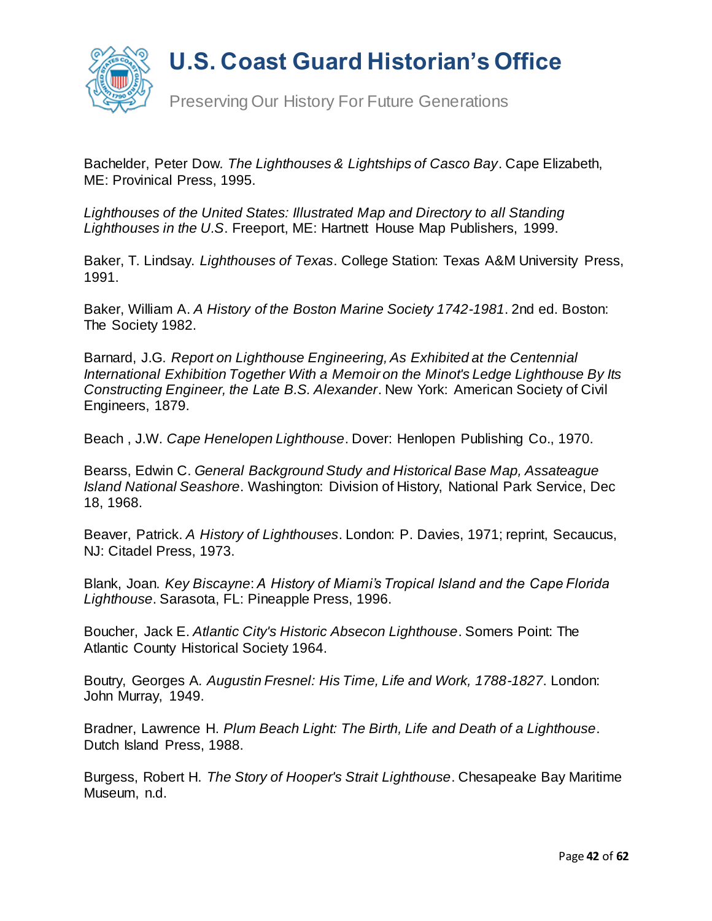Bachelder, Peter Dow. *The Lighthouses & Lightships of Casco Bay*. Cape Elizabeth, ME: Provinical Press, 1995.

*Lighthouses of the United States: Illustrated Map and Directory to all Standing Lighthouses in the U.S*. Freeport, ME: Hartnett House Map Publishers, 1999.

Baker, T. Lindsay. *Lighthouses of Texas*. College Station: Texas A&M University Press, 1991.

Baker, William A. *A History of the Boston Marine Society 1742-1981*. 2nd ed. Boston: The Society 1982.

Barnard, J.G. *Report on Lighthouse Engineering, As Exhibited at the Centennial International Exhibition Together With a Memoir on the Minot's Ledge Lighthouse By Its Constructing Engineer, the Late B.S. Alexander*. New York: American Society of Civil Engineers, 1879.

Beach , J.W. *Cape Henelopen Lighthouse*. Dover: Henlopen Publishing Co., 1970.

Bearss, Edwin C. *General Background Study and Historical Base Map, Assateague Island National Seashore*. Washington: Division of History, National Park Service, Dec 18, 1968.

Beaver, Patrick. *A History of Lighthouses*. London: P. Davies, 1971; reprint, Secaucus, NJ: Citadel Press, 1973.

Blank, Joan. *Key Biscayne*: *A History of Miami's Tropical Island and the Cape Florida Lighthouse*. Sarasota, FL: Pineapple Press, 1996.

Boucher, Jack E. *Atlantic City's Historic Absecon Lighthouse*. Somers Point: The Atlantic County Historical Society 1964.

Boutry, Georges A. *Augustin Fresnel: His Time, Life and Work, 1788-1827*. London: John Murray, 1949.

Bradner, Lawrence H. *Plum Beach Light: The Birth, Life and Death of a Lighthouse*. Dutch Island Press, 1988.

Burgess, Robert H. *The Story of Hooper's Strait Lighthouse*. Chesapeake Bay Maritime Museum, n.d.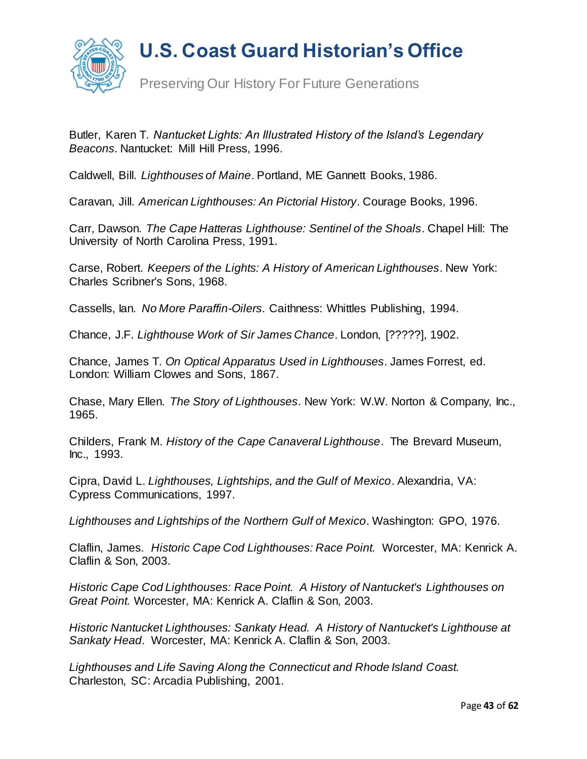Butler, Karen T. *Nantucket Lights: An Illustrated History of the Island's Legendary Beacons*. Nantucket: Mill Hill Press, 1996.

Caldwell, Bill. *Lighthouses of Maine*. Portland, ME Gannett Books, 1986.

Caravan, Jill. *American Lighthouses: An Pictorial History*. Courage Books, 1996.

Carr, Dawson. *The Cape Hatteras Lighthouse: Sentinel of the Shoals*. Chapel Hill: The University of North Carolina Press, 1991.

Carse, Robert. *Keepers of the Lights: A History of American Lighthouses*. New York: Charles Scribner's Sons, 1968.

Cassells, Ian. *No More Paraffin-Oilers*. Caithness: Whittles Publishing, 1994.

Chance, J.F. *Lighthouse Work of Sir James Chance*. London, [?????], 1902.

Chance, James T. *On Optical Apparatus Used in Lighthouses*. James Forrest, ed. London: William Clowes and Sons, 1867.

Chase, Mary Ellen. *The Story of Lighthouses*. New York: W.W. Norton & Company, Inc., 1965.

Childers, Frank M. *History of the Cape Canaveral Lighthouse*. The Brevard Museum, Inc., 1993.

Cipra, David L. *Lighthouses, Lightships, and the Gulf of Mexico*. Alexandria, VA: Cypress Communications, 1997.

*Lighthouses and Lightships of the Northern Gulf of Mexico*. Washington: GPO, 1976.

Claflin, James. *Historic Cape Cod Lighthouses: Race Point.* Worcester, MA: Kenrick A. Claflin & Son, 2003.

*Historic Cape Cod Lighthouses: Race Point. A History of Nantucket's Lighthouses on Great Point.* Worcester, MA: Kenrick A. Claflin & Son, 2003.

*Historic Nantucket Lighthouses: Sankaty Head. A History of Nantucket's Lighthouse at Sankaty Head*. Worcester, MA: Kenrick A. Claflin & Son, 2003.

*Lighthouses and Life Saving Along the Connecticut and Rhode Island Coast.* Charleston, SC: Arcadia Publishing, 2001.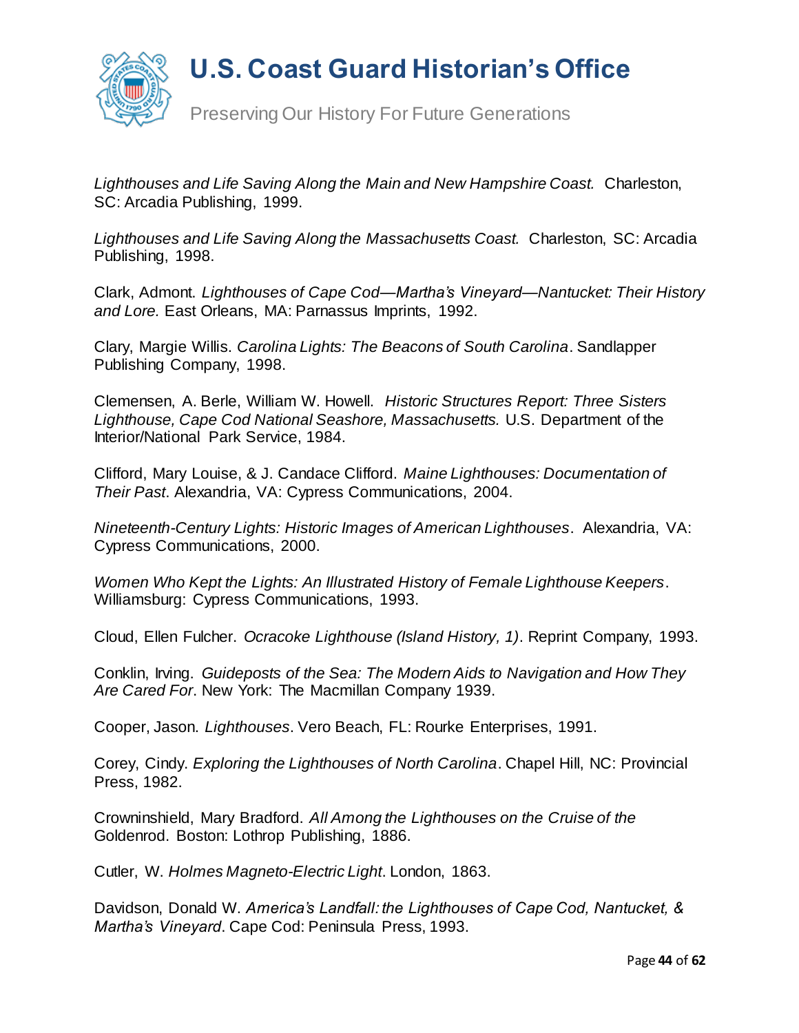*Lighthouses and Life Saving Along the Main and New Hampshire Coast.* Charleston, SC: Arcadia Publishing, 1999.

*Lighthouses and Life Saving Along the Massachusetts Coast.* Charleston, SC: Arcadia Publishing, 1998.

Clark, Admont. *Lighthouses of Cape Cod—Martha's Vineyard—Nantucket: Their History and Lore.* East Orleans, MA: Parnassus Imprints, 1992.

Clary, Margie Willis. *Carolina Lights: The Beacons of South Carolina*. Sandlapper Publishing Company, 1998.

Clemensen, A. Berle, William W. Howell. *Historic Structures Report: Three Sisters Lighthouse, Cape Cod National Seashore, Massachusetts.* U.S. Department of the Interior/National Park Service, 1984.

Clifford, Mary Louise, & J. Candace Clifford. *Maine Lighthouses: Documentation of Their Past*. Alexandria, VA: Cypress Communications, 2004.

*Nineteenth-Century Lights: Historic Images of American Lighthouses*. Alexandria, VA: Cypress Communications, 2000.

*Women Who Kept the Lights: An Illustrated History of Female Lighthouse Keepers*. Williamsburg: Cypress Communications, 1993.

Cloud, Ellen Fulcher. *Ocracoke Lighthouse (Island History, 1)*. Reprint Company, 1993.

Conklin, Irving. *Guideposts of the Sea: The Modern Aids to Navigation and How They Are Cared For*. New York: The Macmillan Company 1939.

Cooper, Jason. *Lighthouses*. Vero Beach, FL: Rourke Enterprises, 1991.

Corey, Cindy. *Exploring the Lighthouses of North Carolina*. Chapel Hill, NC: Provincial Press, 1982.

Crowninshield, Mary Bradford. *All Among the Lighthouses on the Cruise of the* Goldenrod. Boston: Lothrop Publishing, 1886.

Cutler, W. *Holmes Magneto-Electric Light*. London, 1863.

Davidson, Donald W. *America's Landfall: the Lighthouses of Cape Cod, Nantucket, & Martha's Vineyard*. Cape Cod: Peninsula Press, 1993.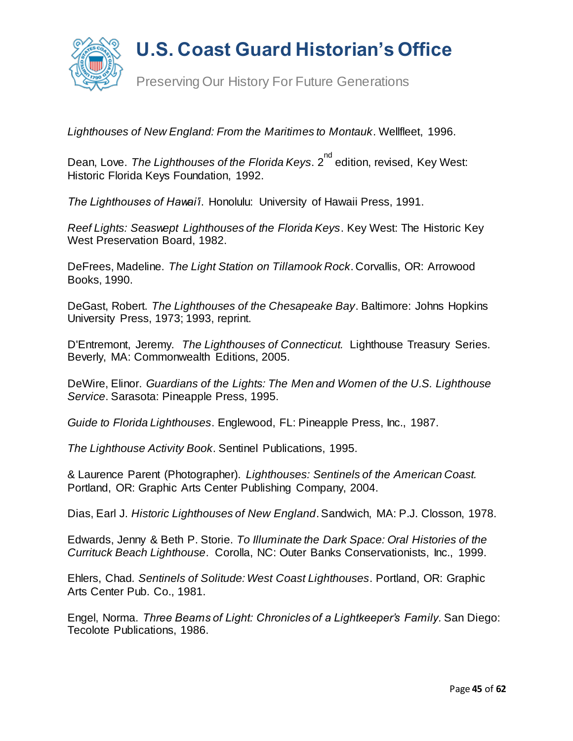*Lighthouses of New England: From the Maritimes to Montauk*. Wellfleet, 1996.

Dean, Love. *The Lighthouses of the Florida Keys*. 2nd edition, revised, Key West: Historic Florida Keys Foundation, 1992.

*The Lighthouses of Hawai'i*. Honolulu: University of Hawaii Press, 1991.

*Reef Lights: Seaswept Lighthouses of the Florida Keys*. Key West: The Historic Key West Preservation Board, 1982.

DeFrees, Madeline. *The Light Station on Tillamook Rock*. Corvallis, OR: Arrowood Books, 1990.

DeGast, Robert. *The Lighthouses of the Chesapeake Bay*. Baltimore: Johns Hopkins University Press, 1973; 1993, reprint.

D'Entremont, Jeremy. *The Lighthouses of Connecticut.* Lighthouse Treasury Series. Beverly, MA: Commonwealth Editions, 2005.

DeWire, Elinor. *Guardians of the Lights: The Men and Women of the U.S. Lighthouse Service*. Sarasota: Pineapple Press, 1995.

*Guide to Florida Lighthouses*. Englewood, FL: Pineapple Press, Inc., 1987.

*The Lighthouse Activity Book*. Sentinel Publications, 1995.

& Laurence Parent (Photographer). *Lighthouses: Sentinels of the American Coast.* Portland, OR: Graphic Arts Center Publishing Company, 2004.

Dias, Earl J. *Historic Lighthouses of New England*. Sandwich, MA: P.J. Closson, 1978.

Edwards, Jenny & Beth P. Storie. *To Illuminate the Dark Space: Oral Histories of the Currituck Beach Lighthouse*. Corolla, NC: Outer Banks Conservationists, Inc., 1999.

Ehlers, Chad. *Sentinels of Solitude: West Coast Lighthouses*. Portland, OR: Graphic Arts Center Pub. Co., 1981.

Engel, Norma. *Three Beams of Light: Chronicles of a Lightkeeper's Family.* San Diego: Tecolote Publications, 1986.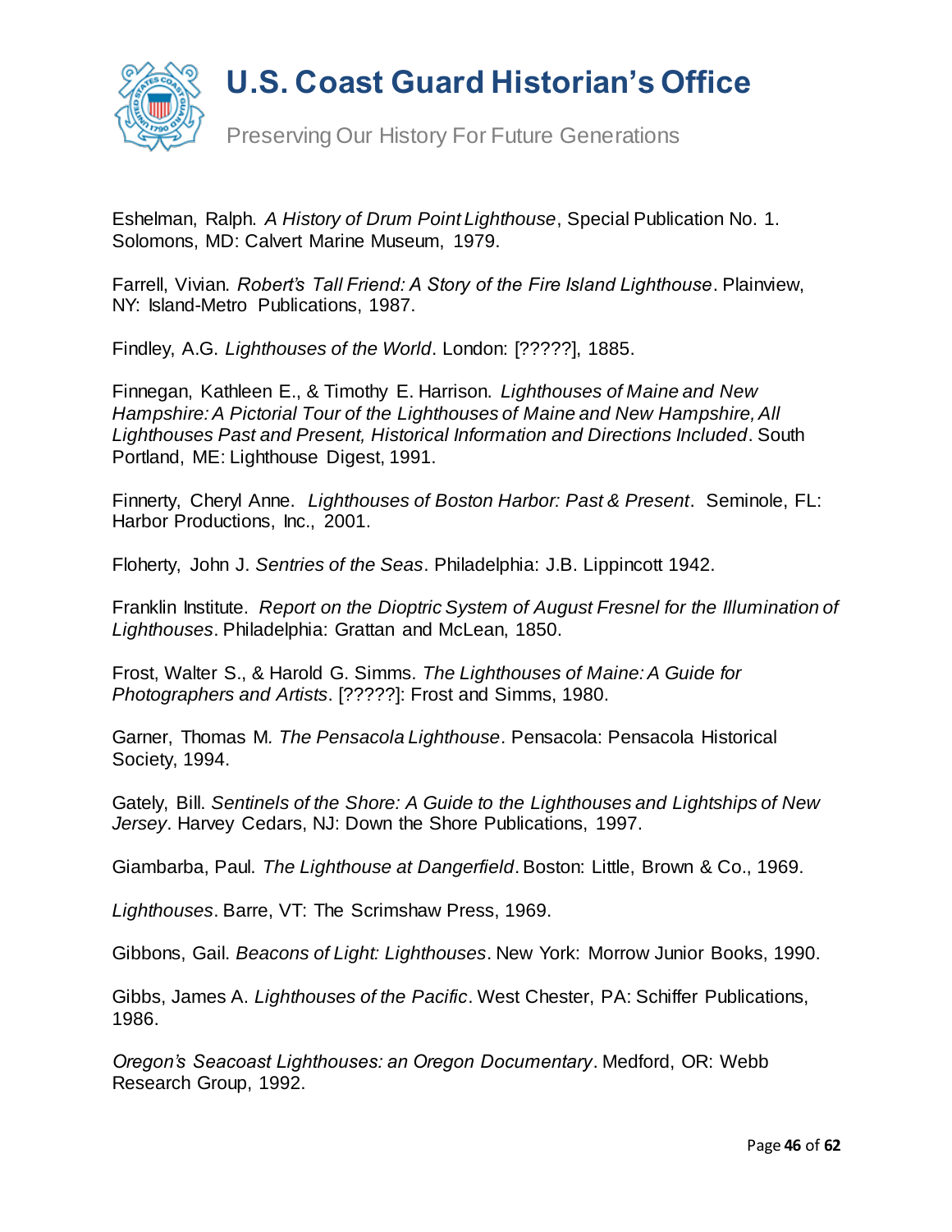Eshelman, Ralph. *A History of Drum Point Lighthouse*, Special Publication No. 1. Solomons, MD: Calvert Marine Museum, 1979.

Farrell, Vivian. *Robert's Tall Friend: A Story of the Fire Island Lighthouse*. Plainview, NY: Island-Metro Publications, 1987.

Findley, A.G. *Lighthouses of the World*. London: [?????], 1885.

Finnegan, Kathleen E., & Timothy E. Harrison. *Lighthouses of Maine and New Hampshire: A Pictorial Tour of the Lighthouses of Maine and New Hampshire, All Lighthouses Past and Present, Historical Information and Directions Included*. South Portland, ME: Lighthouse Digest, 1991.

Finnerty, Cheryl Anne. *Lighthouses of Boston Harbor: Past & Present*. Seminole, FL: Harbor Productions, Inc., 2001.

Floherty, John J. *Sentries of the Seas*. Philadelphia: J.B. Lippincott 1942.

Franklin Institute. *Report on the Dioptric System of August Fresnel for the Illumination of Lighthouses*. Philadelphia: Grattan and McLean, 1850.

Frost, Walter S., & Harold G. Simms. *The Lighthouses of Maine: A Guide for Photographers and Artists*. [?????]: Frost and Simms, 1980.

Garner, Thomas M. *The Pensacola Lighthouse*. Pensacola: Pensacola Historical Society, 1994.

Gately, Bill. *Sentinels of the Shore: A Guide to the Lighthouses and Lightships of New Jersey*. Harvey Cedars, NJ: Down the Shore Publications, 1997.

Giambarba, Paul. *The Lighthouse at Dangerfield*. Boston: Little, Brown & Co., 1969.

*Lighthouses*. Barre, VT: The Scrimshaw Press, 1969.

Gibbons, Gail. *Beacons of Light: Lighthouses*. New York: Morrow Junior Books, 1990.

Gibbs, James A. *Lighthouses of the Pacific*. West Chester, PA: Schiffer Publications, 1986.

*Oregon's Seacoast Lighthouses: an Oregon Documentary*. Medford, OR: Webb Research Group, 1992.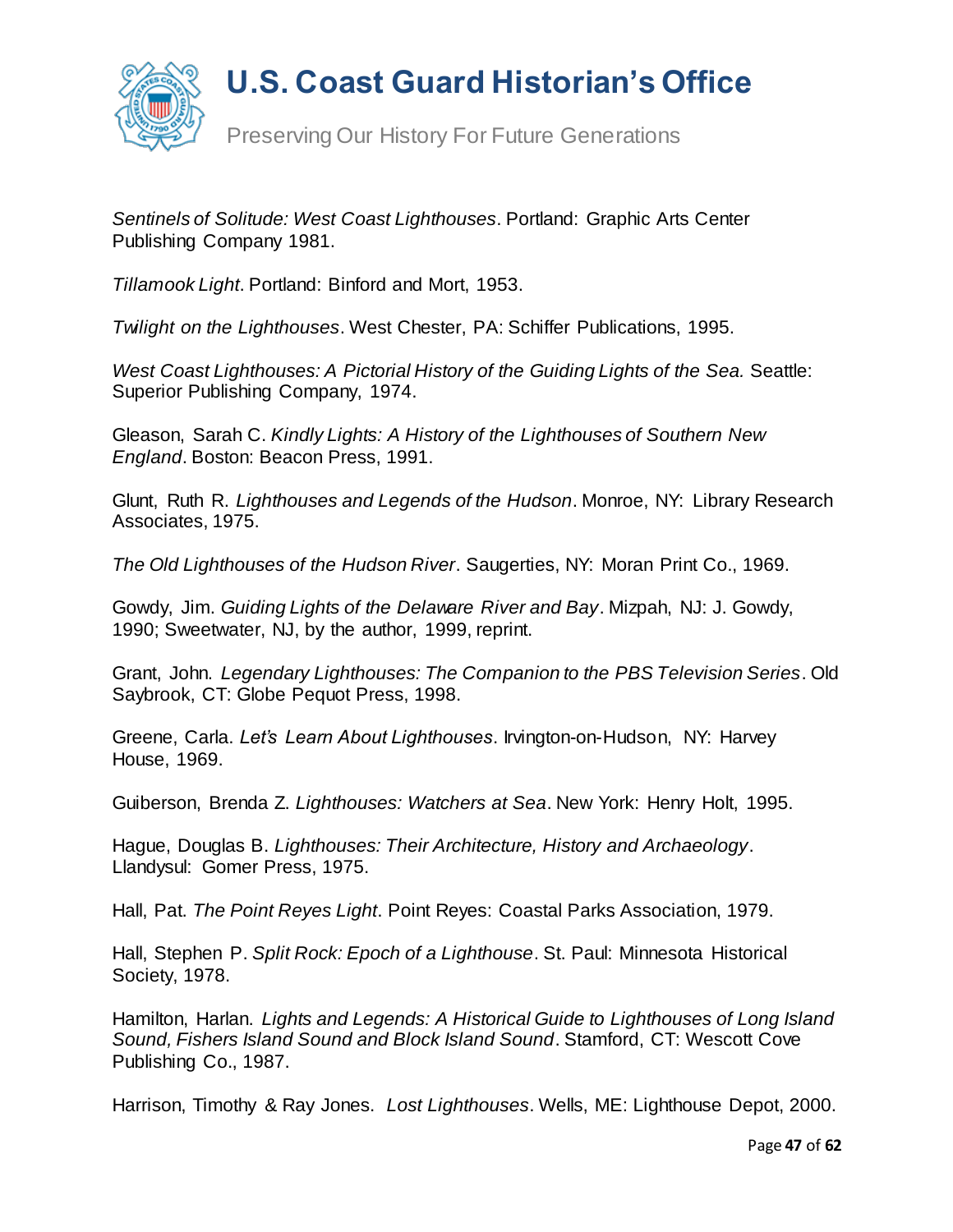*Sentinels of Solitude: West Coast Lighthouses*. Portland: Graphic Arts Center Publishing Company 1981.

*Tillamook Light*. Portland: Binford and Mort, 1953.

*Twilight on the Lighthouses*. West Chester, PA: Schiffer Publications, 1995.

*West Coast Lighthouses: A Pictorial History of the Guiding Lights of the Sea.* Seattle: Superior Publishing Company, 1974.

Gleason, Sarah C. *Kindly Lights: A History of the Lighthouses of Southern New England*. Boston: Beacon Press, 1991.

Glunt, Ruth R. *Lighthouses and Legends of the Hudson*. Monroe, NY: Library Research Associates, 1975.

*The Old Lighthouses of the Hudson River*. Saugerties, NY: Moran Print Co., 1969.

Gowdy, Jim. *Guiding Lights of the Delaware River and Bay*. Mizpah, NJ: J. Gowdy, 1990; Sweetwater, NJ, by the author, 1999, reprint.

Grant, John. *Legendary Lighthouses: The Companion to the PBS Television Series*. Old Saybrook, CT: Globe Pequot Press, 1998.

Greene, Carla. *Let's Learn About Lighthouses*. Irvington-on-Hudson, NY: Harvey House, 1969.

Guiberson, Brenda Z. *Lighthouses: Watchers at Sea*. New York: Henry Holt, 1995.

Hague, Douglas B. *Lighthouses: Their Architecture, History and Archaeology*. Llandysul: Gomer Press, 1975.

Hall, Pat. *The Point Reyes Light*. Point Reyes: Coastal Parks Association, 1979.

Hall, Stephen P. *Split Rock: Epoch of a Lighthouse*. St. Paul: Minnesota Historical Society, 1978.

Hamilton, Harlan. *Lights and Legends: A Historical Guide to Lighthouses of Long Island Sound, Fishers Island Sound and Block Island Sound*. Stamford, CT: Wescott Cove Publishing Co., 1987.

Harrison, Timothy & Ray Jones. *Lost Lighthouses*. Wells, ME: Lighthouse Depot, 2000.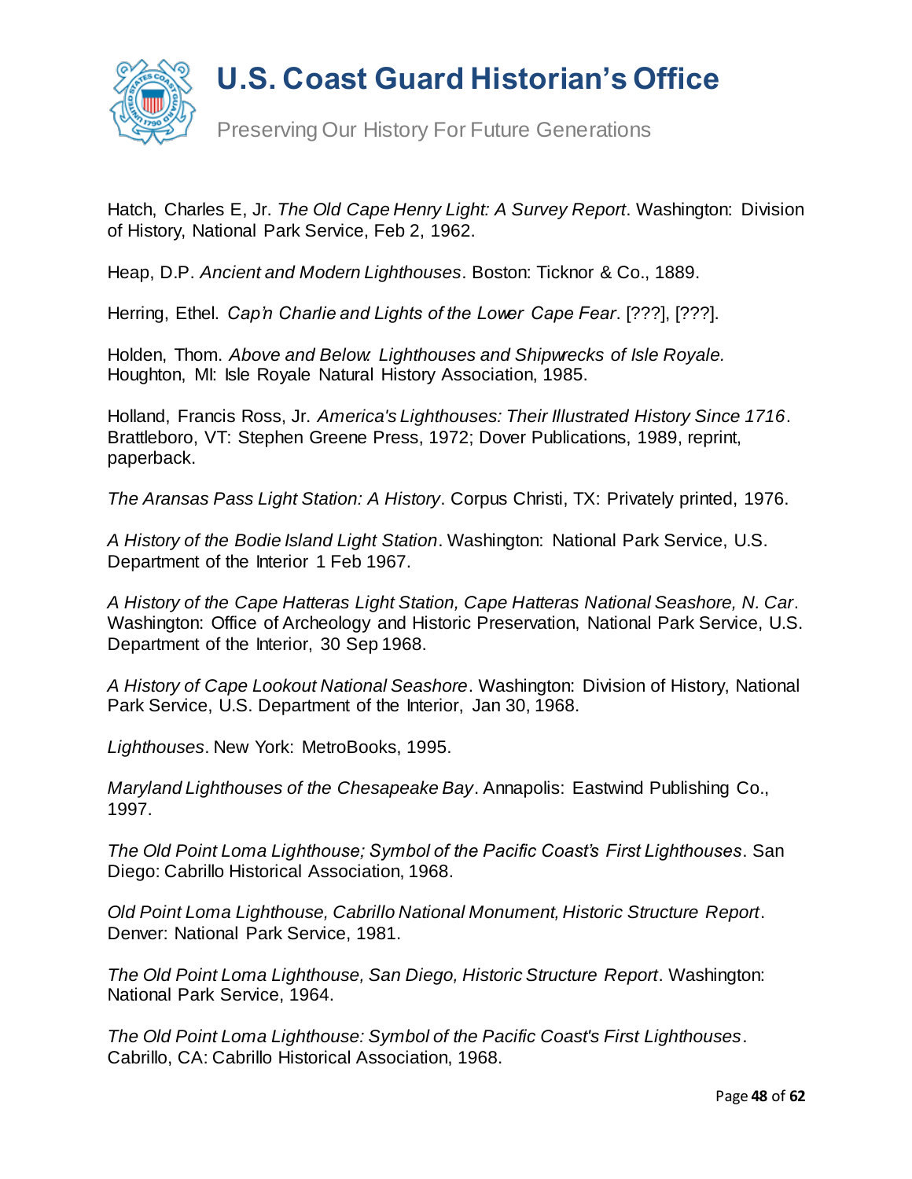Hatch, Charles E, Jr. *The Old Cape Henry Light: A Survey Report*. Washington: Division of History, National Park Service, Feb 2, 1962.

Heap, D.P. *Ancient and Modern Lighthouses*. Boston: Ticknor & Co., 1889.

Herring, Ethel. *Cap'n Charlie and Lights of the Lower Cape Fear*. [???], [???].

Holden, Thom. *Above and Below: Lighthouses and Shipwrecks of Isle Royale.* Houghton, MI: Isle Royale Natural History Association, 1985.

Holland, Francis Ross, Jr. *America's Lighthouses: Their Illustrated History Since 1716*. Brattleboro, VT: Stephen Greene Press, 1972; Dover Publications, 1989, reprint, paperback.

*The Aransas Pass Light Station: A History*. Corpus Christi, TX: Privately printed, 1976.

*A History of the Bodie Island Light Station*. Washington: National Park Service, U.S. Department of the Interior 1 Feb 1967.

*A History of the Cape Hatteras Light Station, Cape Hatteras National Seashore, N. Car*. Washington: Office of Archeology and Historic Preservation, National Park Service, U.S. Department of the Interior, 30 Sep 1968.

*A History of Cape Lookout National Seashore*. Washington: Division of History, National Park Service, U.S. Department of the Interior, Jan 30, 1968.

*Lighthouses*. New York: MetroBooks, 1995.

*Maryland Lighthouses of the Chesapeake Bay*. Annapolis: Eastwind Publishing Co., 1997.

*The Old Point Loma Lighthouse; Symbol of the Pacific Coast's First Lighthouses*. San Diego: Cabrillo Historical Association, 1968.

*Old Point Loma Lighthouse, Cabrillo National Monument, Historic Structure Report*. Denver: National Park Service, 1981.

*The Old Point Loma Lighthouse, San Diego, Historic Structure Report*. Washington: National Park Service, 1964.

*The Old Point Loma Lighthouse: Symbol of the Pacific Coast's First Lighthouses*. Cabrillo, CA: Cabrillo Historical Association, 1968.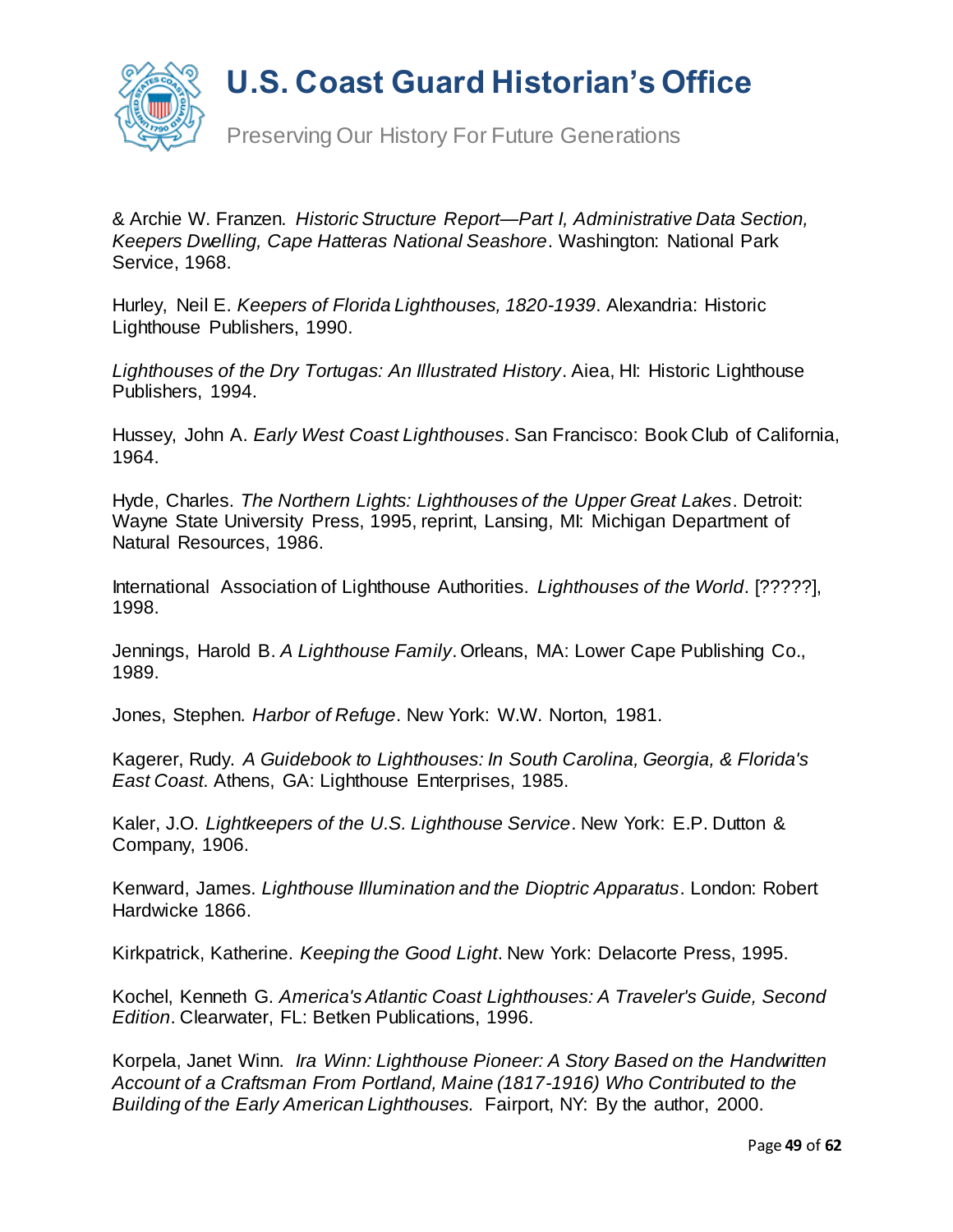& Archie W. Franzen. *Historic Structure Report—Part I, Administrative Data Section, Keepers Dwelling, Cape Hatteras National Seashore*. Washington: National Park Service, 1968.

Hurley, Neil E. *Keepers of Florida Lighthouses, 1820-1939*. Alexandria: Historic Lighthouse Publishers, 1990.

*Lighthouses of the Dry Tortugas: An Illustrated History*. Aiea, HI: Historic Lighthouse Publishers, 1994.

Hussey, John A. *Early West Coast Lighthouses*. San Francisco: Book Club of California, 1964.

Hyde, Charles. *The Northern Lights: Lighthouses of the Upper Great Lakes*. Detroit: Wayne State University Press, 1995, reprint, Lansing, MI: Michigan Department of Natural Resources, 1986.

International Association of Lighthouse Authorities. *Lighthouses of the World*. [?????], 1998.

Jennings, Harold B. *A Lighthouse Family*. Orleans, MA: Lower Cape Publishing Co., 1989.

Jones, Stephen. *Harbor of Refuge*. New York: W.W. Norton, 1981.

Kagerer, Rudy. *A Guidebook to Lighthouses: In South Carolina, Georgia, & Florida's East Coast*. Athens, GA: Lighthouse Enterprises, 1985.

Kaler, J.O. *Lightkeepers of the U.S. Lighthouse Service*. New York: E.P. Dutton & Company, 1906.

Kenward, James. *Lighthouse Illumination and the Dioptric Apparatus*. London: Robert Hardwicke 1866.

Kirkpatrick, Katherine. *Keeping the Good Light*. New York: Delacorte Press, 1995.

Kochel, Kenneth G. *America's Atlantic Coast Lighthouses: A Traveler's Guide, Second Edition*. Clearwater, FL: Betken Publications, 1996.

Korpela, Janet Winn. *Ira Winn: Lighthouse Pioneer: A Story Based on the Handwritten Account of a Craftsman From Portland, Maine (1817-1916) Who Contributed to the Building of the Early American Lighthouses.* Fairport, NY: By the author, 2000.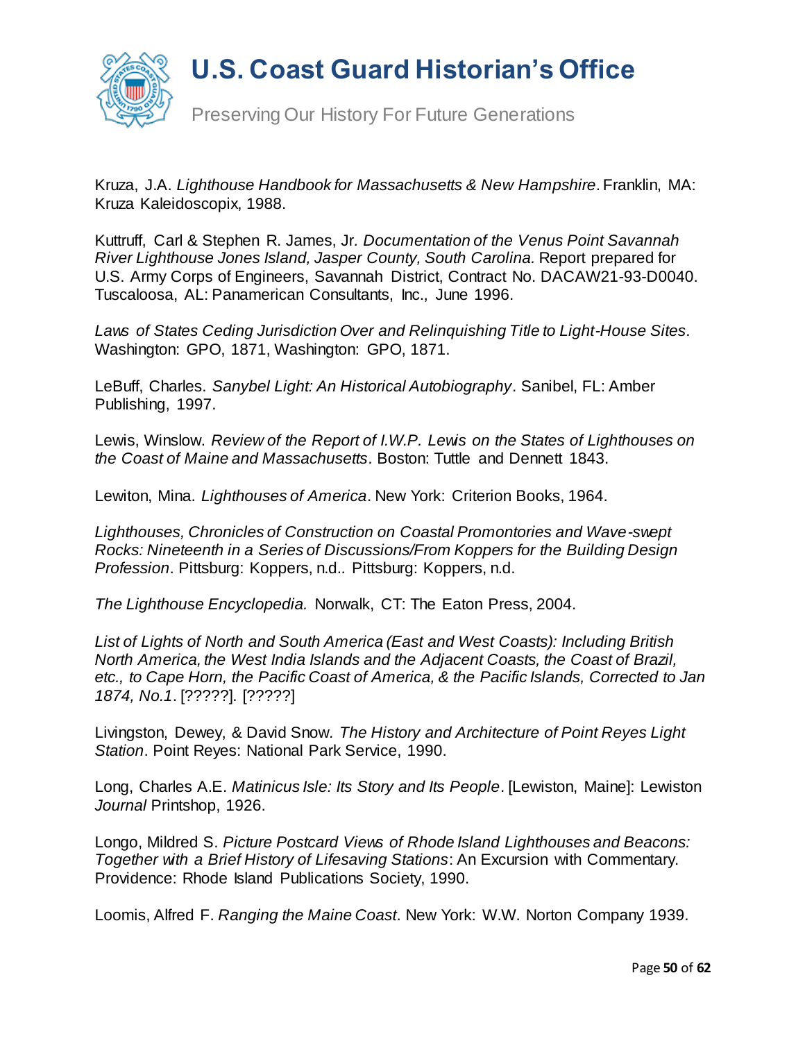Kruza, J.A. *Lighthouse Handbook for Massachusetts & New Hampshire*. Franklin, MA: Kruza Kaleidoscopix, 1988.

Kuttruff, Carl & Stephen R. James, Jr. *Documentation of the Venus Point Savannah River Lighthouse Jones Island, Jasper County, South Carolina.* Report prepared for U.S. Army Corps of Engineers, Savannah District, Contract No. DACAW21-93-D0040. Tuscaloosa, AL: Panamerican Consultants, Inc., June 1996.

*Laws of States Ceding Jurisdiction Over and Relinquishing Title to Light-House Sites*. Washington: GPO, 1871, Washington: GPO, 1871.

LeBuff, Charles. *Sanybel Light: An Historical Autobiography*. Sanibel, FL: Amber Publishing, 1997.

Lewis, Winslow. *Review of the Report of I.W.P. Lewis on the States of Lighthouses on the Coast of Maine and Massachusetts*. Boston: Tuttle and Dennett 1843.

Lewiton, Mina. *Lighthouses of America*. New York: Criterion Books, 1964.

*Lighthouses, Chronicles of Construction on Coastal Promontories and Wave-swept Rocks: Nineteenth in a Series of Discussions/From Koppers for the Building Design Profession*. Pittsburg: Koppers, n.d.. Pittsburg: Koppers, n.d.

*The Lighthouse Encyclopedia.* Norwalk, CT: The Eaton Press, 2004.

*List of Lights of North and South America (East and West Coasts): Including British North America, the West India Islands and the Adjacent Coasts, the Coast of Brazil, etc., to Cape Horn, the Pacific Coast of America, & the Pacific Islands, Corrected to Jan 1874, No.1*. [?????]. [?????]

Livingston, Dewey, & David Snow*. The History and Architecture of Point Reyes Light Station*. Point Reyes: National Park Service, 1990.

Long, Charles A.E. *Matinicus Isle: Its Story and Its People*. [Lewiston, Maine]: Lewiston *Journal* Printshop, 1926.

Longo, Mildred S. *Picture Postcard Views of Rhode Island Lighthouses and Beacons: Together with a Brief History of Lifesaving Stations*: An Excursion with Commentary. Providence: Rhode Island Publications Society, 1990.

Loomis, Alfred F. *Ranging the Maine Coast*. New York: W.W. Norton Company 1939.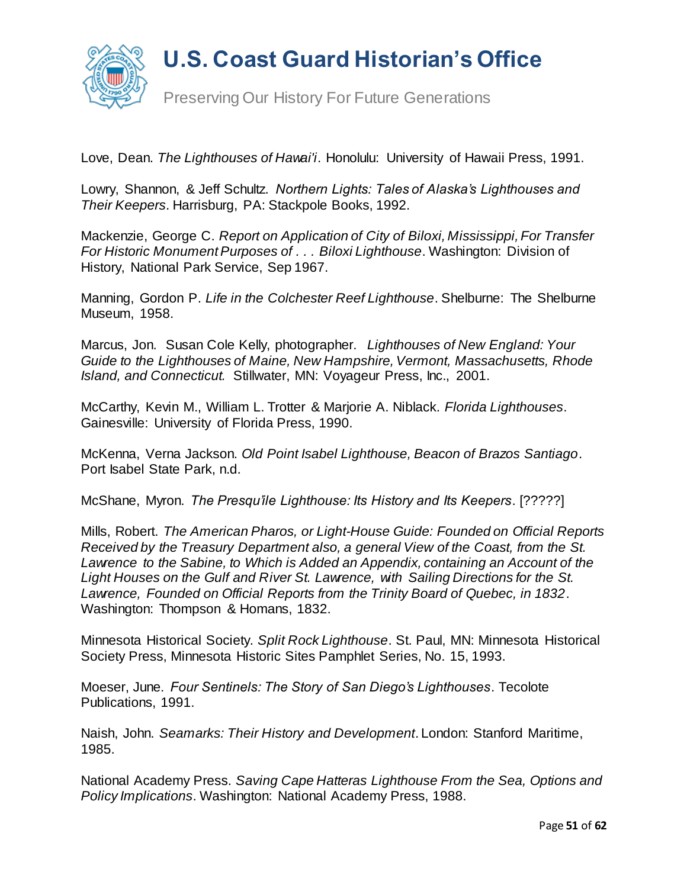Love, Dean. *The Lighthouses of Hawai'i*. Honolulu: University of Hawaii Press, 1991.

Lowry, Shannon, & Jeff Schultz. *Northern Lights: Tales of Alaska's Lighthouses and Their Keepers*. Harrisburg, PA: Stackpole Books, 1992.

Mackenzie, George C. *Report on Application of City of Biloxi, Mississippi, For Transfer For Historic Monument Purposes of . . . Biloxi Lighthouse*. Washington: Division of History, National Park Service, Sep 1967.

Manning, Gordon P. *Life in the Colchester Reef Lighthouse*. Shelburne: The Shelburne Museum, 1958.

Marcus, Jon. Susan Cole Kelly, photographer. *Lighthouses of New England: Your Guide to the Lighthouses of Maine, New Hampshire, Vermont, Massachusetts, Rhode Island, and Connecticut.* Stillwater, MN: Voyageur Press, Inc., 2001.

McCarthy, Kevin M., William L. Trotter & Marjorie A. Niblack. *Florida Lighthouses*. Gainesville: University of Florida Press, 1990.

McKenna, Verna Jackson. *Old Point Isabel Lighthouse, Beacon of Brazos Santiago*. Port Isabel State Park, n.d.

McShane, Myron. *The Presqu'ile Lighthouse: Its History and Its Keepers*. [?????]

Mills, Robert. *The American Pharos, or Light-House Guide: Founded on Official Reports Received by the Treasury Department also, a general View of the Coast, from the St. Lawrence to the Sabine, to Which is Added an Appendix, containing an Account of the Light Houses on the Gulf and River St. Lawrence, with Sailing Directions for the St. Lawrence, Founded on Official Reports from the Trinity Board of Quebec, in 1832*. Washington: Thompson & Homans, 1832.

Minnesota Historical Society. *Split Rock Lighthouse*. St. Paul, MN: Minnesota Historical Society Press, Minnesota Historic Sites Pamphlet Series, No. 15, 1993.

Moeser, June. *Four Sentinels: The Story of San Diego's Lighthouses*. Tecolote Publications, 1991.

Naish, John. *Seamarks: Their History and Development*. London: Stanford Maritime, 1985.

National Academy Press. *Saving Cape Hatteras Lighthouse From the Sea, Options and Policy Implications*. Washington: National Academy Press, 1988.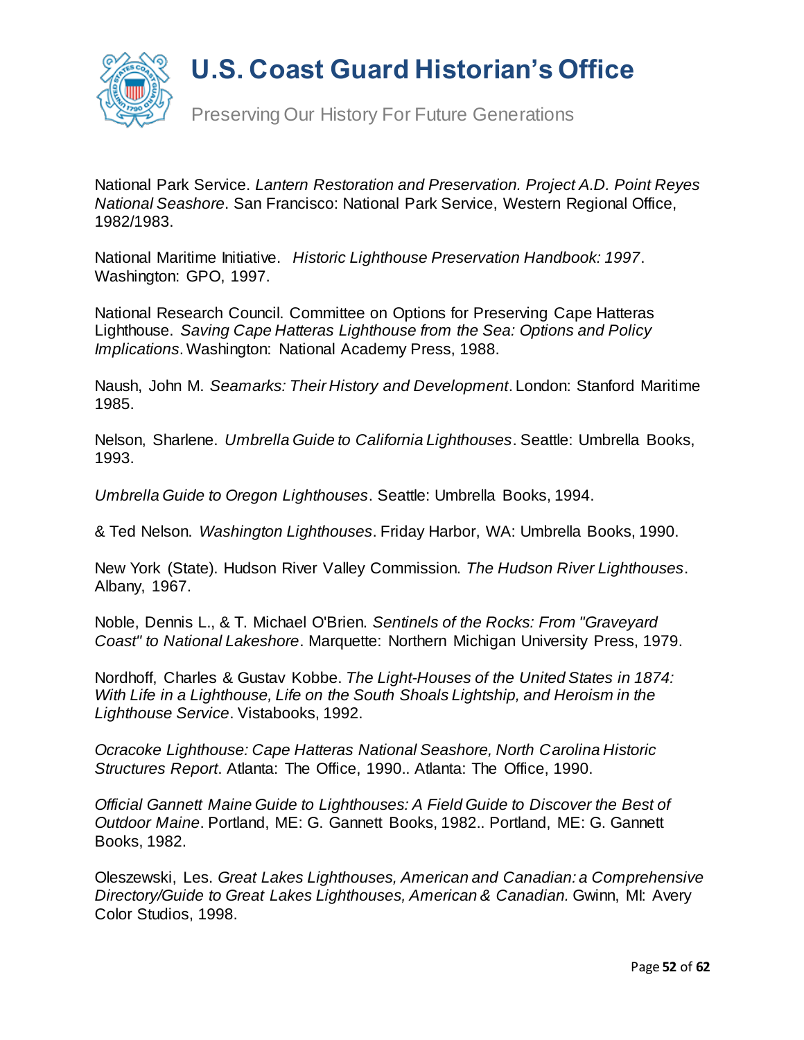National Park Service. *Lantern Restoration and Preservation. Project A.D. Point Reyes National Seashore*. San Francisco: National Park Service, Western Regional Office, 1982/1983.

National Maritime Initiative. *Historic Lighthouse Preservation Handbook: 1997*. Washington: GPO, 1997.

National Research Council. Committee on Options for Preserving Cape Hatteras Lighthouse. *Saving Cape Hatteras Lighthouse from the Sea: Options and Policy Implications*. Washington: National Academy Press, 1988.

Naush, John M. *Seamarks: Their History and Development*. London: Stanford Maritime 1985.

Nelson, Sharlene. *Umbrella Guide to California Lighthouses*. Seattle: Umbrella Books, 1993.

*Umbrella Guide to Oregon Lighthouses*. Seattle: Umbrella Books, 1994.

& Ted Nelson. *Washington Lighthouses*. Friday Harbor, WA: Umbrella Books, 1990.

New York (State). Hudson River Valley Commission. *The Hudson River Lighthouses*. Albany, 1967.

Noble, Dennis L., & T. Michael O'Brien. *Sentinels of the Rocks: From "Graveyard Coast" to National Lakeshore*. Marquette: Northern Michigan University Press, 1979.

Nordhoff, Charles & Gustav Kobbe. *The Light-Houses of the United States in 1874: With Life in a Lighthouse, Life on the South Shoals Lightship, and Heroism in the Lighthouse Service*. Vistabooks, 1992.

*Ocracoke Lighthouse: Cape Hatteras National Seashore, North Carolina Historic Structures Report*. Atlanta: The Office, 1990.. Atlanta: The Office, 1990.

*Official Gannett Maine Guide to Lighthouses: A Field Guide to Discover the Best of Outdoor Maine*. Portland, ME: G. Gannett Books, 1982.. Portland, ME: G. Gannett Books, 1982.

Oleszewski, Les. *Great Lakes Lighthouses, American and Canadian: a Comprehensive Directory/Guide to Great Lakes Lighthouses, American & Canadian.* Gwinn, MI: Avery Color Studios, 1998.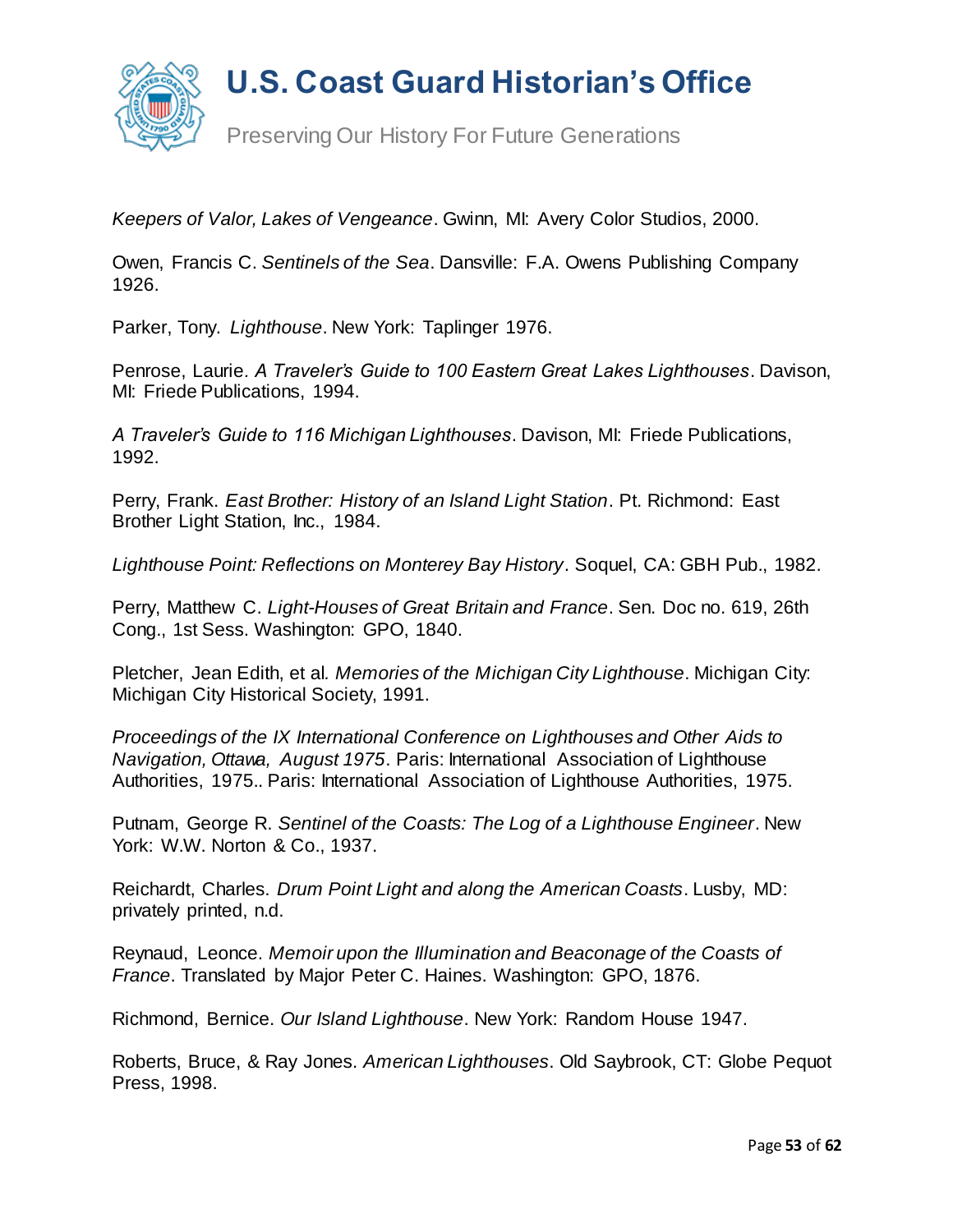*Keepers of Valor, Lakes of Vengeance*. Gwinn, MI: Avery Color Studios, 2000.

Owen, Francis C. *Sentinels of the Sea*. Dansville: F.A. Owens Publishing Company 1926.

Parker, Tony. *Lighthouse*. New York: Taplinger 1976.

Penrose, Laurie. *A Traveler's Guide to 100 Eastern Great Lakes Lighthouses*. Davison, MI: Friede Publications, 1994.

*A Traveler's Guide to 116 Michigan Lighthouses*. Davison, MI: Friede Publications, 1992.

Perry, Frank. *East Brother: History of an Island Light Station*. Pt. Richmond: East Brother Light Station, Inc., 1984.

*Lighthouse Point: Reflections on Monterey Bay History*. Soquel, CA: GBH Pub., 1982.

Perry, Matthew C. *Light-Houses of Great Britain and France*. Sen. Doc no. 619, 26th Cong., 1st Sess. Washington: GPO, 1840.

Pletcher, Jean Edith, et al. *Memories of the Michigan City Lighthouse*. Michigan City: Michigan City Historical Society, 1991.

*Proceedings of the IX International Conference on Lighthouses and Other Aids to Navigation, Ottawa, August 1975*. Paris: International Association of Lighthouse Authorities, 1975.. Paris: International Association of Lighthouse Authorities, 1975.

Putnam, George R. *Sentinel of the Coasts: The Log of a Lighthouse Engineer*. New York: W.W. Norton & Co., 1937.

Reichardt, Charles. *Drum Point Light and along the American Coasts*. Lusby, MD: privately printed, n.d.

Reynaud, Leonce. *Memoir upon the Illumination and Beaconage of the Coasts of France*. Translated by Major Peter C. Haines. Washington: GPO, 1876.

Richmond, Bernice. *Our Island Lighthouse*. New York: Random House 1947.

Roberts, Bruce, & Ray Jones. *American Lighthouses*. Old Saybrook, CT: Globe Pequot Press, 1998.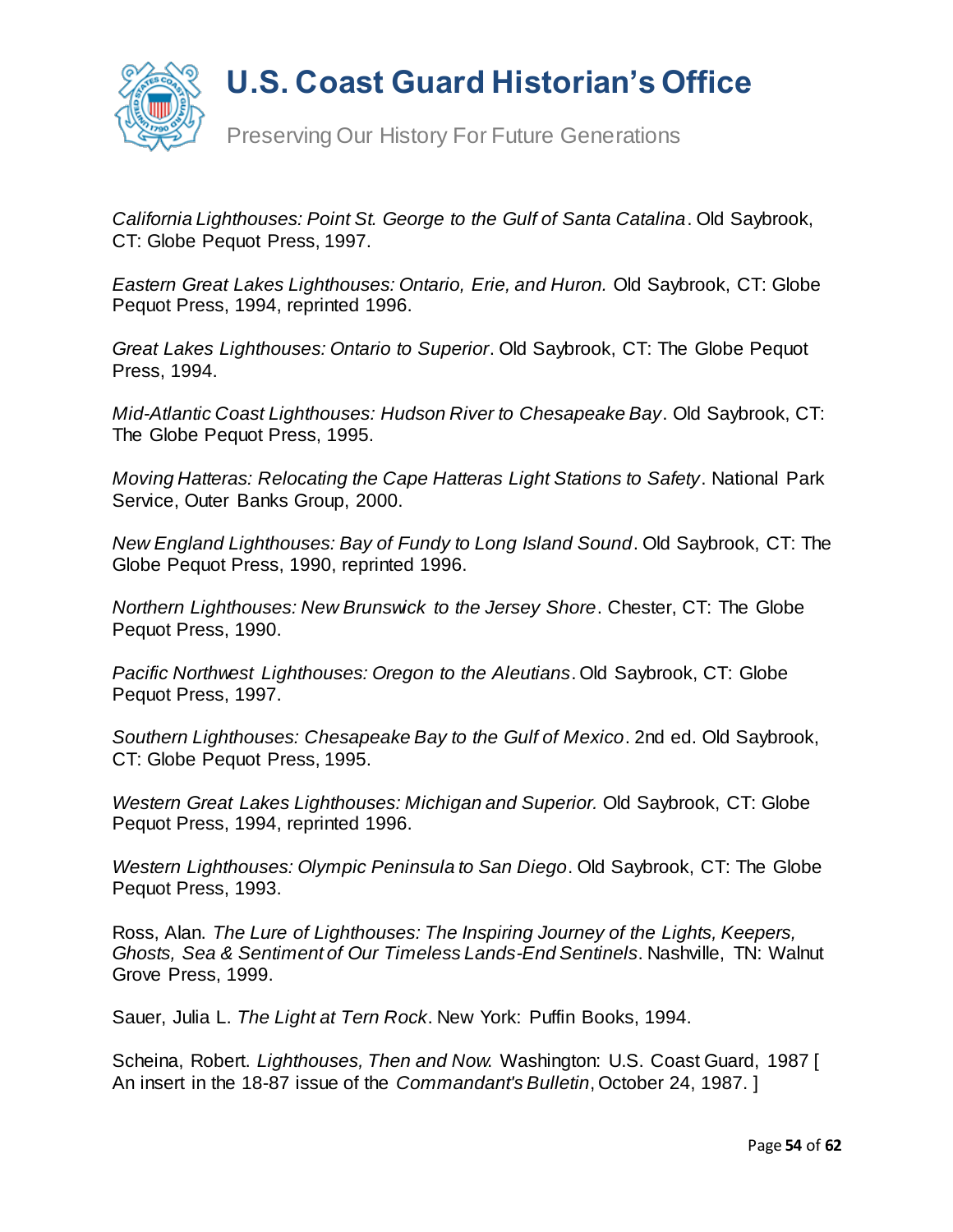*California Lighthouses: Point St. George to the Gulf of Santa Catalina*. Old Saybrook, CT: Globe Pequot Press, 1997.

*Eastern Great Lakes Lighthouses: Ontario, Erie, and Huron.* Old Saybrook, CT: Globe Pequot Press, 1994, reprinted 1996.

*Great Lakes Lighthouses: Ontario to Superior*. Old Saybrook, CT: The Globe Pequot Press, 1994.

*Mid-Atlantic Coast Lighthouses: Hudson River to Chesapeake Bay*. Old Saybrook, CT: The Globe Pequot Press, 1995.

*Moving Hatteras: Relocating the Cape Hatteras Light Stations to Safety*. National Park Service, Outer Banks Group, 2000.

*New England Lighthouses: Bay of Fundy to Long Island Sound*. Old Saybrook, CT: The Globe Pequot Press, 1990, reprinted 1996.

*Northern Lighthouses: New Brunswick to the Jersey Shore*. Chester, CT: The Globe Pequot Press, 1990.

*Pacific Northwest Lighthouses: Oregon to the Aleutians*. Old Saybrook, CT: Globe Pequot Press, 1997.

*Southern Lighthouses: Chesapeake Bay to the Gulf of Mexico*. 2nd ed. Old Saybrook, CT: Globe Pequot Press, 1995.

*Western Great Lakes Lighthouses: Michigan and Superior.* Old Saybrook, CT: Globe Pequot Press, 1994, reprinted 1996.

*Western Lighthouses: Olympic Peninsula to San Diego*. Old Saybrook, CT: The Globe Pequot Press, 1993.

Ross, Alan. *The Lure of Lighthouses: The Inspiring Journey of the Lights, Keepers, Ghosts, Sea & Sentiment of Our Timeless Lands-End Sentinels*. Nashville, TN: Walnut Grove Press, 1999.

Sauer, Julia L. *The Light at Tern Rock*. New York: Puffin Books, 1994.

Scheina, Robert. *Lighthouses, Then and Now.* Washington: U.S. Coast Guard, 1987 [ An insert in the 18-87 issue of the *Commandant's Bulletin*, October 24, 1987. ]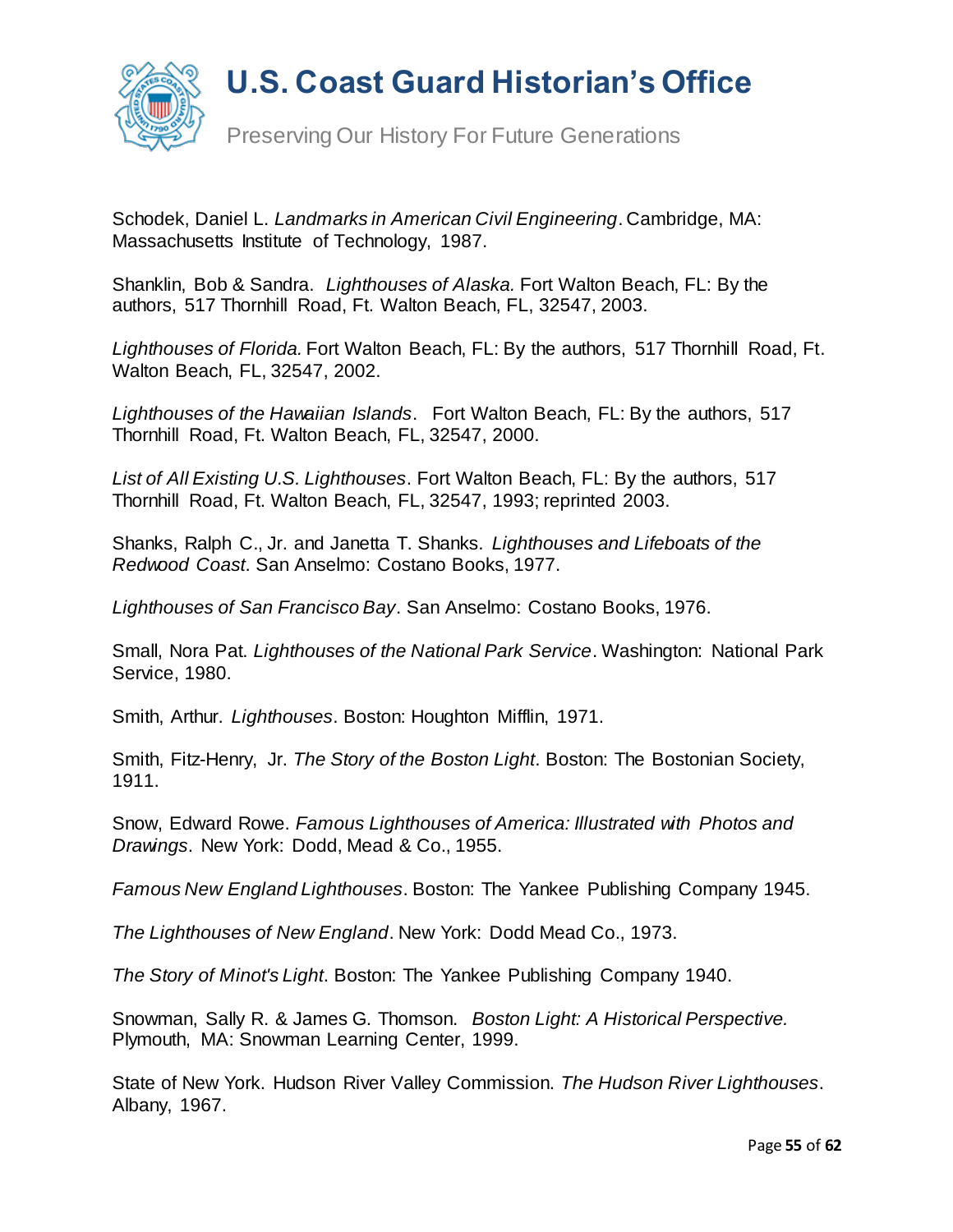Schodek, Daniel L. *Landmarks in American Civil Engineering*. Cambridge, MA: Massachusetts Institute of Technology, 1987.

Shanklin, Bob & Sandra. *Lighthouses of Alaska.* Fort Walton Beach, FL: By the authors, 517 Thornhill Road, Ft. Walton Beach, FL, 32547, 2003.

*Lighthouses of Florida.* Fort Walton Beach, FL: By the authors, 517 Thornhill Road, Ft. Walton Beach, FL, 32547, 2002.

*Lighthouses of the Hawaiian Islands*. Fort Walton Beach, FL: By the authors, 517 Thornhill Road, Ft. Walton Beach, FL, 32547, 2000.

*List of All Existing U.S. Lighthouses*. Fort Walton Beach, FL: By the authors, 517 Thornhill Road, Ft. Walton Beach, FL, 32547, 1993; reprinted 2003.

Shanks, Ralph C., Jr. and Janetta T. Shanks. *Lighthouses and Lifeboats of the Redwood Coast*. San Anselmo: Costano Books, 1977.

*Lighthouses of San Francisco Bay*. San Anselmo: Costano Books, 1976.

Small, Nora Pat. *Lighthouses of the National Park Service*. Washington: National Park Service, 1980.

Smith, Arthur. *Lighthouses*. Boston: Houghton Mifflin, 1971.

Smith, Fitz-Henry, Jr. *The Story of the Boston Light*. Boston: The Bostonian Society, 1911.

Snow, Edward Rowe. *Famous Lighthouses of America: Illustrated with Photos and Drawings*. New York: Dodd, Mead & Co., 1955.

*Famous New England Lighthouses*. Boston: The Yankee Publishing Company 1945.

*The Lighthouses of New England*. New York: Dodd Mead Co., 1973.

*The Story of Minot's Light*. Boston: The Yankee Publishing Company 1940.

Snowman, Sally R. & James G. Thomson. *Boston Light: A Historical Perspective.* Plymouth, MA: Snowman Learning Center, 1999.

State of New York. Hudson River Valley Commission. *The Hudson River Lighthouses*. Albany, 1967.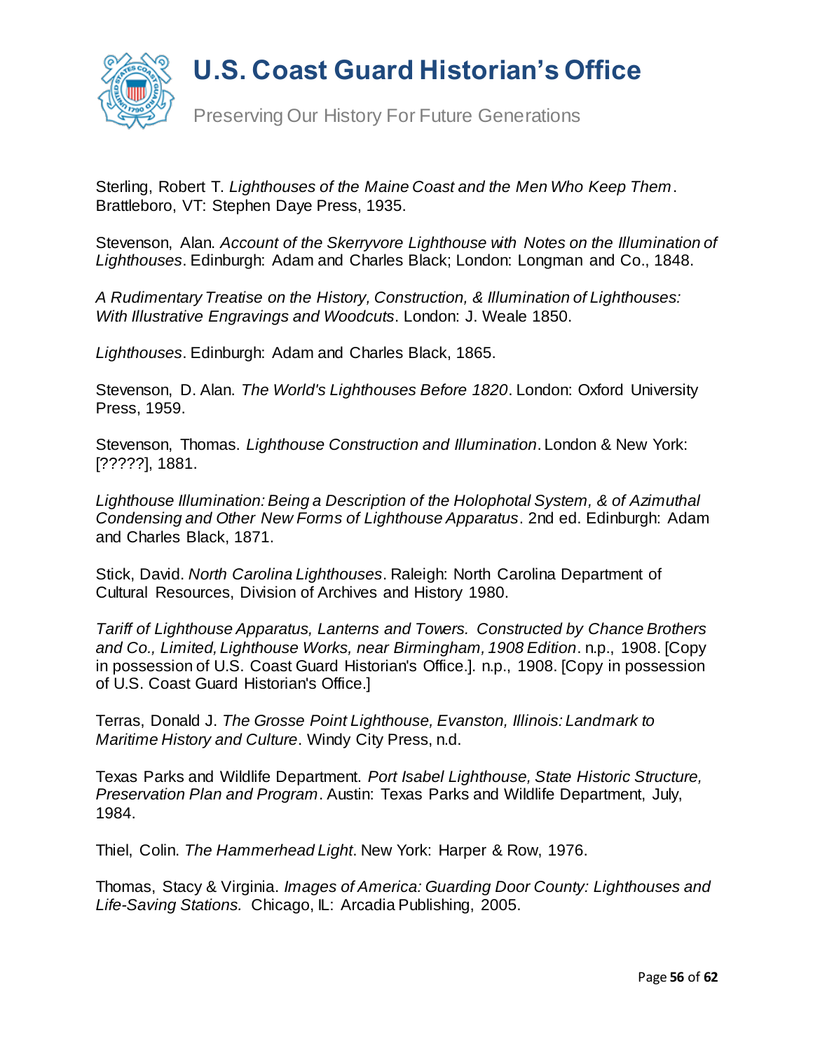Sterling, Robert T. *Lighthouses of the Maine Coast and the Men Who Keep Them*. Brattleboro, VT: Stephen Daye Press, 1935.

Stevenson, Alan. *Account of the Skerryvore Lighthouse with Notes on the Illumination of Lighthouses*. Edinburgh: Adam and Charles Black; London: Longman and Co., 1848.

*A Rudimentary Treatise on the History, Construction, & Illumination of Lighthouses: With Illustrative Engravings and Woodcuts*. London: J. Weale 1850.

*Lighthouses*. Edinburgh: Adam and Charles Black, 1865.

Stevenson, D. Alan. *The World's Lighthouses Before 1820*. London: Oxford University Press, 1959.

Stevenson, Thomas. *Lighthouse Construction and Illumination*. London & New York: [?????], 1881.

*Lighthouse Illumination: Being a Description of the Holophotal System, & of Azimuthal Condensing and Other New Forms of Lighthouse Apparatus*. 2nd ed. Edinburgh: Adam and Charles Black, 1871.

Stick, David. *North Carolina Lighthouses*. Raleigh: North Carolina Department of Cultural Resources, Division of Archives and History 1980.

*Tariff of Lighthouse Apparatus, Lanterns and Towers. Constructed by Chance Brothers and Co., Limited, Lighthouse Works, near Birmingham, 1908 Edition*. n.p., 1908. [Copy in possession of U.S. Coast Guard Historian's Office.]. n.p., 1908. [Copy in possession of U.S. Coast Guard Historian's Office.]

Terras, Donald J. *The Grosse Point Lighthouse, Evanston, Illinois: Landmark to Maritime History and Culture*. Windy City Press, n.d.

Texas Parks and Wildlife Department. *Port Isabel Lighthouse, State Historic Structure, Preservation Plan and Program*. Austin: Texas Parks and Wildlife Department, July, 1984.

Thiel, Colin. *The Hammerhead Light*. New York: Harper & Row, 1976.

Thomas, Stacy & Virginia. *Images of America: Guarding Door County: Lighthouses and Life-Saving Stations.* Chicago, IL: Arcadia Publishing, 2005.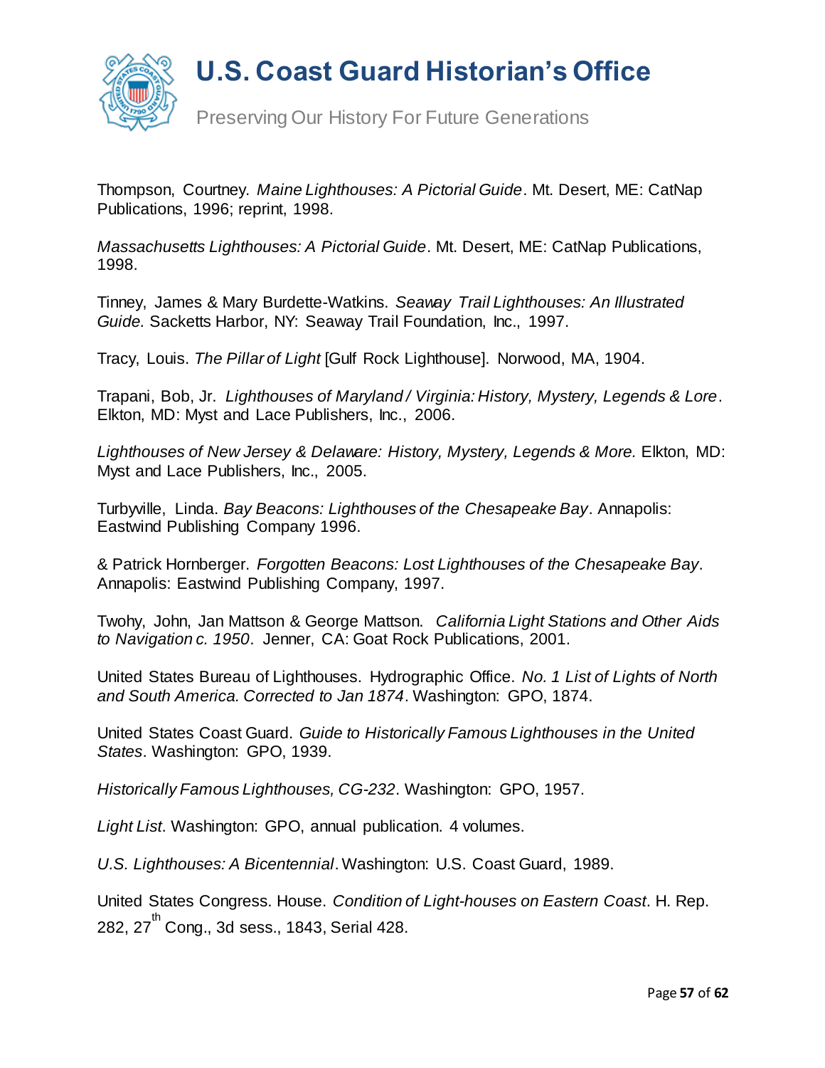Thompson, Courtney. *Maine Lighthouses: A Pictorial Guide*. Mt. Desert, ME: CatNap Publications, 1996; reprint, 1998.

*Massachusetts Lighthouses: A Pictorial Guide*. Mt. Desert, ME: CatNap Publications, 1998.

Tinney, James & Mary Burdette-Watkins. *Seaway Trail Lighthouses: An Illustrated Guide.* Sacketts Harbor, NY: Seaway Trail Foundation, Inc., 1997.

Tracy, Louis. *The Pillar of Light* [Gulf Rock Lighthouse]. Norwood, MA, 1904.

Trapani, Bob, Jr. *Lighthouses of Maryland / Virginia: History, Mystery, Legends & Lore*. Elkton, MD: Myst and Lace Publishers, Inc., 2006.

*Lighthouses of New Jersey & Delaware: History, Mystery, Legends & More.* Elkton, MD: Myst and Lace Publishers, Inc., 2005.

Turbyville, Linda. *Bay Beacons: Lighthouses of the Chesapeake Bay*. Annapolis: Eastwind Publishing Company 1996.

& Patrick Hornberger. *Forgotten Beacons: Lost Lighthouses of the Chesapeake Bay*. Annapolis: Eastwind Publishing Company, 1997.

Twohy, John, Jan Mattson & George Mattson. *California Light Stations and Other Aids to Navigation c. 1950*. Jenner, CA: Goat Rock Publications, 2001.

United States Bureau of Lighthouses. Hydrographic Office. *No. 1 List of Lights of North and South America. Corrected to Jan 1874*. Washington: GPO, 1874.

United States Coast Guard. *Guide to Historically Famous Lighthouses in the United States*. Washington: GPO, 1939.

*Historically Famous Lighthouses, CG-232*. Washington: GPO, 1957.

*Light List*. Washington: GPO, annual publication. 4 volumes.

*U.S. Lighthouses: A Bicentennial*. Washington: U.S. Coast Guard, 1989.

United States Congress. House. *Condition of Light-houses on Eastern Coast*. H. Rep. 282, 27th Cong., 3d sess., 1843, Serial 428.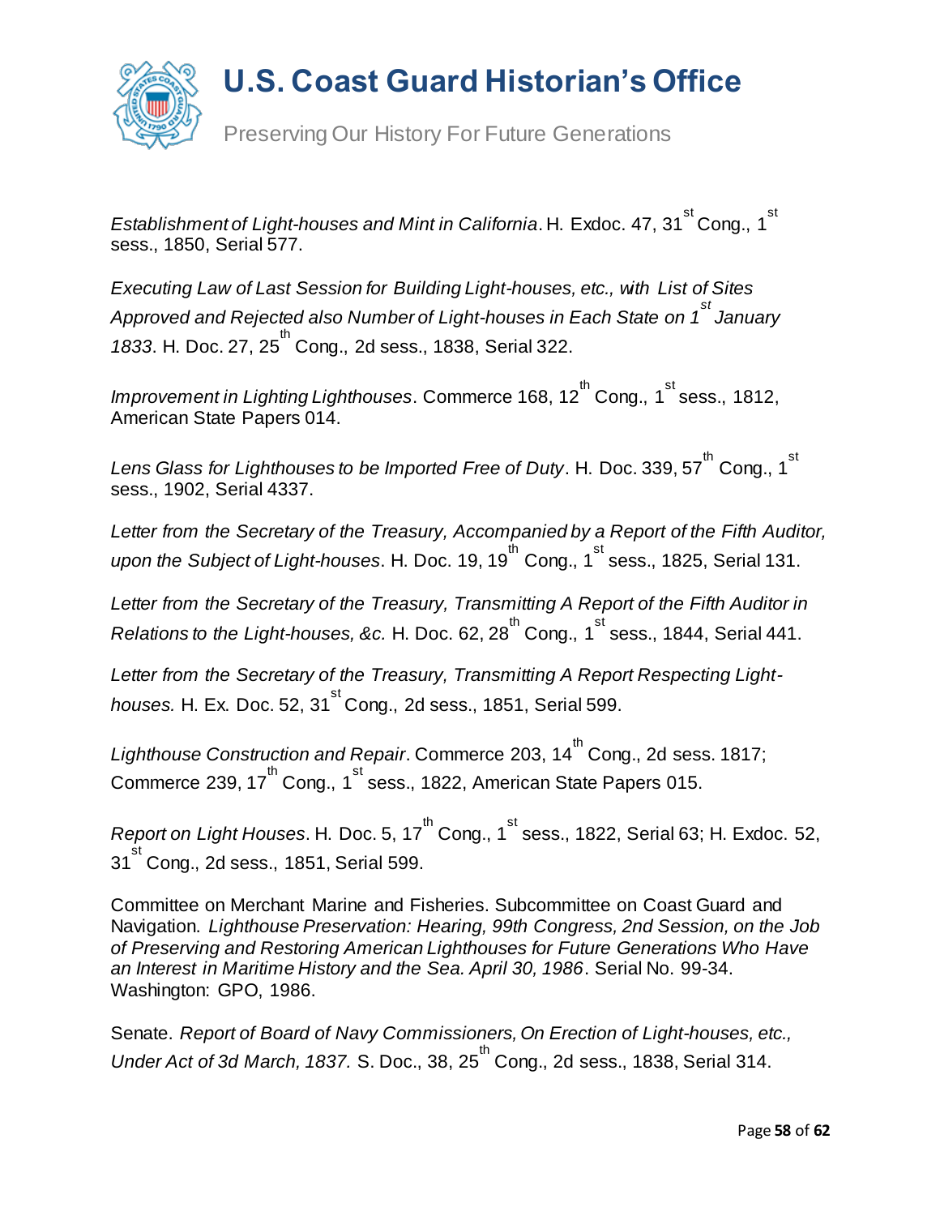*Establishment of Light-houses and Mint in California*. H. Exdoc. 47, 31st Cong., 1st sess., 1850, Serial 577.

*Executing Law of Last Session for Building Light-houses, etc., with List of Sites Approved and Rejected also Number of Light-houses in Each State on 1st January 1833*. H. Doc. 27, 25th Cong., 2d sess., 1838, Serial 322.

*Improvement in Lighting Lighthouses*. Commerce 168, 12th Cong., 1st sess., 1812, American State Papers 014.

*Lens Glass for Lighthouses to be Imported Free of Duty*. H. Doc. 339, 57th Cong., 1st sess., 1902, Serial 4337.

*Letter from the Secretary of the Treasury, Accompanied by a Report of the Fifth Auditor, upon the Subject of Light-houses*. H. Doc. 19, 19th Cong., 1st sess., 1825, Serial 131.

*Letter from the Secretary of the Treasury, Transmitting A Report of the Fifth Auditor in Relations to the Light-houses, &c.* H. Doc. 62, 28th Cong., 1st sess., 1844, Serial 441.

*Letter from the Secretary of the Treasury, Transmitting A Report Respecting Light-houses.* H. Ex. Doc. 52, 31st Cong., 2d sess., 1851, Serial 599.

*Lighthouse Construction and Repair*. Commerce 203, 14th Cong., 2d sess. 1817; Commerce 239, 17th Cong., 1st sess., 1822, American State Papers 015.

*Report on Light Houses*. H. Doc. 5, 17th Cong., 1st sess., 1822, Serial 63; H. Exdoc. 52, 31st Cong., 2d sess., 1851, Serial 599.

Committee on Merchant Marine and Fisheries. Subcommittee on Coast Guard and Navigation. *Lighthouse Preservation: Hearing, 99th Congress, 2nd Session, on the Job of Preserving and Restoring American Lighthouses for Future Generations Who Have an Interest in Maritime History and the Sea. April 30, 1986*. Serial No. 99-34. Washington: GPO, 1986.

Senate. *Report of Board of Navy Commissioners, On Erection of Light-houses, etc., Under Act of 3d March, 1837.* S. Doc., 38, 25th Cong., 2d sess., 1838, Serial 314.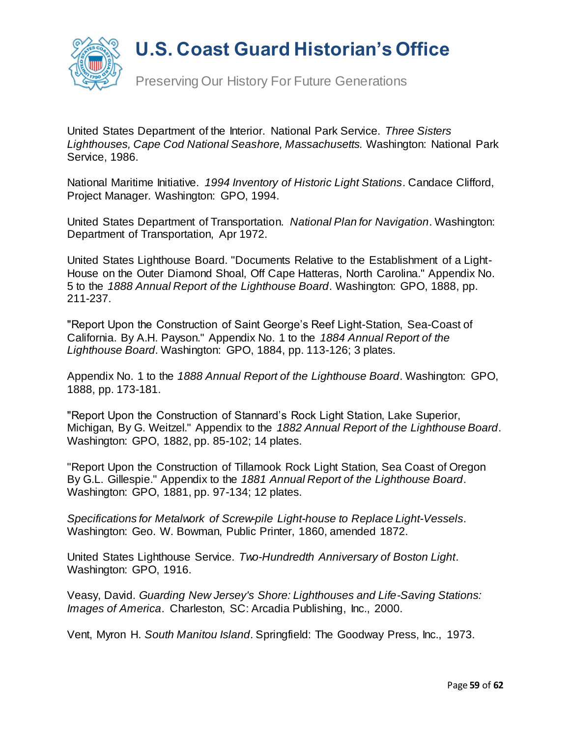United States Department of the Interior. National Park Service. *Three Sisters Lighthouses, Cape Cod National Seashore, Massachusetts.* Washington: National Park Service, 1986.

National Maritime Initiative. *1994 Inventory of Historic Light Stations*. Candace Clifford, Project Manager. Washington: GPO, 1994.

United States Department of Transportation. *National Plan for Navigation*. Washington: Department of Transportation, Apr 1972.

United States Lighthouse Board. "Documents Relative to the Establishment of a Light-House on the Outer Diamond Shoal, Off Cape Hatteras, North Carolina." Appendix No. 5 to the *1888 Annual Report of the Lighthouse Board*. Washington: GPO, 1888, pp. 211-237.

"Report Upon the Construction of Saint George's Reef Light-Station, Sea-Coast of California. By A.H. Payson." Appendix No. 1 to the *1884 Annual Report of the Lighthouse Board*. Washington: GPO, 1884, pp. 113-126; 3 plates.

Appendix No. 1 to the *1888 Annual Report of the Lighthouse Board*. Washington: GPO, 1888, pp. 173-181.

"Report Upon the Construction of Stannard's Rock Light Station, Lake Superior, Michigan, By G. Weitzel." Appendix to the *1882 Annual Report of the Lighthouse Board*. Washington: GPO, 1882, pp. 85-102; 14 plates.

"Report Upon the Construction of Tillamook Rock Light Station, Sea Coast of Oregon By G.L. Gillespie." Appendix to the *1881 Annual Report of the Lighthouse Board*. Washington: GPO, 1881, pp. 97-134; 12 plates.

*Specifications for Metalwork of Screw-pile Light-house to Replace Light-Vessels*. Washington: Geo. W. Bowman, Public Printer, 1860, amended 1872.

United States Lighthouse Service. *Two-Hundredth Anniversary of Boston Light*. Washington: GPO, 1916.

Veasy, David. *Guarding New Jersey's Shore: Lighthouses and Life-Saving Stations: Images of America*. Charleston, SC: Arcadia Publishing, Inc., 2000.

Vent, Myron H. *South Manitou Island*. Springfield: The Goodway Press, Inc., 1973.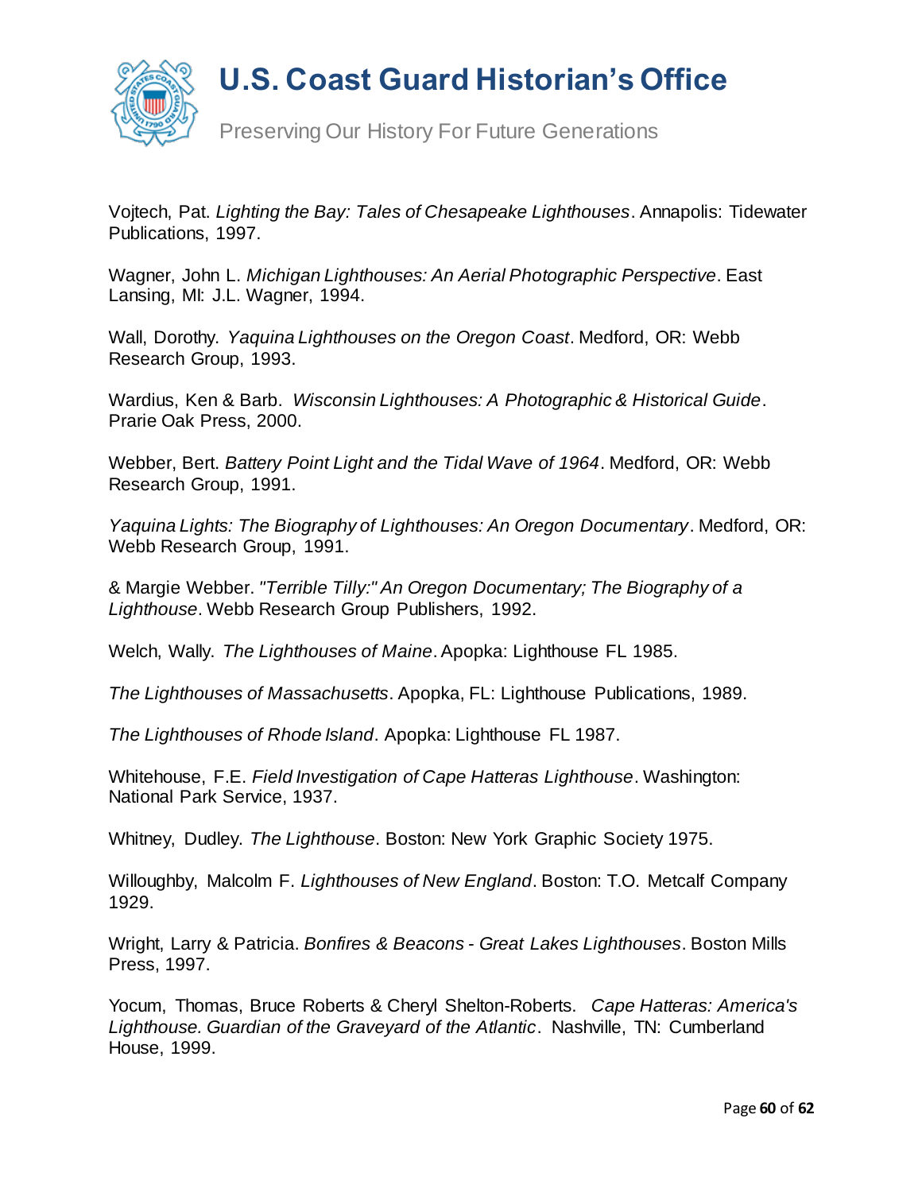Vojtech, Pat. *Lighting the Bay: Tales of Chesapeake Lighthouses*. Annapolis: Tidewater Publications, 1997.

Wagner, John L. *Michigan Lighthouses: An Aerial Photographic Perspective*. East Lansing, MI: J.L. Wagner, 1994.

Wall, Dorothy. *Yaquina Lighthouses on the Oregon Coast*. Medford, OR: Webb Research Group, 1993.

Wardius, Ken & Barb. *Wisconsin Lighthouses: A Photographic & Historical Guide*. Prarie Oak Press, 2000.

Webber, Bert. *Battery Point Light and the Tidal Wave of 1964*. Medford, OR: Webb Research Group, 1991.

*Yaquina Lights: The Biography of Lighthouses: An Oregon Documentary*. Medford, OR: Webb Research Group, 1991.

& Margie Webber. *"Terrible Tilly:" An Oregon Documentary; The Biography of a Lighthouse*. Webb Research Group Publishers, 1992.

Welch, Wally. *The Lighthouses of Maine*. Apopka: Lighthouse FL 1985.

*The Lighthouses of Massachusetts*. Apopka, FL: Lighthouse Publications, 1989.

*The Lighthouses of Rhode Island*. Apopka: Lighthouse FL 1987.

Whitehouse, F.E. *Field Investigation of Cape Hatteras Lighthouse*. Washington: National Park Service, 1937.

Whitney, Dudley. *The Lighthouse*. Boston: New York Graphic Society 1975.

Willoughby, Malcolm F. *Lighthouses of New England*. Boston: T.O. Metcalf Company 1929.

Wright, Larry & Patricia. *Bonfires & Beacons - Great Lakes Lighthouses*. Boston Mills Press, 1997.

Yocum, Thomas, Bruce Roberts & Cheryl Shelton-Roberts. *Cape Hatteras: America's Lighthouse. Guardian of the Graveyard of the Atlantic*. Nashville, TN: Cumberland House, 1999.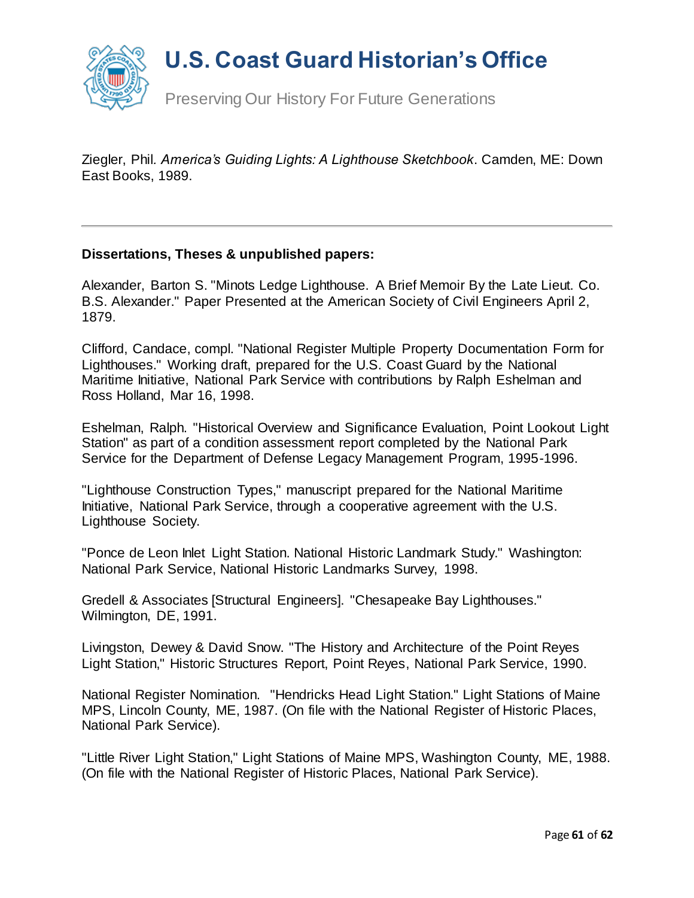Ziegler, Phil. *America's Guiding Lights: A Lighthouse Sketchbook*. Camden, ME: Down East Books, 1989.

---

**Dissertations, Theses & unpublished papers:**

Alexander, Barton S. "Minots Ledge Lighthouse. A Brief Memoir By the Late Lieut. Co. B.S. Alexander." Paper Presented at the American Society of Civil Engineers April 2, 1879.

Clifford, Candace, compl. "National Register Multiple Property Documentation Form for Lighthouses." Working draft, prepared for the U.S. Coast Guard by the National Maritime Initiative, National Park Service with contributions by Ralph Eshelman and Ross Holland, Mar 16, 1998.

Eshelman, Ralph. "Historical Overview and Significance Evaluation, Point Lookout Light Station" as part of a condition assessment report completed by the National Park Service for the Department of Defense Legacy Management Program, 1995-1996.

"Lighthouse Construction Types," manuscript prepared for the National Maritime Initiative, National Park Service, through a cooperative agreement with the U.S. Lighthouse Society.

"Ponce de Leon Inlet Light Station. National Historic Landmark Study." Washington: National Park Service, National Historic Landmarks Survey, 1998.

Gredell & Associates [Structural Engineers]. "Chesapeake Bay Lighthouses." Wilmington, DE, 1991.

Livingston, Dewey & David Snow. "The History and Architecture of the Point Reyes Light Station," Historic Structures Report, Point Reyes, National Park Service, 1990.

National Register Nomination. "Hendricks Head Light Station." Light Stations of Maine MPS, Lincoln County, ME, 1987. (On file with the National Register of Historic Places, National Park Service).

"Little River Light Station," Light Stations of Maine MPS, Washington County, ME, 1988. (On file with the National Register of Historic Places, National Park Service).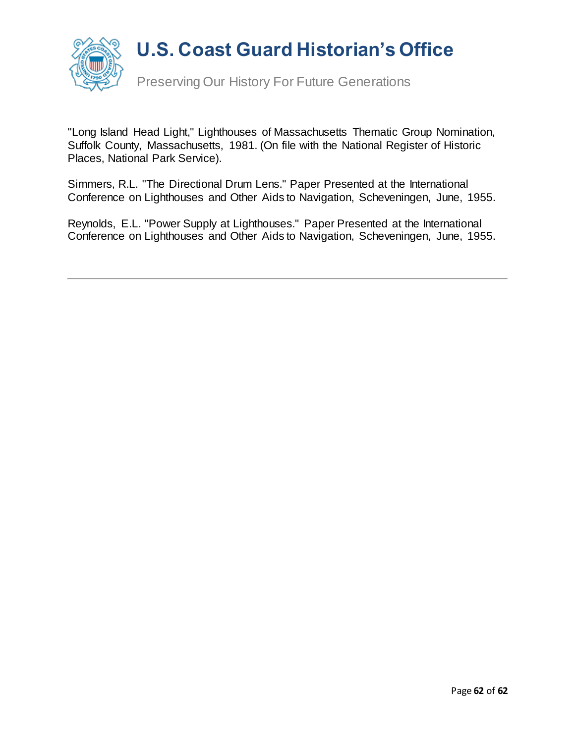"Long Island Head Light," Lighthouses of Massachusetts Thematic Group Nomination, Suffolk County, Massachusetts, 1981. (On file with the National Register of Historic Places, National Park Service).

Simmers, R.L. "The Directional Drum Lens." Paper Presented at the International Conference on Lighthouses and Other Aids to Navigation, Scheveningen, June, 1955.

Reynolds, E.L. "Power Supply at Lighthouses." Paper Presented at the International Conference on Lighthouses and Other Aids to Navigation, Scheveningen, June, 1955.

---